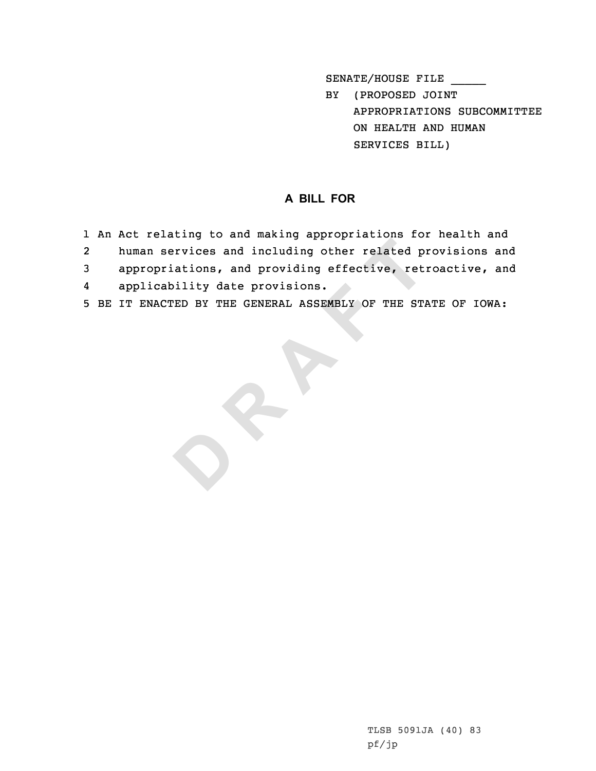SENATE/HOUSE FILE _____
BY (PROPOSED JOINT
APPROPRIATIONS SUBCOMMITTEE
ON HEALTH AND HUMAN
SERVICES BILL)

## A BILL FOR

1 An Act relating to and making appropriations for health and
2 human services and including other related provisions and
3 appropriations, and providing effective, retroactive, and
4 applicability date provisions.
5 BE IT ENACTED BY THE GENERAL ASSEMBLY OF THE STATE OF IOWA:

TLSB 5091JA (40) 83
pf/jp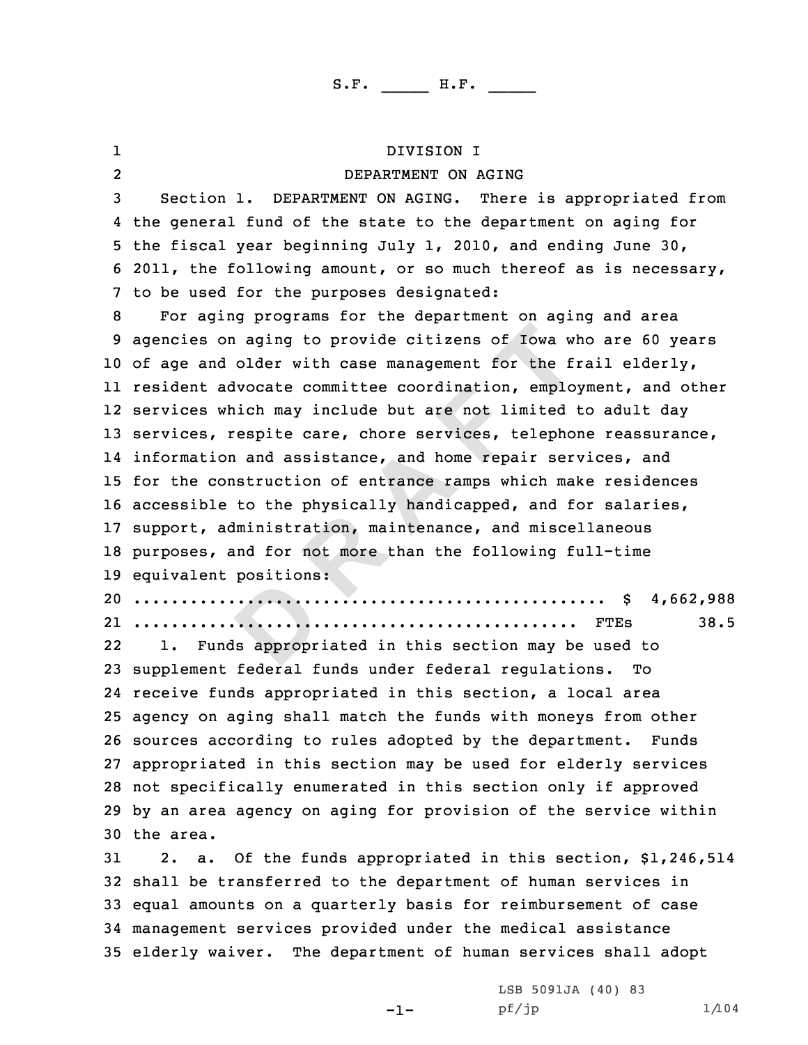S.F. _____ H.F. _____

DIVISION I

DEPARTMENT ON AGING

Section 1. DEPARTMENT ON AGING. There is appropriated from the general fund of the state to the department on aging for the fiscal year beginning July 1, 2010, and ending June 30, 2011, the following amount, or so much thereof as is necessary, to be used for the purposes designated:

For aging programs for the department on aging and area agencies on aging to provide citizens of Iowa who are 60 years of age and older with case management for the frail elderly, resident advocate committee coordination, employment, and other services which may include but are not limited to adult day services, respite care, chore services, telephone reassurance, information and assistance, and home repair services, and for the construction of entrance ramps which make residences accessible to the physically handicapped, and for salaries, support, administration, maintenance, and miscellaneous purposes, and for not more than the following full-time equivalent positions:

.................................................. $ 4,662,988
.................................................. FTEs 38.5

1. Funds appropriated in this section may be used to supplement federal funds under federal regulations. To receive funds appropriated in this section, a local area agency on aging shall match the funds with moneys from other sources according to rules adopted by the department. Funds appropriated in this section may be used for elderly services not specifically enumerated in this section only if approved by an area agency on aging for provision of the service within the area.

2. a. Of the funds appropriated in this section, $1,246,514 shall be transferred to the department of human services in equal amounts on a quarterly basis for reimbursement of case management services provided under the medical assistance elderly waiver. The department of human services shall adopt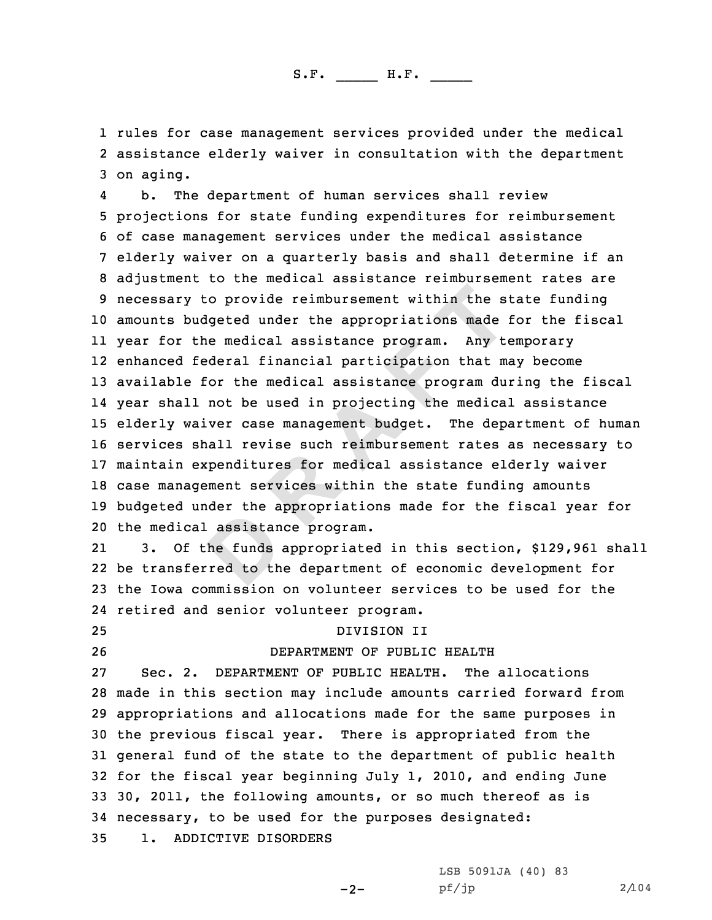rules for case management services provided under the medical assistance elderly waiver in consultation with the department on aging.

b. The department of human services shall review projections for state funding expenditures for reimbursement of case management services under the medical assistance elderly waiver on a quarterly basis and shall determine if an adjustment to the medical assistance reimbursement rates are necessary to provide reimbursement within the state funding amounts budgeted under the appropriations made for the fiscal year for the medical assistance program. Any temporary enhanced federal financial participation that may become available for the medical assistance program during the fiscal year shall not be used in projecting the medical assistance elderly waiver case management budget. The department of human services shall revise such reimbursement rates as necessary to maintain expenditures for medical assistance elderly waiver case management services within the state funding amounts budgeted under the appropriations made for the fiscal year for the medical assistance program.

3. Of the funds appropriated in this section, $129,961 shall be transferred to the department of economic development for the Iowa commission on volunteer services to be used for the retired and senior volunteer program.

## DIVISION II

## DEPARTMENT OF PUBLIC HEALTH

Sec. 2. DEPARTMENT OF PUBLIC HEALTH. The allocations made in this section may include amounts carried forward from appropriations and allocations made for the same purposes in the previous fiscal year. There is appropriated from the general fund of the state to the department of public health for the fiscal year beginning July 1, 2010, and ending June 30, 2011, the following amounts, or so much thereof as is necessary, to be used for the purposes designated:

1. ADDICTIVE DISORDERS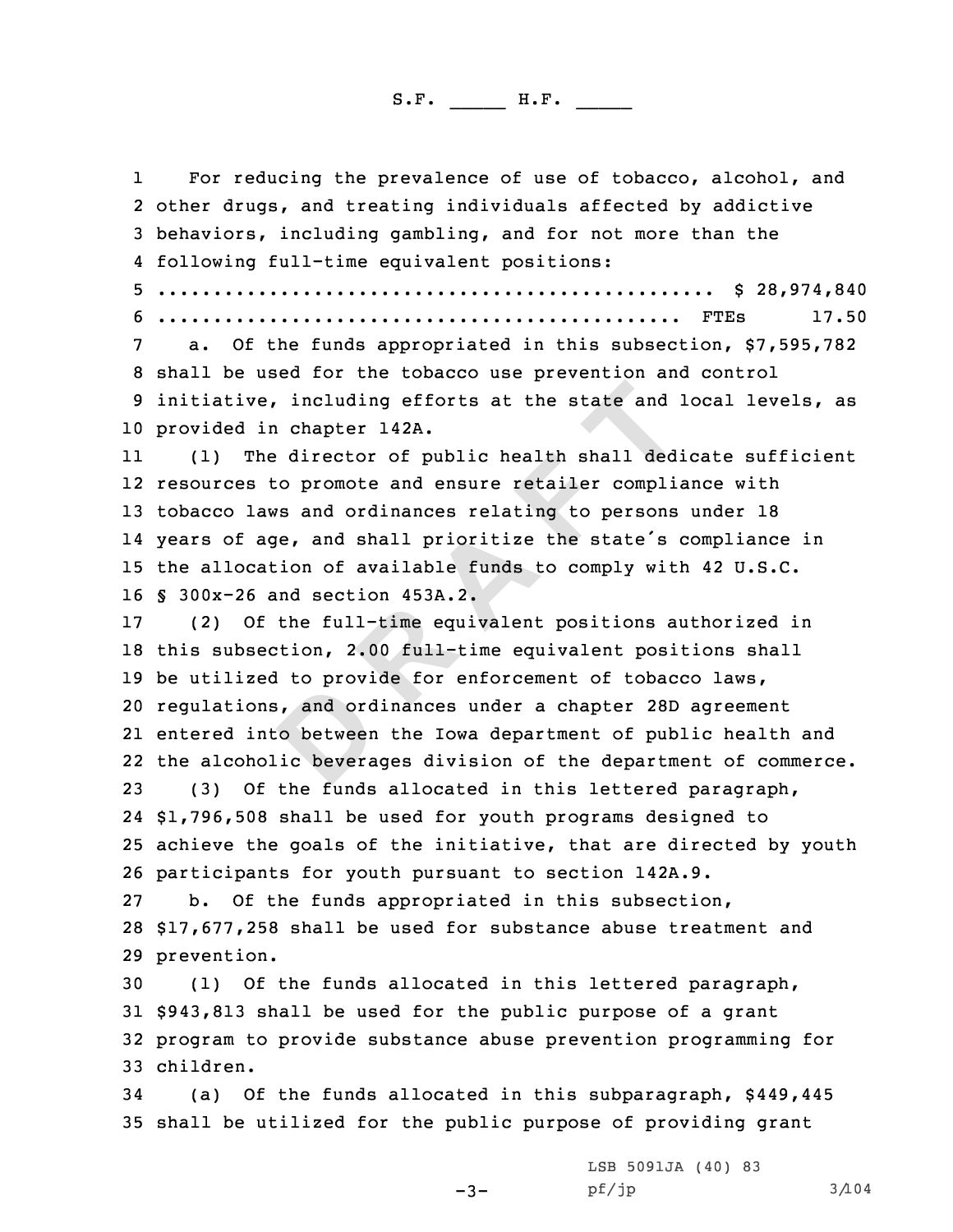For reducing the prevalence of use of tobacco, alcohol, and other drugs, and treating individuals affected by addictive behaviors, including gambling, and for not more than the following full-time equivalent positions:

.................................................. $ 28,974,840

............................................... FTEs 17.50

a. Of the funds appropriated in this subsection, $7,595,782 shall be used for the tobacco use prevention and control initiative, including efforts at the state and local levels, as provided in chapter 142A.

(1) The director of public health shall dedicate sufficient resources to promote and ensure retailer compliance with tobacco laws and ordinances relating to persons under 18 years of age, and shall prioritize the state's compliance in the allocation of available funds to comply with 42 U.S.C. § 300x-26 and section 453A.2.

(2) Of the full-time equivalent positions authorized in this subsection, 2.00 full-time equivalent positions shall be utilized to provide for enforcement of tobacco laws, regulations, and ordinances under a chapter 28D agreement entered into between the Iowa department of public health and the alcoholic beverages division of the department of commerce.

(3) Of the funds allocated in this lettered paragraph, $1,796,508 shall be used for youth programs designed to achieve the goals of the initiative, that are directed by youth participants for youth pursuant to section 142A.9.

b. Of the funds appropriated in this subsection, $17,677,258 shall be used for substance abuse treatment and prevention.

(1) Of the funds allocated in this lettered paragraph, $943,813 shall be used for the public purpose of a grant program to provide substance abuse prevention programming for children.

(a) Of the funds allocated in this subparagraph, $449,445 shall be utilized for the public purpose of providing grant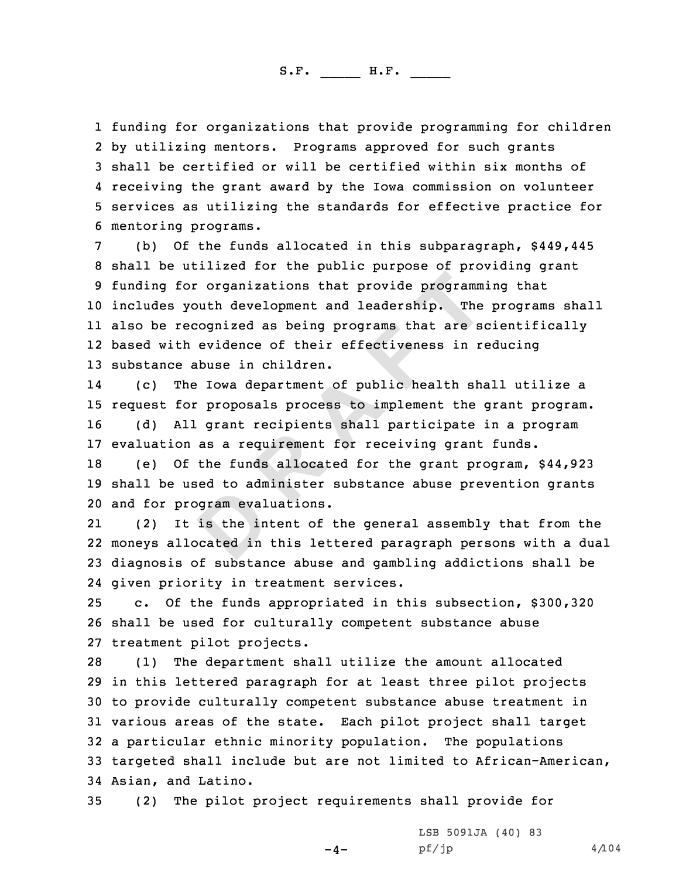funding for organizations that provide programming for children by utilizing mentors. Programs approved for such grants shall be certified or will be certified within six months of receiving the grant award by the Iowa commission on volunteer services as utilizing the standards for effective practice for mentoring programs.

(b) Of the funds allocated in this subparagraph, $449,445 shall be utilized for the public purpose of providing grant funding for organizations that provide programming that includes youth development and leadership. The programs shall also be recognized as being programs that are scientifically based with evidence of their effectiveness in reducing substance abuse in children.

(c) The Iowa department of public health shall utilize a request for proposals process to implement the grant program.

(d) All grant recipients shall participate in a program evaluation as a requirement for receiving grant funds.

(e) Of the funds allocated for the grant program, $44,923 shall be used to administer substance abuse prevention grants and for program evaluations.

(2) It is the intent of the general assembly that from the moneys allocated in this lettered paragraph persons with a dual diagnosis of substance abuse and gambling addictions shall be given priority in treatment services.

c. Of the funds appropriated in this subsection, $300,320 shall be used for culturally competent substance abuse treatment pilot projects.

(1) The department shall utilize the amount allocated in this lettered paragraph for at least three pilot projects to provide culturally competent substance abuse treatment in various areas of the state. Each pilot project shall target a particular ethnic minority population. The populations targeted shall include but are not limited to African-American, Asian, and Latino.

(2) The pilot project requirements shall provide for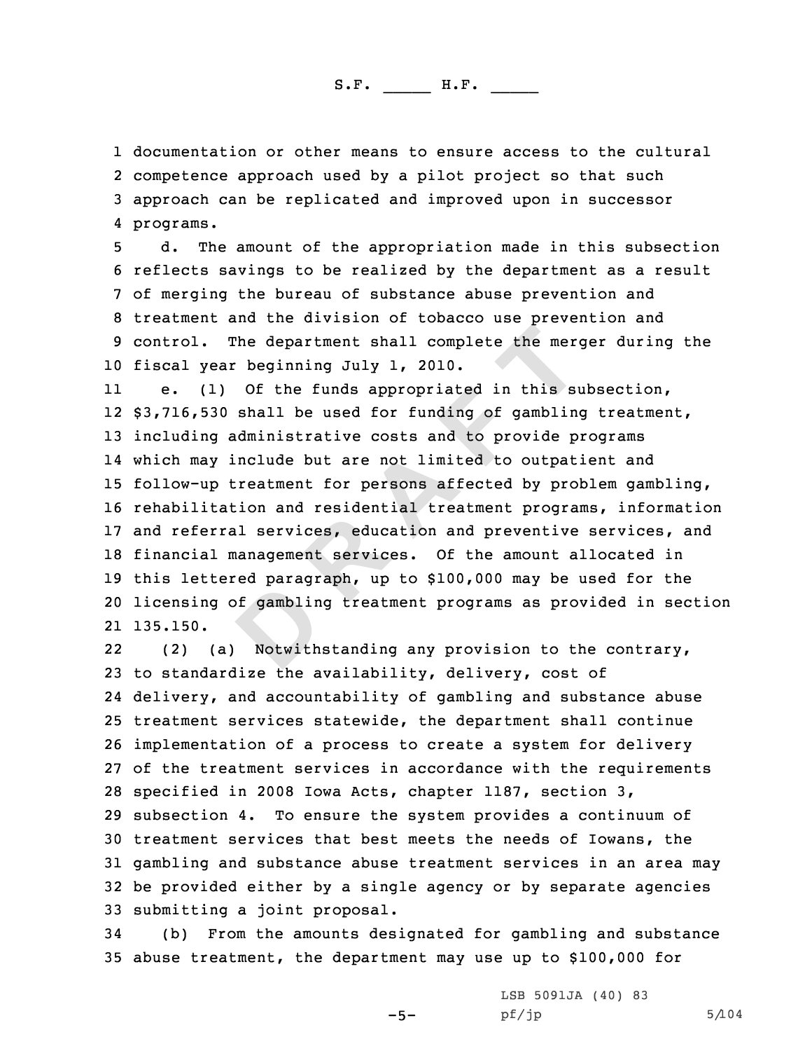documentation or other means to ensure access to the cultural competence approach used by a pilot project so that such approach can be replicated and improved upon in successor programs.

d. The amount of the appropriation made in this subsection reflects savings to be realized by the department as a result of merging the bureau of substance abuse prevention and treatment and the division of tobacco use prevention and control. The department shall complete the merger during the fiscal year beginning July 1, 2010.

e. (1) Of the funds appropriated in this subsection, $3,716,530 shall be used for funding of gambling treatment, including administrative costs and to provide programs which may include but are not limited to outpatient and follow-up treatment for persons affected by problem gambling, rehabilitation and residential treatment programs, information and referral services, education and preventive services, and financial management services. Of the amount allocated in this lettered paragraph, up to $100,000 may be used for the licensing of gambling treatment programs as provided in section 135.150.

(2) (a) Notwithstanding any provision to the contrary, to standardize the availability, delivery, cost of delivery, and accountability of gambling and substance abuse treatment services statewide, the department shall continue implementation of a process to create a system for delivery of the treatment services in accordance with the requirements specified in 2008 Iowa Acts, chapter 1187, section 3, subsection 4. To ensure the system provides a continuum of treatment services that best meets the needs of Iowans, the gambling and substance abuse treatment services in an area may be provided either by a single agency or by separate agencies submitting a joint proposal.

(b) From the amounts designated for gambling and substance abuse treatment, the department may use up to $100,000 for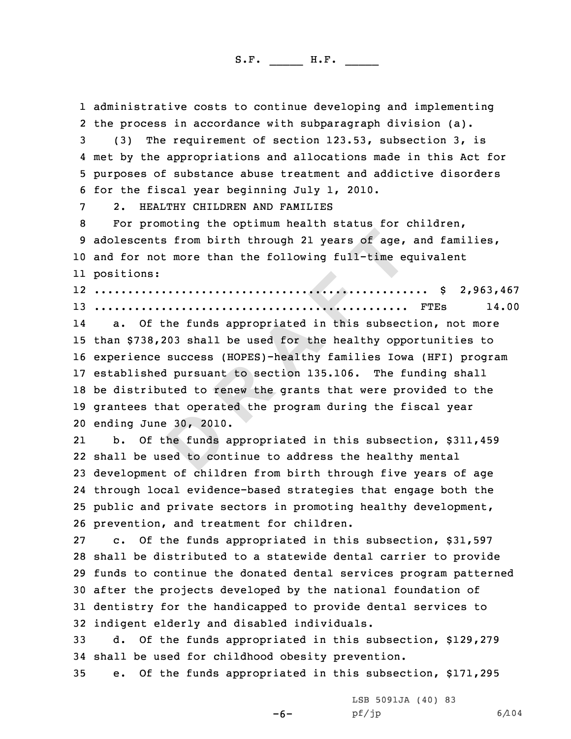administrative costs to continue developing and implementing the process in accordance with subparagraph division (a).

(3) The requirement of section 123.53, subsection 3, is met by the appropriations and allocations made in this Act for purposes of substance abuse treatment and addictive disorders for the fiscal year beginning July 1, 2010.

2. HEALTHY CHILDREN AND FAMILIES

For promoting the optimum health status for children, adolescents from birth through 21 years of age, and families, and for not more than the following full-time equivalent positions:

.................................................. $ 2,963,467
.............................................. FTEs 14.00

a. Of the funds appropriated in this subsection, not more than $738,203 shall be used for the healthy opportunities to experience success (HOPES)-healthy families Iowa (HFI) program established pursuant to section 135.106. The funding shall be distributed to renew the grants that were provided to the grantees that operated the program during the fiscal year ending June 30, 2010.

b. Of the funds appropriated in this subsection, $311,459 shall be used to continue to address the healthy mental development of children from birth through five years of age through local evidence-based strategies that engage both the public and private sectors in promoting healthy development, prevention, and treatment for children.

c. Of the funds appropriated in this subsection, $31,597 shall be distributed to a statewide dental carrier to provide funds to continue the donated dental services program patterned after the projects developed by the national foundation of dentistry for the handicapped to provide dental services to indigent elderly and disabled individuals.

d. Of the funds appropriated in this subsection, $129,279 shall be used for childhood obesity prevention.

e. Of the funds appropriated in this subsection, $171,295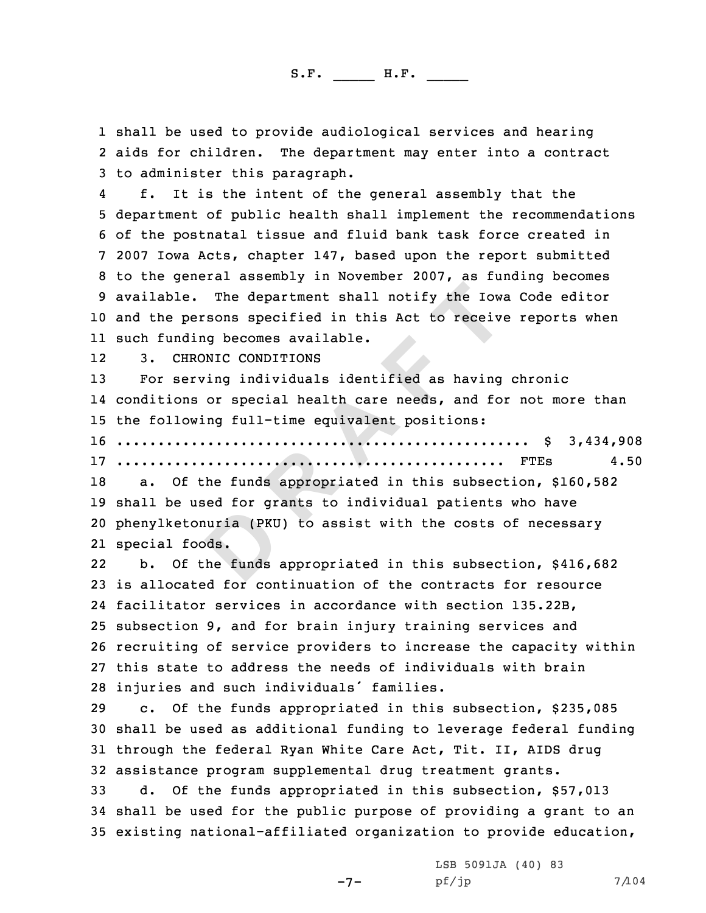shall be used to provide audiological services and hearing aids for children. The department may enter into a contract to administer this paragraph.

f. It is the intent of the general assembly that the department of public health shall implement the recommendations of the postnatal tissue and fluid bank task force created in 2007 Iowa Acts, chapter 147, based upon the report submitted to the general assembly in November 2007, as funding becomes available. The department shall notify the Iowa Code editor and the persons specified in this Act to receive reports when such funding becomes available.

3. CHRONIC CONDITIONS

For serving individuals identified as having chronic conditions or special health care needs, and for not more than the following full-time equivalent positions:

.................................................. $ 3,434,908
.................................................. FTEs 4.50

a. Of the funds appropriated in this subsection, $160,582 shall be used for grants to individual patients who have phenylketonuria (PKU) to assist with the costs of necessary special foods.

b. Of the funds appropriated in this subsection, $416,682 is allocated for continuation of the contracts for resource facilitator services in accordance with section 135.22B, subsection 9, and for brain injury training services and recruiting of service providers to increase the capacity within this state to address the needs of individuals with brain injuries and such individuals' families.

c. Of the funds appropriated in this subsection, $235,085 shall be used as additional funding to leverage federal funding through the federal Ryan White Care Act, Tit. II, AIDS drug assistance program supplemental drug treatment grants.

d. Of the funds appropriated in this subsection, $57,013 shall be used for the public purpose of providing a grant to an existing national-affiliated organization to provide education,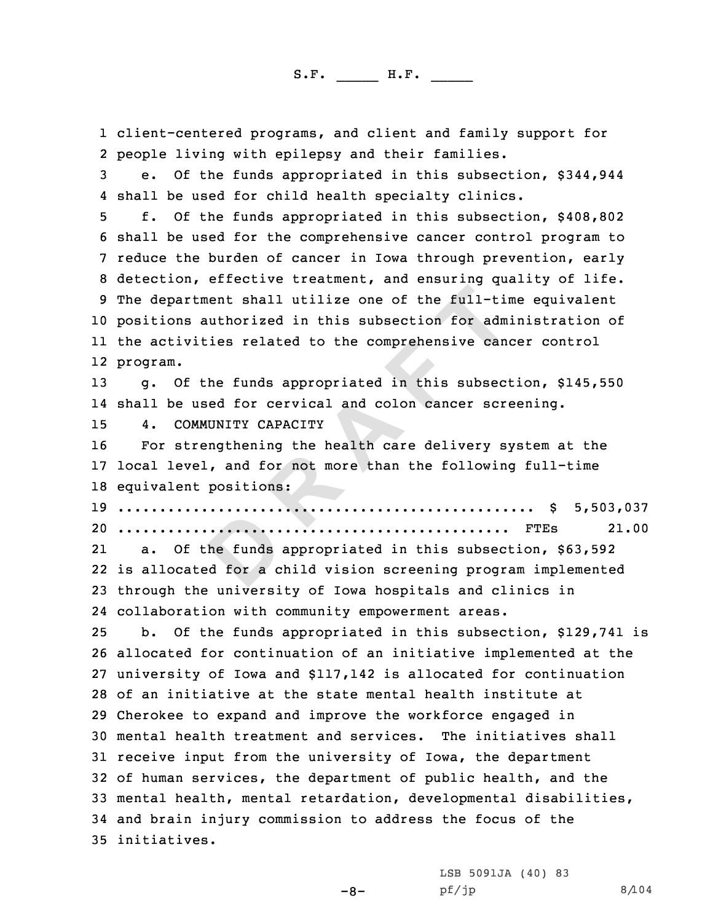client-centered programs, and client and family support for people living with epilepsy and their families.

e. Of the funds appropriated in this subsection, $344,944 shall be used for child health specialty clinics.

f. Of the funds appropriated in this subsection, $408,802 shall be used for the comprehensive cancer control program to reduce the burden of cancer in Iowa through prevention, early detection, effective treatment, and ensuring quality of life. The department shall utilize one of the full-time equivalent positions authorized in this subsection for administration of the activities related to the comprehensive cancer control program.

g. Of the funds appropriated in this subsection, $145,550 shall be used for cervical and colon cancer screening.

4. COMMUNITY CAPACITY

For strengthening the health care delivery system at the local level, and for not more than the following full-time equivalent positions:

.................................................. $ 5,503,037
............................................... FTEs 21.00

a. Of the funds appropriated in this subsection, $63,592 is allocated for a child vision screening program implemented through the university of Iowa hospitals and clinics in collaboration with community empowerment areas.

b. Of the funds appropriated in this subsection, $129,741 is allocated for continuation of an initiative implemented at the university of Iowa and $117,142 is allocated for continuation of an initiative at the state mental health institute at Cherokee to expand and improve the workforce engaged in mental health treatment and services. The initiatives shall receive input from the university of Iowa, the department of human services, the department of public health, and the mental health, mental retardation, developmental disabilities, and brain injury commission to address the focus of the initiatives.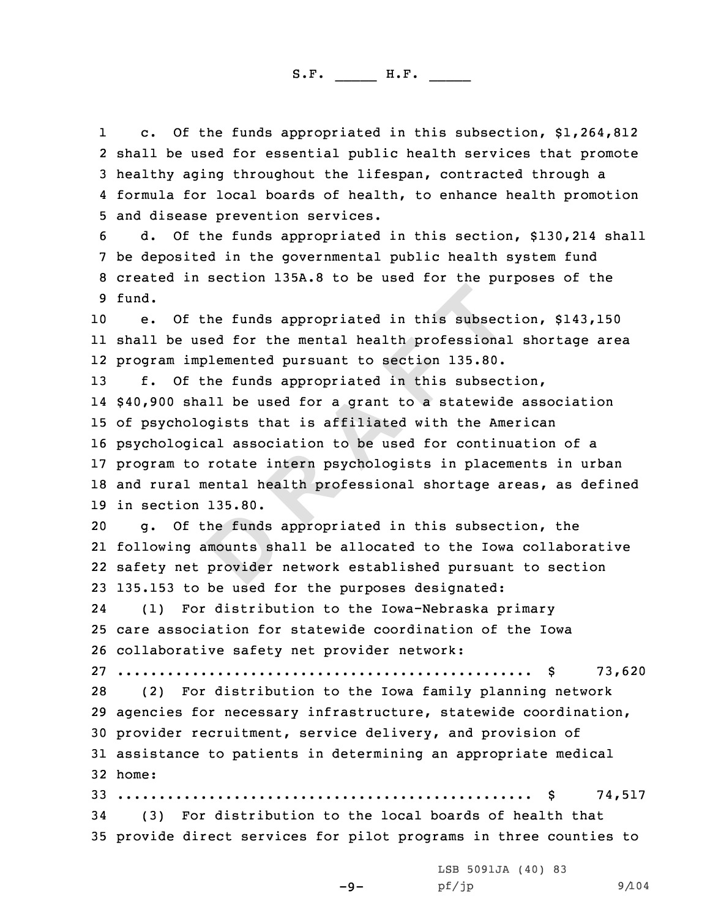c. Of the funds appropriated in this subsection, $1,264,812 shall be used for essential public health services that promote healthy aging throughout the lifespan, contracted through a formula for local boards of health, to enhance health promotion and disease prevention services.

d. Of the funds appropriated in this section, $130,214 shall be deposited in the governmental public health system fund created in section 135A.8 to be used for the purposes of the fund.

e. Of the funds appropriated in this subsection, $143,150 shall be used for the mental health professional shortage area program implemented pursuant to section 135.80.

f. Of the funds appropriated in this subsection, $40,900 shall be used for a grant to a statewide association of psychologists that is affiliated with the American psychological association to be used for continuation of a program to rotate intern psychologists in placements in urban and rural mental health professional shortage areas, as defined in section 135.80.

g. Of the funds appropriated in this subsection, the following amounts shall be allocated to the Iowa collaborative safety net provider network established pursuant to section 135.153 to be used for the purposes designated:

(1) For distribution to the Iowa-Nebraska primary care association for statewide coordination of the Iowa collaborative safety net provider network:

.................................................. $ 73,620

(2) For distribution to the Iowa family planning network agencies for necessary infrastructure, statewide coordination, provider recruitment, service delivery, and provision of assistance to patients in determining an appropriate medical home:

.................................................. $ 74,517

(3) For distribution to the local boards of health that provide direct services for pilot programs in three counties to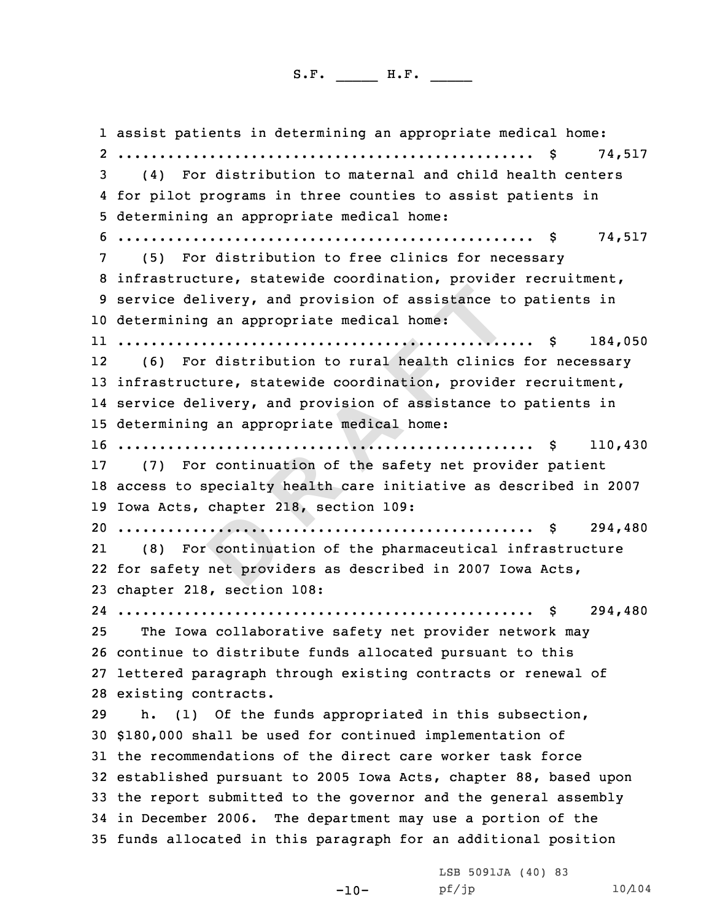assist patients in determining an appropriate medical home:
.................................................. $ 74,517

(4) For distribution to maternal and child health centers for pilot programs in three counties to assist patients in determining an appropriate medical home:
.................................................. $ 74,517

(5) For distribution to free clinics for necessary infrastructure, statewide coordination, provider recruitment, service delivery, and provision of assistance to patients in determining an appropriate medical home:
.................................................. $ 184,050

(6) For distribution to rural health clinics for necessary infrastructure, statewide coordination, provider recruitment, service delivery, and provision of assistance to patients in determining an appropriate medical home:
.................................................. $ 110,430

(7) For continuation of the safety net provider patient access to specialty health care initiative as described in 2007 Iowa Acts, chapter 218, section 109:
.................................................. $ 294,480

(8) For continuation of the pharmaceutical infrastructure for safety net providers as described in 2007 Iowa Acts, chapter 218, section 108:
.................................................. $ 294,480

The Iowa collaborative safety net provider network may continue to distribute funds allocated pursuant to this lettered paragraph through existing contracts or renewal of existing contracts.

h. (1) Of the funds appropriated in this subsection, $180,000 shall be used for continued implementation of the recommendations of the direct care worker task force established pursuant to 2005 Iowa Acts, chapter 88, based upon the report submitted to the governor and the general assembly in December 2006. The department may use a portion of the funds allocated in this paragraph for an additional position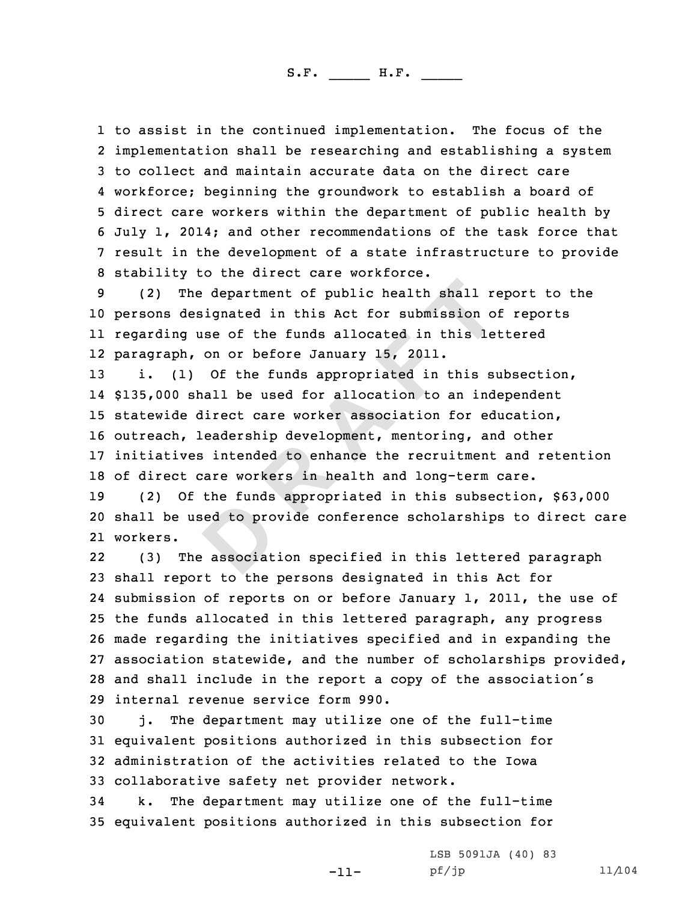to assist in the continued implementation. The focus of the implementation shall be researching and establishing a system to collect and maintain accurate data on the direct care workforce; beginning the groundwork to establish a board of direct care workers within the department of public health by July 1, 2014; and other recommendations of the task force that result in the development of a state infrastructure to provide stability to the direct care workforce.

(2) The department of public health shall report to the persons designated in this Act for submission of reports regarding use of the funds allocated in this lettered paragraph, on or before January 15, 2011.

i. (1) Of the funds appropriated in this subsection, $135,000 shall be used for allocation to an independent statewide direct care worker association for education, outreach, leadership development, mentoring, and other initiatives intended to enhance the recruitment and retention of direct care workers in health and long-term care.

(2) Of the funds appropriated in this subsection, $63,000 shall be used to provide conference scholarships to direct care workers.

(3) The association specified in this lettered paragraph shall report to the persons designated in this Act for submission of reports on or before January 1, 2011, the use of the funds allocated in this lettered paragraph, any progress made regarding the initiatives specified and in expanding the association statewide, and the number of scholarships provided, and shall include in the report a copy of the association's internal revenue service form 990.

j. The department may utilize one of the full-time equivalent positions authorized in this subsection for administration of the activities related to the Iowa collaborative safety net provider network.

k. The department may utilize one of the full-time equivalent positions authorized in this subsection for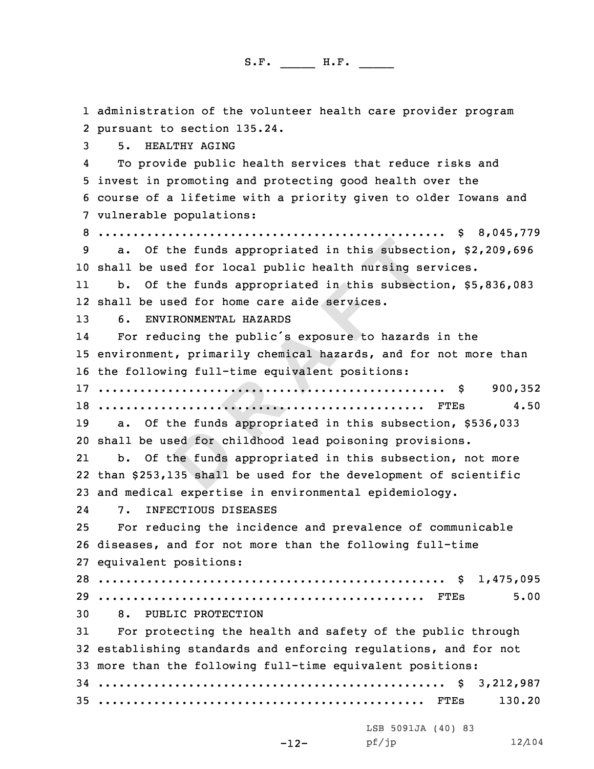administration of the volunteer health care provider program pursuant to section 135.24.

5. HEALTHY AGING

To provide public health services that reduce risks and invest in promoting and protecting good health over the course of a lifetime with a priority given to older Iowans and vulnerable populations:

.................................................. $ 8,045,779

a. Of the funds appropriated in this subsection, $2,209,696 shall be used for local public health nursing services.

b. Of the funds appropriated in this subsection, $5,836,083 shall be used for home care aide services.

6. ENVIRONMENTAL HAZARDS

For reducing the public's exposure to hazards in the environment, primarily chemical hazards, and for not more than the following full-time equivalent positions:

.................................................. $ 900,352

.................................................. FTEs 4.50

a. Of the funds appropriated in this subsection, $536,033 shall be used for childhood lead poisoning provisions.

b. Of the funds appropriated in this subsection, not more than $253,135 shall be used for the development of scientific and medical expertise in environmental epidemiology.

7. INFECTIOUS DISEASES

For reducing the incidence and prevalence of communicable diseases, and for not more than the following full-time equivalent positions:

.................................................. $ 1,475,095

.................................................. FTEs 5.00

8. PUBLIC PROTECTION

For protecting the health and safety of the public through establishing standards and enforcing regulations, and for not more than the following full-time equivalent positions:

.................................................. $ 3,212,987

.................................................. FTEs 130.20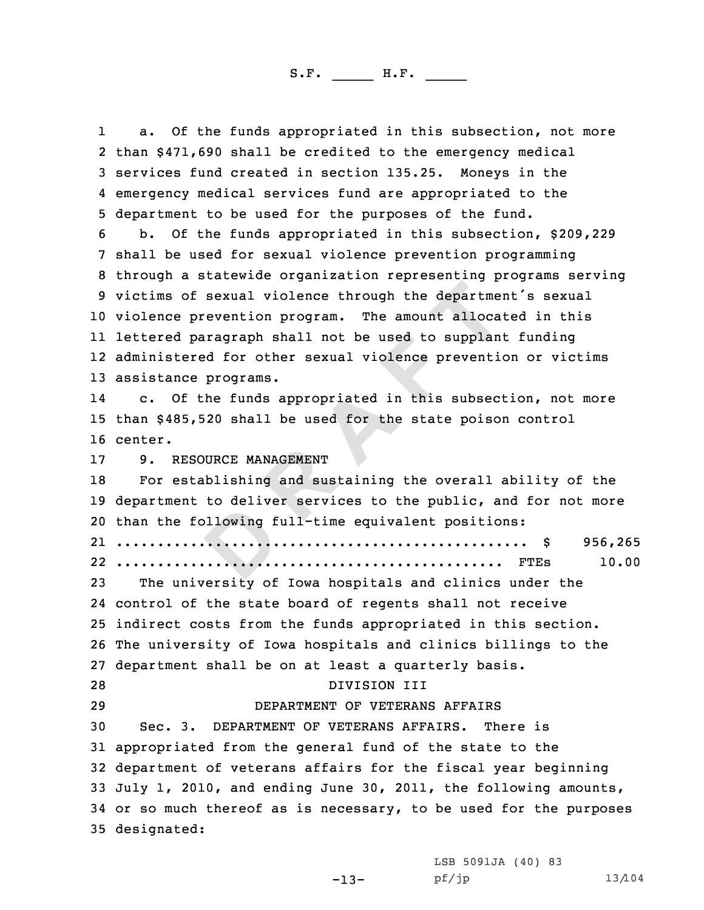a. Of the funds appropriated in this subsection, not more than $471,690 shall be credited to the emergency medical services fund created in section 135.25. Moneys in the emergency medical services fund are appropriated to the department to be used for the purposes of the fund.

b. Of the funds appropriated in this subsection, $209,229 shall be used for sexual violence prevention programming through a statewide organization representing programs serving victims of sexual violence through the department's sexual violence prevention program. The amount allocated in this lettered paragraph shall not be used to supplant funding administered for other sexual violence prevention or victims assistance programs.

c. Of the funds appropriated in this subsection, not more than $485,520 shall be used for the state poison control center.

9. RESOURCE MANAGEMENT

For establishing and sustaining the overall ability of the department to deliver services to the public, and for not more than the following full-time equivalent positions:

| | | |
|---|---|---|
| .................................................. | $ | 956,265 |
| .................................................. | FTEs | 10.00 |

The university of Iowa hospitals and clinics under the control of the state board of regents shall not receive indirect costs from the funds appropriated in this section. The university of Iowa hospitals and clinics billings to the department shall be on at least a quarterly basis.

## DIVISION III

## DEPARTMENT OF VETERANS AFFAIRS

Sec. 3. DEPARTMENT OF VETERANS AFFAIRS. There is appropriated from the general fund of the state to the department of veterans affairs for the fiscal year beginning July 1, 2010, and ending June 30, 2011, the following amounts, or so much thereof as is necessary, to be used for the purposes designated: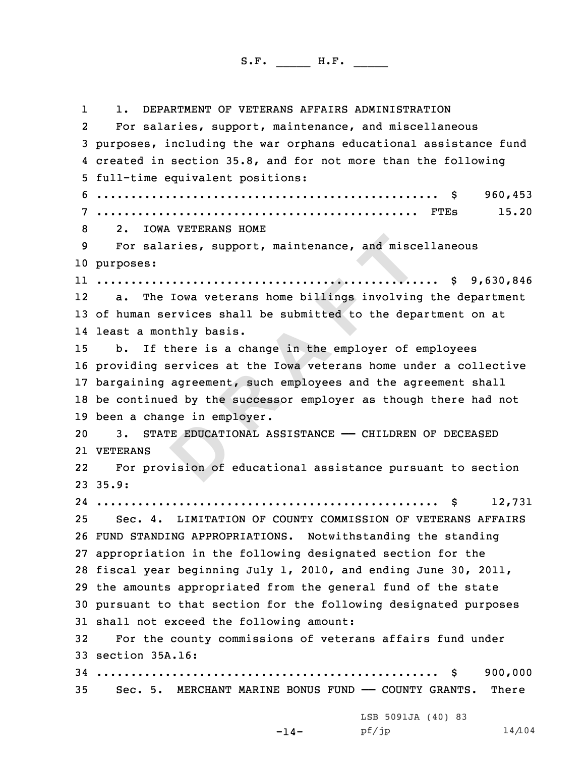1. DEPARTMENT OF VETERANS AFFAIRS ADMINISTRATION

For salaries, support, maintenance, and miscellaneous purposes, including the war orphans educational assistance fund created in section 35.8, and for not more than the following full-time equivalent positions:

| | | |
|---|---|---|
| .................................................. | $ | 960,453 |
| .................................................. | FTEs | 15.20 |

2. IOWA VETERANS HOME

For salaries, support, maintenance, and miscellaneous purposes:

| | | |
|---|---|---|
| .................................................. | $ | 9,630,846 |

a. The Iowa veterans home billings involving the department of human services shall be submitted to the department on at least a monthly basis.

b. If there is a change in the employer of employees providing services at the Iowa veterans home under a collective bargaining agreement, such employees and the agreement shall be continued by the successor employer as though there had not been a change in employer.

3. STATE EDUCATIONAL ASSISTANCE —— CHILDREN OF DECEASED VETERANS

For provision of educational assistance pursuant to section 35.9:

| | | |
|---|---|---|
| .................................................. | $ | 12,731 |

Sec. 4. LIMITATION OF COUNTY COMMISSION OF VETERANS AFFAIRS FUND STANDING APPROPRIATIONS. Notwithstanding the standing appropriation in the following designated section for the fiscal year beginning July 1, 2010, and ending June 30, 2011, the amounts appropriated from the general fund of the state pursuant to that section for the following designated purposes shall not exceed the following amount:

For the county commissions of veterans affairs fund under section 35A.16:

| | | |
|---|---|---|
| .................................................. | $ | 900,000 |

Sec. 5. MERCHANT MARINE BONUS FUND —— COUNTY GRANTS. There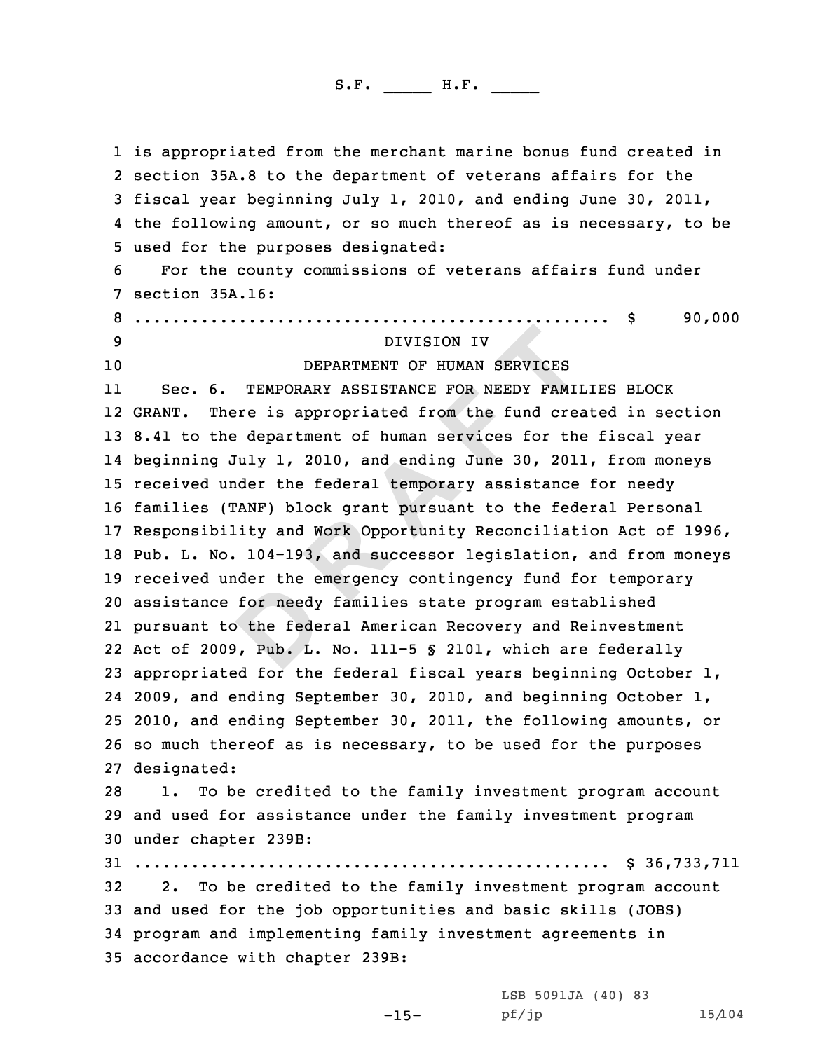is appropriated from the merchant marine bonus fund created in section 35A.8 to the department of veterans affairs for the fiscal year beginning July 1, 2010, and ending June 30, 2011, the following amount, or so much thereof as is necessary, to be used for the purposes designated:

For the county commissions of veterans affairs fund under section 35A.16:

.................................................. $ 90,000

DIVISION IV

DEPARTMENT OF HUMAN SERVICES

Sec. 6. TEMPORARY ASSISTANCE FOR NEEDY FAMILIES BLOCK GRANT. There is appropriated from the fund created in section 8.41 to the department of human services for the fiscal year beginning July 1, 2010, and ending June 30, 2011, from moneys received under the federal temporary assistance for needy families (TANF) block grant pursuant to the federal Personal Responsibility and Work Opportunity Reconciliation Act of 1996, Pub. L. No. 104-193, and successor legislation, and from moneys received under the emergency contingency fund for temporary assistance for needy families state program established pursuant to the federal American Recovery and Reinvestment Act of 2009, Pub. L. No. 111-5 § 2101, which are federally appropriated for the federal fiscal years beginning October 1, 2009, and ending September 30, 2010, and beginning October 1, 2010, and ending September 30, 2011, the following amounts, or so much thereof as is necessary, to be used for the purposes designated:

1. To be credited to the family investment program account and used for assistance under the family investment program under chapter 239B:

.................................................. $ 36,733,711

2. To be credited to the family investment program account and used for the job opportunities and basic skills (JOBS) program and implementing family investment agreements in accordance with chapter 239B: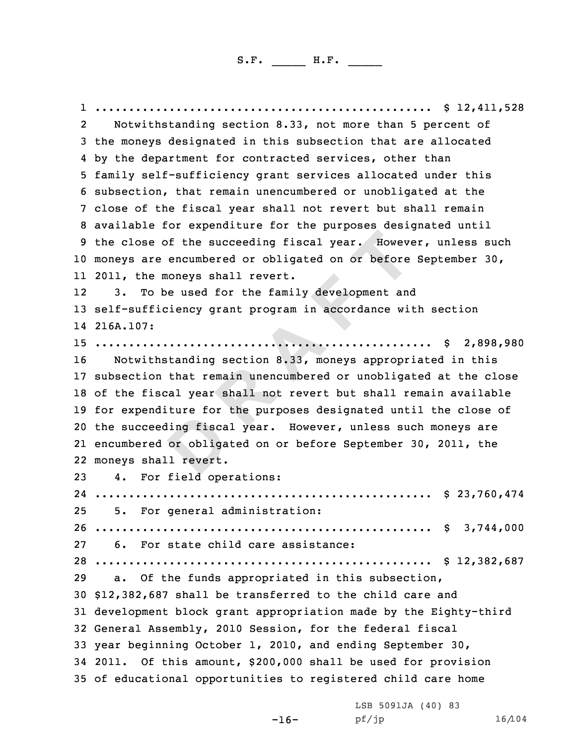.................................................. $ 12,411,528

Notwithstanding section 8.33, not more than 5 percent of the moneys designated in this subsection that are allocated by the department for contracted services, other than family self-sufficiency grant services allocated under this subsection, that remain unencumbered or unobligated at the close of the fiscal year shall not revert but shall remain available for expenditure for the purposes designated until the close of the succeeding fiscal year. However, unless such moneys are encumbered or obligated on or before September 30, 2011, the moneys shall revert.

3. To be used for the family development and self-sufficiency grant program in accordance with section 216A.107:

.................................................. $ 2,898,980

Notwithstanding section 8.33, moneys appropriated in this subsection that remain unencumbered or unobligated at the close of the fiscal year shall not revert but shall remain available for expenditure for the purposes designated until the close of the succeeding fiscal year. However, unless such moneys are encumbered or obligated on or before September 30, 2011, the moneys shall revert.

4. For field operations:

.................................................. $ 23,760,474

5. For general administration:

.................................................. $ 3,744,000

6. For state child care assistance:

.................................................. $ 12,382,687

a. Of the funds appropriated in this subsection, $12,382,687 shall be transferred to the child care and development block grant appropriation made by the Eighty-third General Assembly, 2010 Session, for the federal fiscal year beginning October 1, 2010, and ending September 30, 2011. Of this amount, $200,000 shall be used for provision of educational opportunities to registered child care home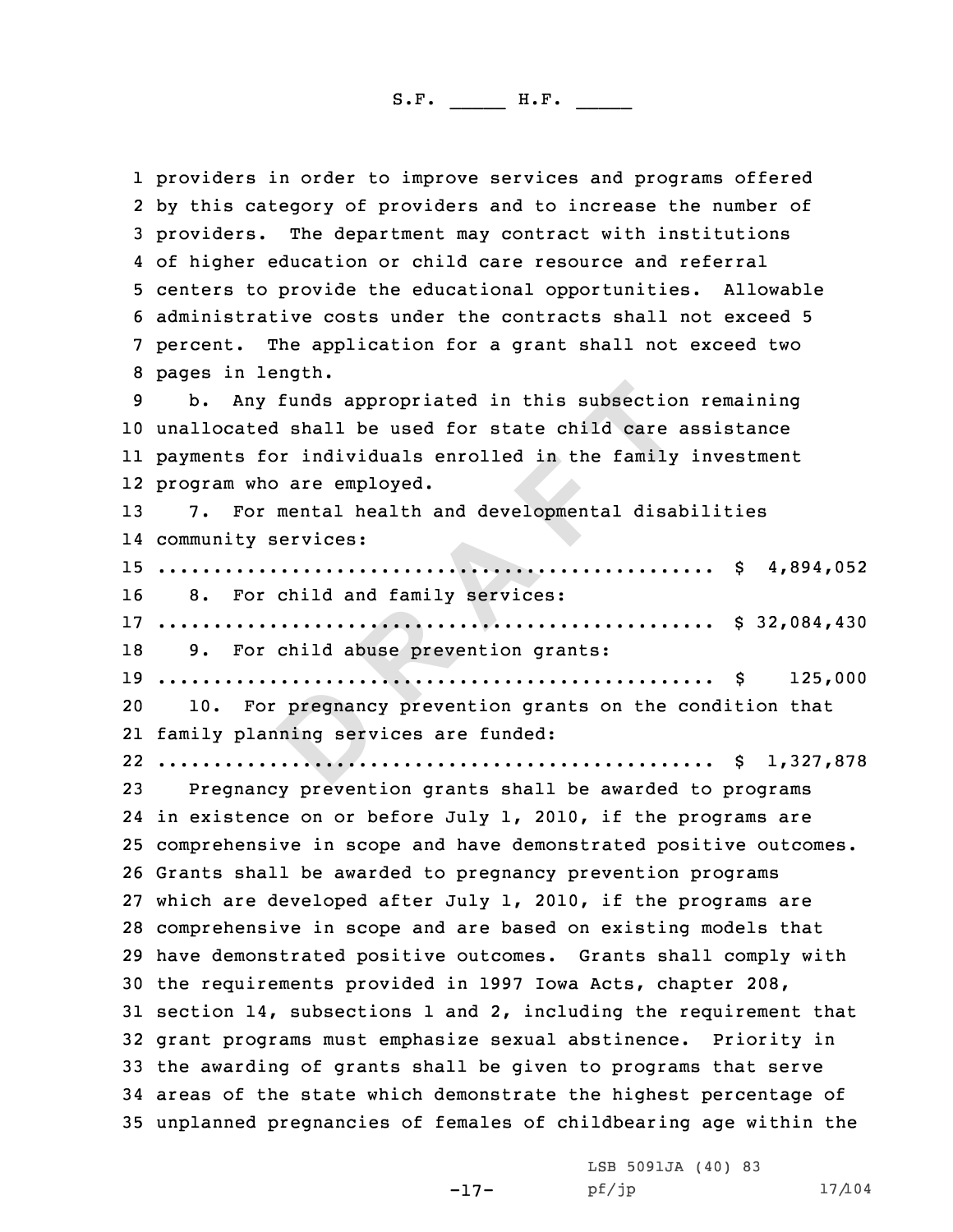providers in order to improve services and programs offered by this category of providers and to increase the number of providers. The department may contract with institutions of higher education or child care resource and referral centers to provide the educational opportunities. Allowable administrative costs under the contracts shall not exceed 5 percent. The application for a grant shall not exceed two pages in length.

b. Any funds appropriated in this subsection remaining unallocated shall be used for state child care assistance payments for individuals enrolled in the family investment program who are employed.

7. For mental health and developmental disabilities community services:

.................................................. $ 4,894,052

8. For child and family services:

.................................................. $ 32,084,430

9. For child abuse prevention grants:

.................................................. $ 125,000

10. For pregnancy prevention grants on the condition that family planning services are funded:

.................................................. $ 1,327,878

Pregnancy prevention grants shall be awarded to programs in existence on or before July 1, 2010, if the programs are comprehensive in scope and have demonstrated positive outcomes. Grants shall be awarded to pregnancy prevention programs which are developed after July 1, 2010, if the programs are comprehensive in scope and are based on existing models that have demonstrated positive outcomes. Grants shall comply with the requirements provided in 1997 Iowa Acts, chapter 208, section 14, subsections 1 and 2, including the requirement that grant programs must emphasize sexual abstinence. Priority in the awarding of grants shall be given to programs that serve areas of the state which demonstrate the highest percentage of unplanned pregnancies of females of childbearing age within the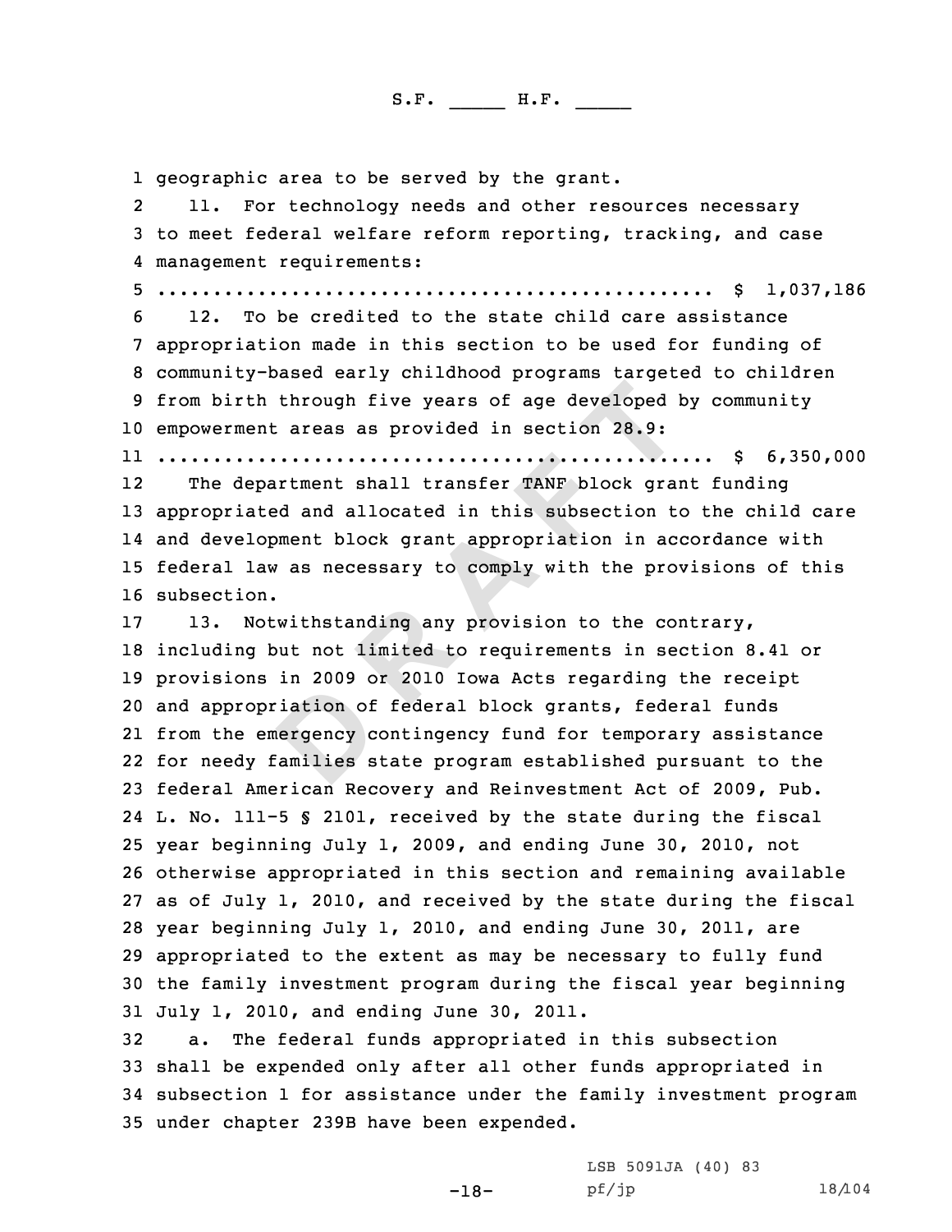geographic area to be served by the grant.

11. For technology needs and other resources necessary to meet federal welfare reform reporting, tracking, and case management requirements:
.................................................. $ 1,037,186

12. To be credited to the state child care assistance appropriation made in this section to be used for funding of community-based early childhood programs targeted to children from birth through five years of age developed by community empowerment areas as provided in section 28.9:
.................................................. $ 6,350,000

The department shall transfer TANF block grant funding appropriated and allocated in this subsection to the child care and development block grant appropriation in accordance with federal law as necessary to comply with the provisions of this subsection.

13. Notwithstanding any provision to the contrary, including but not limited to requirements in section 8.41 or provisions in 2009 or 2010 Iowa Acts regarding the receipt and appropriation of federal block grants, federal funds from the emergency contingency fund for temporary assistance for needy families state program established pursuant to the federal American Recovery and Reinvestment Act of 2009, Pub. L. No. 111-5 § 2101, received by the state during the fiscal year beginning July 1, 2009, and ending June 30, 2010, not otherwise appropriated in this section and remaining available as of July 1, 2010, and received by the state during the fiscal year beginning July 1, 2010, and ending June 30, 2011, are appropriated to the extent as may be necessary to fully fund the family investment program during the fiscal year beginning July 1, 2010, and ending June 30, 2011.

a. The federal funds appropriated in this subsection shall be expended only after all other funds appropriated in subsection 1 for assistance under the family investment program under chapter 239B have been expended.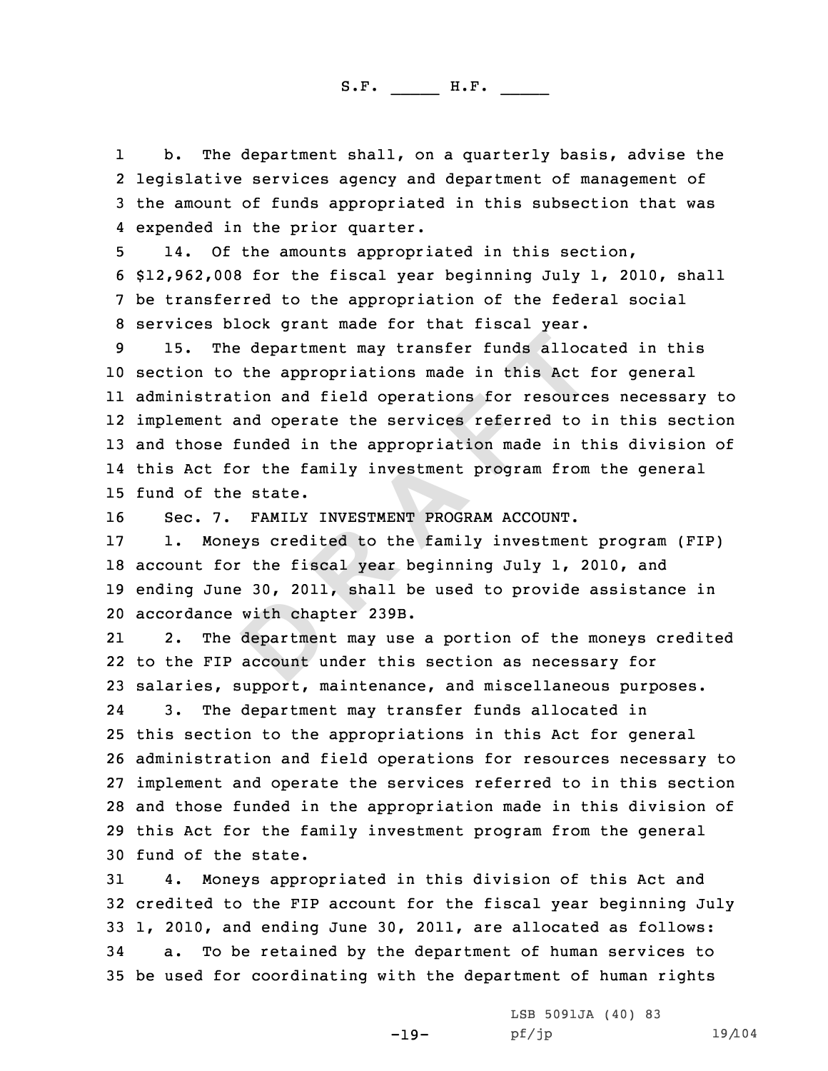b. The department shall, on a quarterly basis, advise the legislative services agency and department of management of the amount of funds appropriated in this subsection that was expended in the prior quarter.

14. Of the amounts appropriated in this section, $12,962,008 for the fiscal year beginning July 1, 2010, shall be transferred to the appropriation of the federal social services block grant made for that fiscal year.

15. The department may transfer funds allocated in this section to the appropriations made in this Act for general administration and field operations for resources necessary to implement and operate the services referred to in this section and those funded in the appropriation made in this division of this Act for the family investment program from the general fund of the state.

Sec. 7. FAMILY INVESTMENT PROGRAM ACCOUNT.

1. Moneys credited to the family investment program (FIP) account for the fiscal year beginning July 1, 2010, and ending June 30, 2011, shall be used to provide assistance in accordance with chapter 239B.

2. The department may use a portion of the moneys credited to the FIP account under this section as necessary for salaries, support, maintenance, and miscellaneous purposes.

3. The department may transfer funds allocated in this section to the appropriations in this Act for general administration and field operations for resources necessary to implement and operate the services referred to in this section and those funded in the appropriation made in this division of this Act for the family investment program from the general fund of the state.

4. Moneys appropriated in this division of this Act and credited to the FIP account for the fiscal year beginning July 1, 2010, and ending June 30, 2011, are allocated as follows:

a. To be retained by the department of human services to be used for coordinating with the department of human rights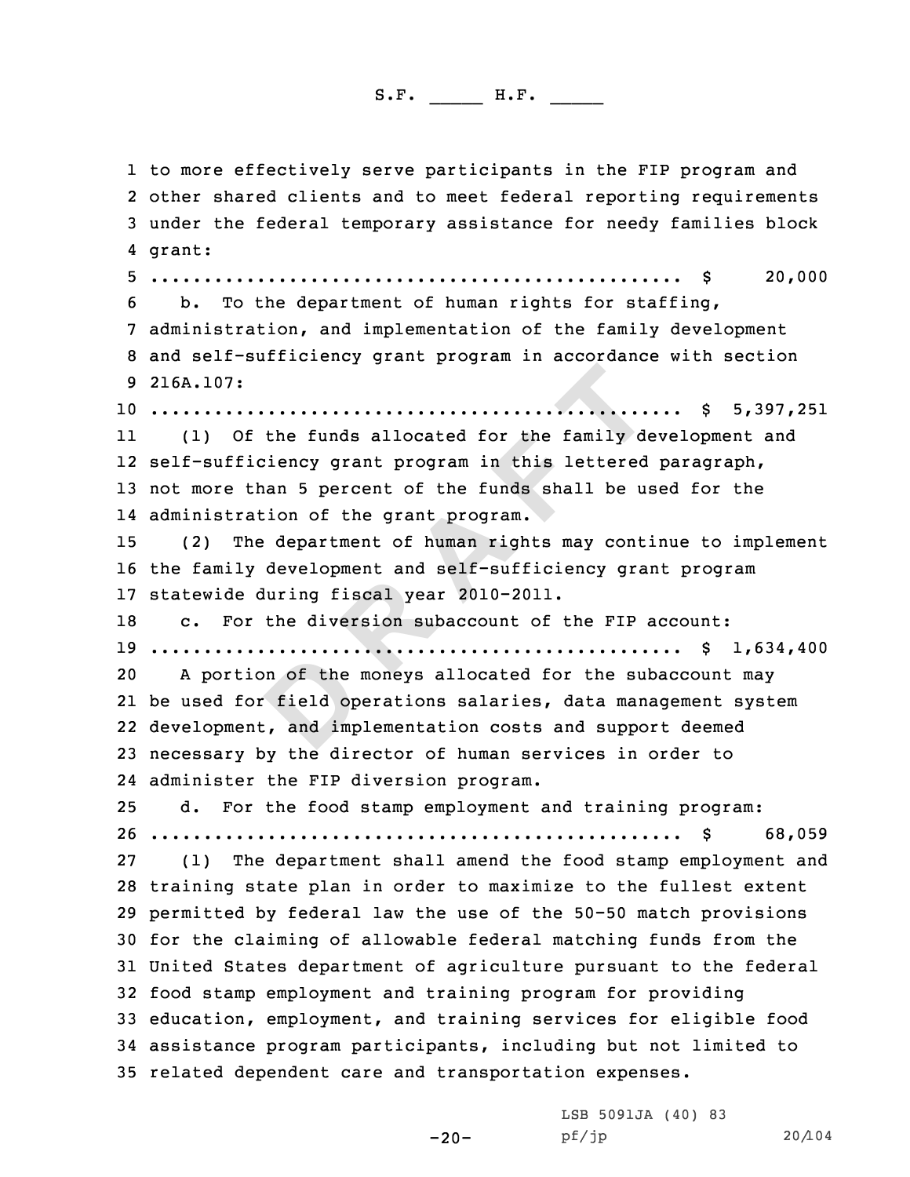to more effectively serve participants in the FIP program and other shared clients and to meet federal reporting requirements under the federal temporary assistance for needy families block grant:

.................................................. $ 20,000

b. To the department of human rights for staffing, administration, and implementation of the family development and self-sufficiency grant program in accordance with section 216A.107:

.................................................. $ 5,397,251

(1) Of the funds allocated for the family development and self-sufficiency grant program in this lettered paragraph, not more than 5 percent of the funds shall be used for the administration of the grant program.

(2) The department of human rights may continue to implement the family development and self-sufficiency grant program statewide during fiscal year 2010-2011.

c. For the diversion subaccount of the FIP account:

.................................................. $ 1,634,400

A portion of the moneys allocated for the subaccount may be used for field operations salaries, data management system development, and implementation costs and support deemed necessary by the director of human services in order to administer the FIP diversion program.

d. For the food stamp employment and training program:

.................................................. $ 68,059

(1) The department shall amend the food stamp employment and training state plan in order to maximize to the fullest extent permitted by federal law the use of the 50-50 match provisions for the claiming of allowable federal matching funds from the United States department of agriculture pursuant to the federal food stamp employment and training program for providing education, employment, and training services for eligible food assistance program participants, including but not limited to related dependent care and transportation expenses.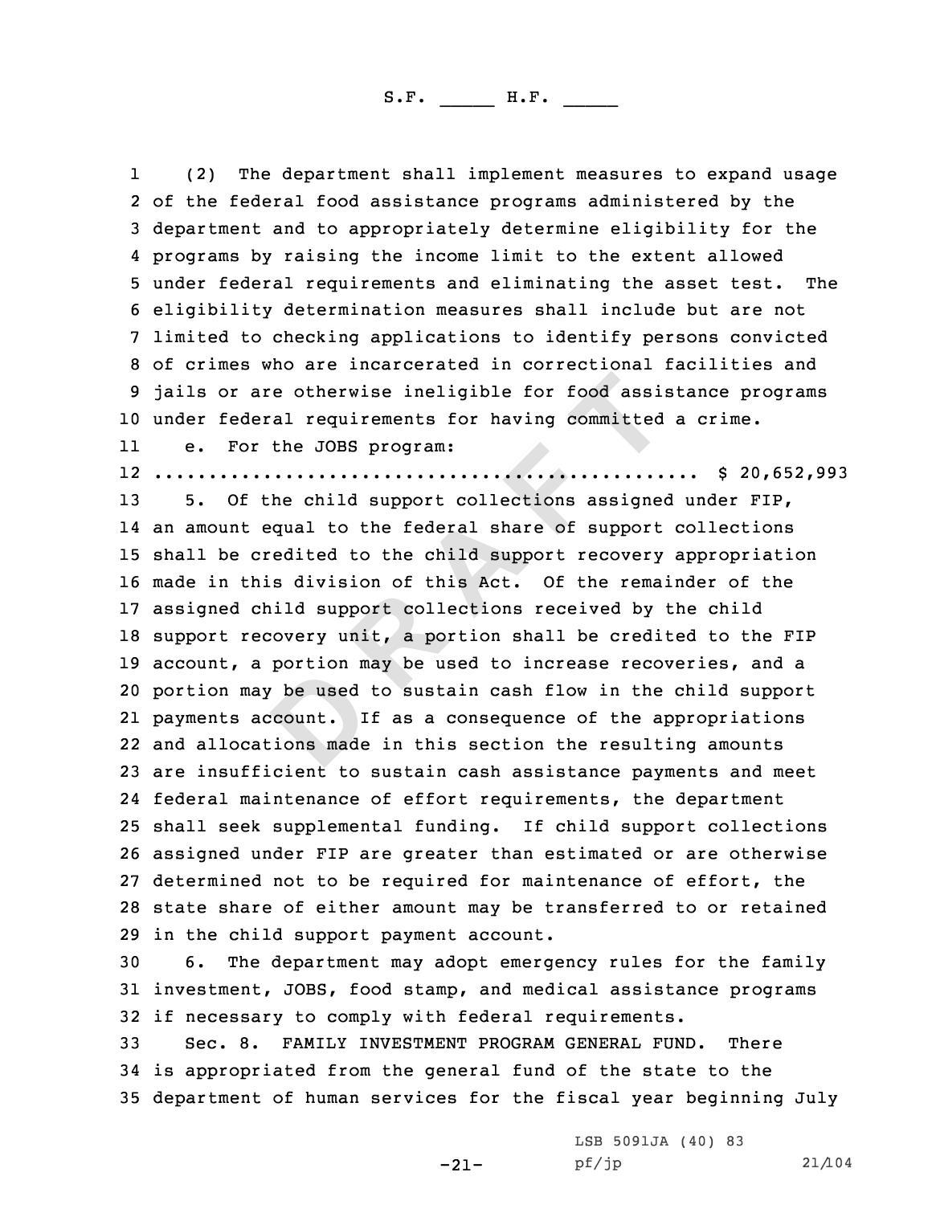(2) The department shall implement measures to expand usage of the federal food assistance programs administered by the department and to appropriately determine eligibility for the programs by raising the income limit to the extent allowed under federal requirements and eliminating the asset test. The eligibility determination measures shall include but are not limited to checking applications to identify persons convicted of crimes who are incarcerated in correctional facilities and jails or are otherwise ineligible for food assistance programs under federal requirements for having committed a crime.

e. For the JOBS program:

.................................................. $ 20,652,993

5. Of the child support collections assigned under FIP, an amount equal to the federal share of support collections shall be credited to the child support recovery appropriation made in this division of this Act. Of the remainder of the assigned child support collections received by the child support recovery unit, a portion shall be credited to the FIP account, a portion may be used to increase recoveries, and a portion may be used to sustain cash flow in the child support payments account. If as a consequence of the appropriations and allocations made in this section the resulting amounts are insufficient to sustain cash assistance payments and meet federal maintenance of effort requirements, the department shall seek supplemental funding. If child support collections assigned under FIP are greater than estimated or are otherwise determined not to be required for maintenance of effort, the state share of either amount may be transferred to or retained in the child support payment account.

6. The department may adopt emergency rules for the family investment, JOBS, food stamp, and medical assistance programs if necessary to comply with federal requirements.

Sec. 8. FAMILY INVESTMENT PROGRAM GENERAL FUND. There is appropriated from the general fund of the state to the department of human services for the fiscal year beginning July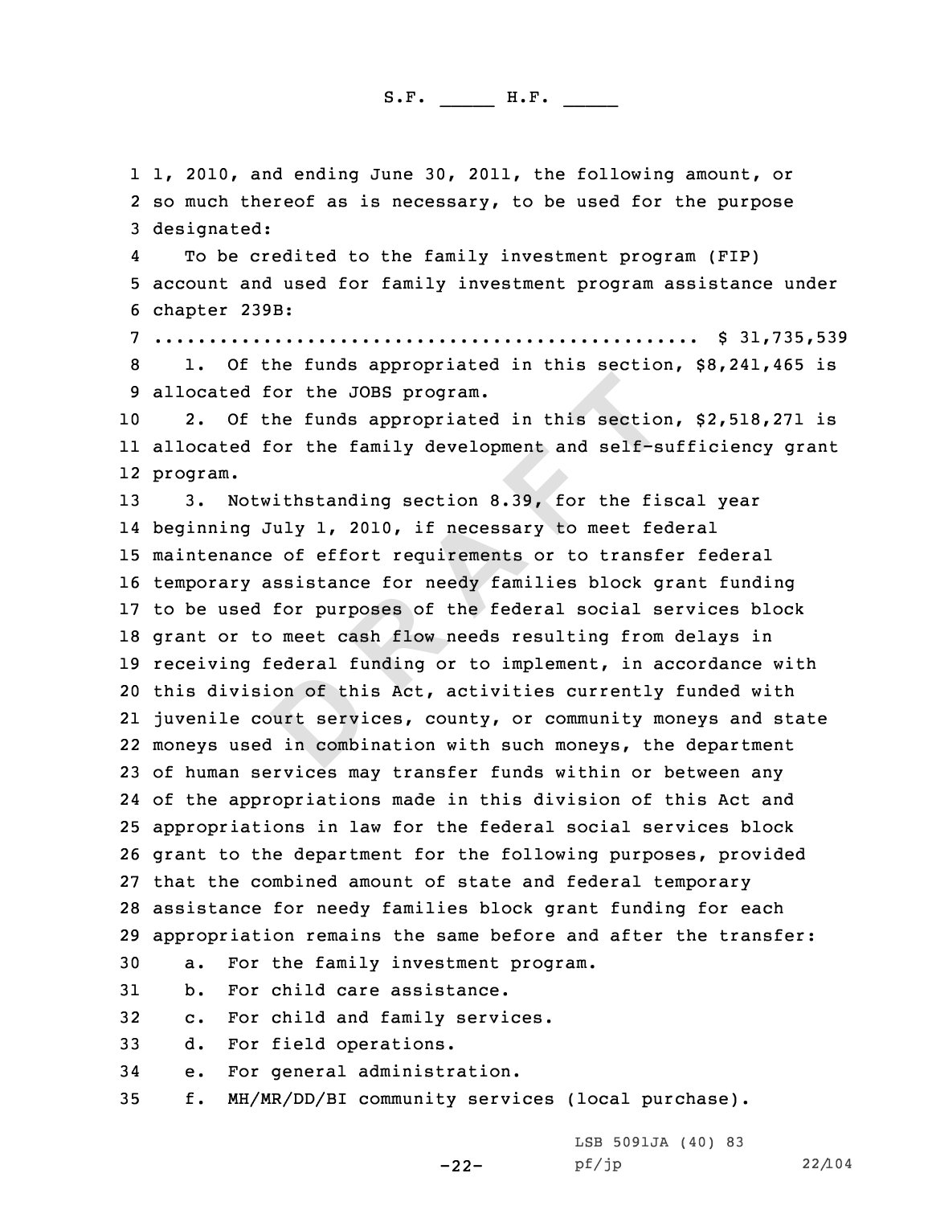1, 2010, and ending June 30, 2011, the following amount, or so much thereof as is necessary, to be used for the purpose designated:

To be credited to the family investment program (FIP) account and used for family investment program assistance under chapter 239B:

.................................................. $ 31,735,539

1. Of the funds appropriated in this section, $8,241,465 is allocated for the JOBS program.

2. Of the funds appropriated in this section, $2,518,271 is allocated for the family development and self-sufficiency grant program.

3. Notwithstanding section 8.39, for the fiscal year beginning July 1, 2010, if necessary to meet federal maintenance of effort requirements or to transfer federal temporary assistance for needy families block grant funding to be used for purposes of the federal social services block grant or to meet cash flow needs resulting from delays in receiving federal funding or to implement, in accordance with this division of this Act, activities currently funded with juvenile court services, county, or community moneys and state moneys used in combination with such moneys, the department of human services may transfer funds within or between any of the appropriations made in this division of this Act and appropriations in law for the federal social services block grant to the department for the following purposes, provided that the combined amount of state and federal temporary assistance for needy families block grant funding for each appropriation remains the same before and after the transfer:

a. For the family investment program.

b. For child care assistance.

c. For child and family services.

d. For field operations.

e. For general administration.

f. MH/MR/DD/BI community services (local purchase).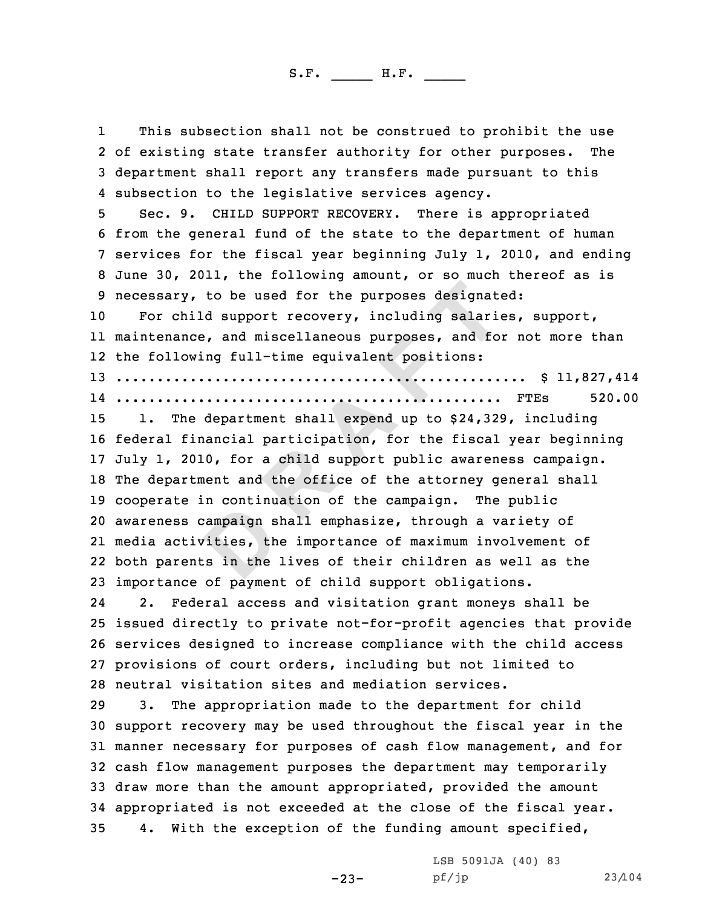This subsection shall not be construed to prohibit the use of existing state transfer authority for other purposes. The department shall report any transfers made pursuant to this subsection to the legislative services agency.

Sec. 9. CHILD SUPPORT RECOVERY. There is appropriated from the general fund of the state to the department of human services for the fiscal year beginning July 1, 2010, and ending June 30, 2011, the following amount, or so much thereof as is necessary, to be used for the purposes designated:

For child support recovery, including salaries, support, maintenance, and miscellaneous purposes, and for not more than the following full-time equivalent positions:

.................................................. $ 11,827,414

.................................................. FTEs 520.00

1. The department shall expend up to $24,329, including federal financial participation, for the fiscal year beginning July 1, 2010, for a child support public awareness campaign. The department and the office of the attorney general shall cooperate in continuation of the campaign. The public awareness campaign shall emphasize, through a variety of media activities, the importance of maximum involvement of both parents in the lives of their children as well as the importance of payment of child support obligations.

2. Federal access and visitation grant moneys shall be issued directly to private not-for-profit agencies that provide services designed to increase compliance with the child access provisions of court orders, including but not limited to neutral visitation sites and mediation services.

3. The appropriation made to the department for child support recovery may be used throughout the fiscal year in the manner necessary for purposes of cash flow management, and for cash flow management purposes the department may temporarily draw more than the amount appropriated, provided the amount appropriated is not exceeded at the close of the fiscal year.

4. With the exception of the funding amount specified,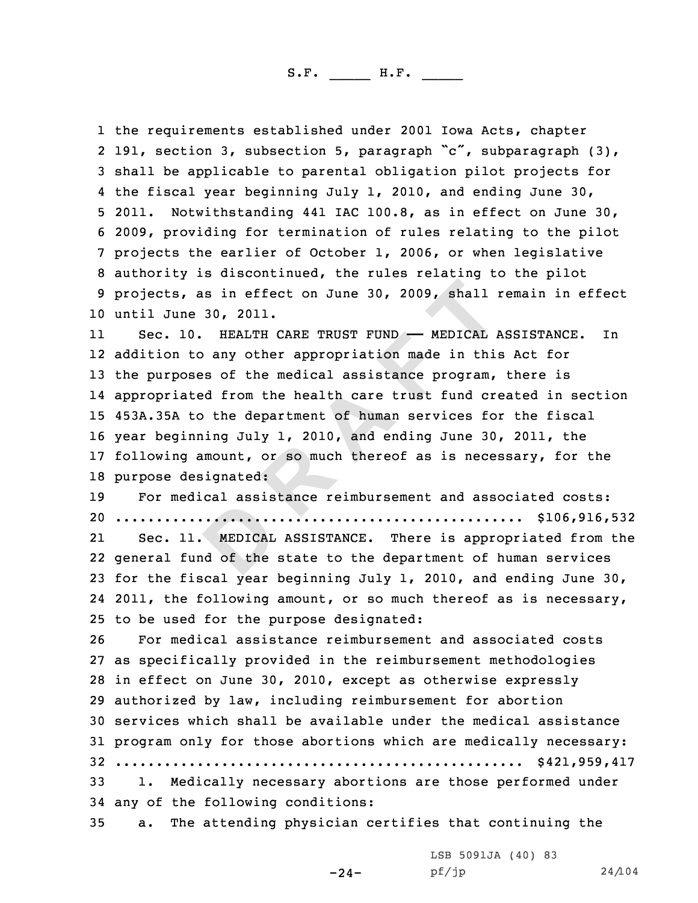the requirements established under 2001 Iowa Acts, chapter 191, section 3, subsection 5, paragraph "c", subparagraph (3), shall be applicable to parental obligation pilot projects for the fiscal year beginning July 1, 2010, and ending June 30, 2011. Notwithstanding 441 IAC 100.8, as in effect on June 30, 2009, providing for termination of rules relating to the pilot projects the earlier of October 1, 2006, or when legislative authority is discontinued, the rules relating to the pilot projects, as in effect on June 30, 2009, shall remain in effect until June 30, 2011.

Sec. 10. HEALTH CARE TRUST FUND —— MEDICAL ASSISTANCE. In addition to any other appropriation made in this Act for the purposes of the medical assistance program, there is appropriated from the health care trust fund created in section 453A.35A to the department of human services for the fiscal year beginning July 1, 2010, and ending June 30, 2011, the following amount, or so much thereof as is necessary, for the purpose designated:

For medical assistance reimbursement and associated costs:
.................................................. $106,916,532

Sec. 11. MEDICAL ASSISTANCE. There is appropriated from the general fund of the state to the department of human services for the fiscal year beginning July 1, 2010, and ending June 30, 2011, the following amount, or so much thereof as is necessary, to be used for the purpose designated:

For medical assistance reimbursement and associated costs as specifically provided in the reimbursement methodologies in effect on June 30, 2010, except as otherwise expressly authorized by law, including reimbursement for abortion services which shall be available under the medical assistance program only for those abortions which are medically necessary:
.................................................. $421,959,417

1. Medically necessary abortions are those performed under any of the following conditions:

a. The attending physician certifies that continuing the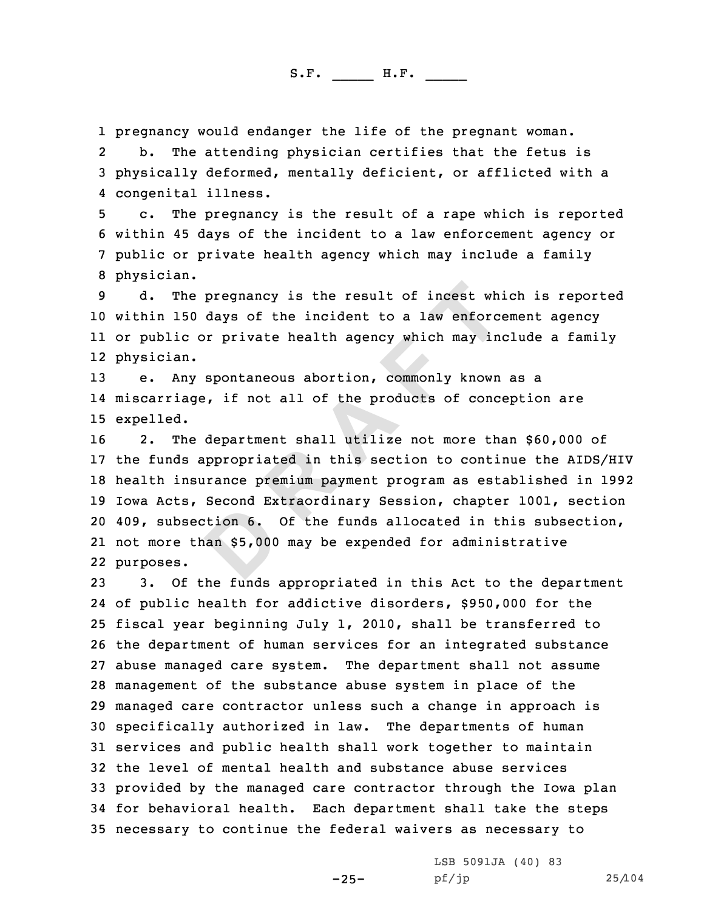pregnancy would endanger the life of the pregnant woman.

b. The attending physician certifies that the fetus is physically deformed, mentally deficient, or afflicted with a congenital illness.

c. The pregnancy is the result of a rape which is reported within 45 days of the incident to a law enforcement agency or public or private health agency which may include a family physician.

d. The pregnancy is the result of incest which is reported within 150 days of the incident to a law enforcement agency or public or private health agency which may include a family physician.

e. Any spontaneous abortion, commonly known as a miscarriage, if not all of the products of conception are expelled.

2. The department shall utilize not more than $60,000 of the funds appropriated in this section to continue the AIDS/HIV health insurance premium payment program as established in 1992 Iowa Acts, Second Extraordinary Session, chapter 1001, section 409, subsection 6. Of the funds allocated in this subsection, not more than $5,000 may be expended for administrative purposes.

3. Of the funds appropriated in this Act to the department of public health for addictive disorders, $950,000 for the fiscal year beginning July 1, 2010, shall be transferred to the department of human services for an integrated substance abuse managed care system. The department shall not assume management of the substance abuse system in place of the managed care contractor unless such a change in approach is specifically authorized in law. The departments of human services and public health shall work together to maintain the level of mental health and substance abuse services provided by the managed care contractor through the Iowa plan for behavioral health. Each department shall take the steps necessary to continue the federal waivers as necessary to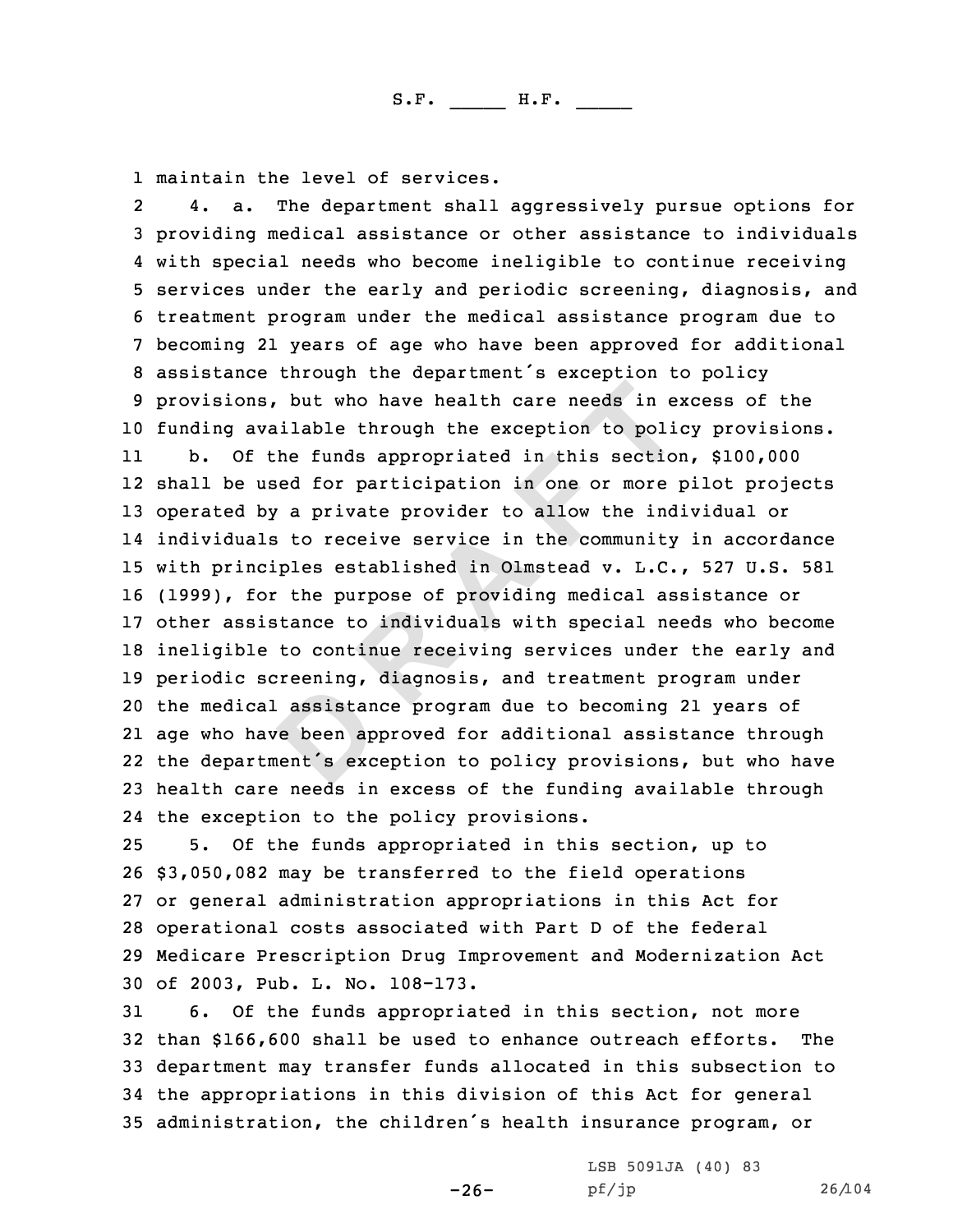maintain the level of services.

4. a. The department shall aggressively pursue options for providing medical assistance or other assistance to individuals with special needs who become ineligible to continue receiving services under the early and periodic screening, diagnosis, and treatment program under the medical assistance program due to becoming 21 years of age who have been approved for additional assistance through the department's exception to policy provisions, but who have health care needs in excess of the funding available through the exception to policy provisions.

b. Of the funds appropriated in this section, $100,000 shall be used for participation in one or more pilot projects operated by a private provider to allow the individual or individuals to receive service in the community in accordance with principles established in Olmstead v. L.C., 527 U.S. 581 (1999), for the purpose of providing medical assistance or other assistance to individuals with special needs who become ineligible to continue receiving services under the early and periodic screening, diagnosis, and treatment program under the medical assistance program due to becoming 21 years of age who have been approved for additional assistance through the department's exception to policy provisions, but who have health care needs in excess of the funding available through the exception to the policy provisions.

5. Of the funds appropriated in this section, up to $3,050,082 may be transferred to the field operations or general administration appropriations in this Act for operational costs associated with Part D of the federal Medicare Prescription Drug Improvement and Modernization Act of 2003, Pub. L. No. 108-173.

6. Of the funds appropriated in this section, not more than $166,600 shall be used to enhance outreach efforts. The department may transfer funds allocated in this subsection to the appropriations in this division of this Act for general administration, the children's health insurance program, or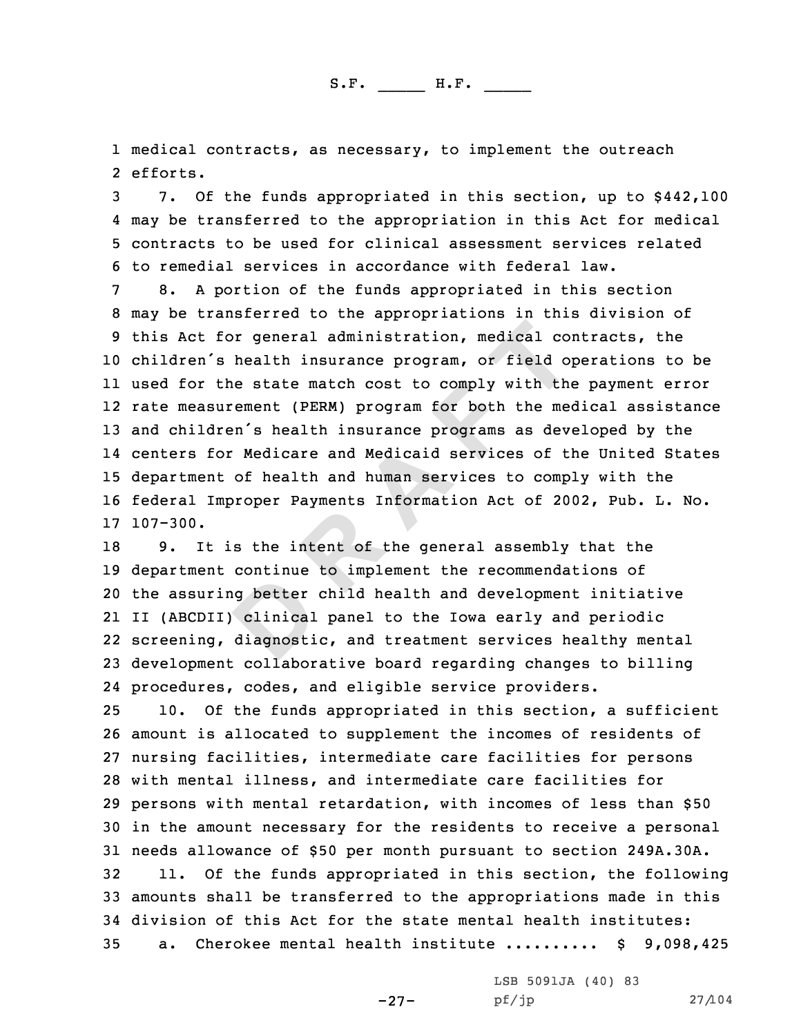medical contracts, as necessary, to implement the outreach efforts.

7. Of the funds appropriated in this section, up to $442,100 may be transferred to the appropriation in this Act for medical contracts to be used for clinical assessment services related to remedial services in accordance with federal law.

8. A portion of the funds appropriated in this section may be transferred to the appropriations in this division of this Act for general administration, medical contracts, the children's health insurance program, or field operations to be used for the state match cost to comply with the payment error rate measurement (PERM) program for both the medical assistance and children's health insurance programs as developed by the centers for Medicare and Medicaid services of the United States department of health and human services to comply with the federal Improper Payments Information Act of 2002, Pub. L. No. 107-300.

9. It is the intent of the general assembly that the department continue to implement the recommendations of the assuring better child health and development initiative II (ABCDII) clinical panel to the Iowa early and periodic screening, diagnostic, and treatment services healthy mental development collaborative board regarding changes to billing procedures, codes, and eligible service providers.

10. Of the funds appropriated in this section, a sufficient amount is allocated to supplement the incomes of residents of nursing facilities, intermediate care facilities for persons with mental illness, and intermediate care facilities for persons with mental retardation, with incomes of less than $50 in the amount necessary for the residents to receive a personal needs allowance of $50 per month pursuant to section 249A.30A.

11. Of the funds appropriated in this section, the following amounts shall be transferred to the appropriations made in this division of this Act for the state mental health institutes:

a. Cherokee mental health institute .......... $ 9,098,425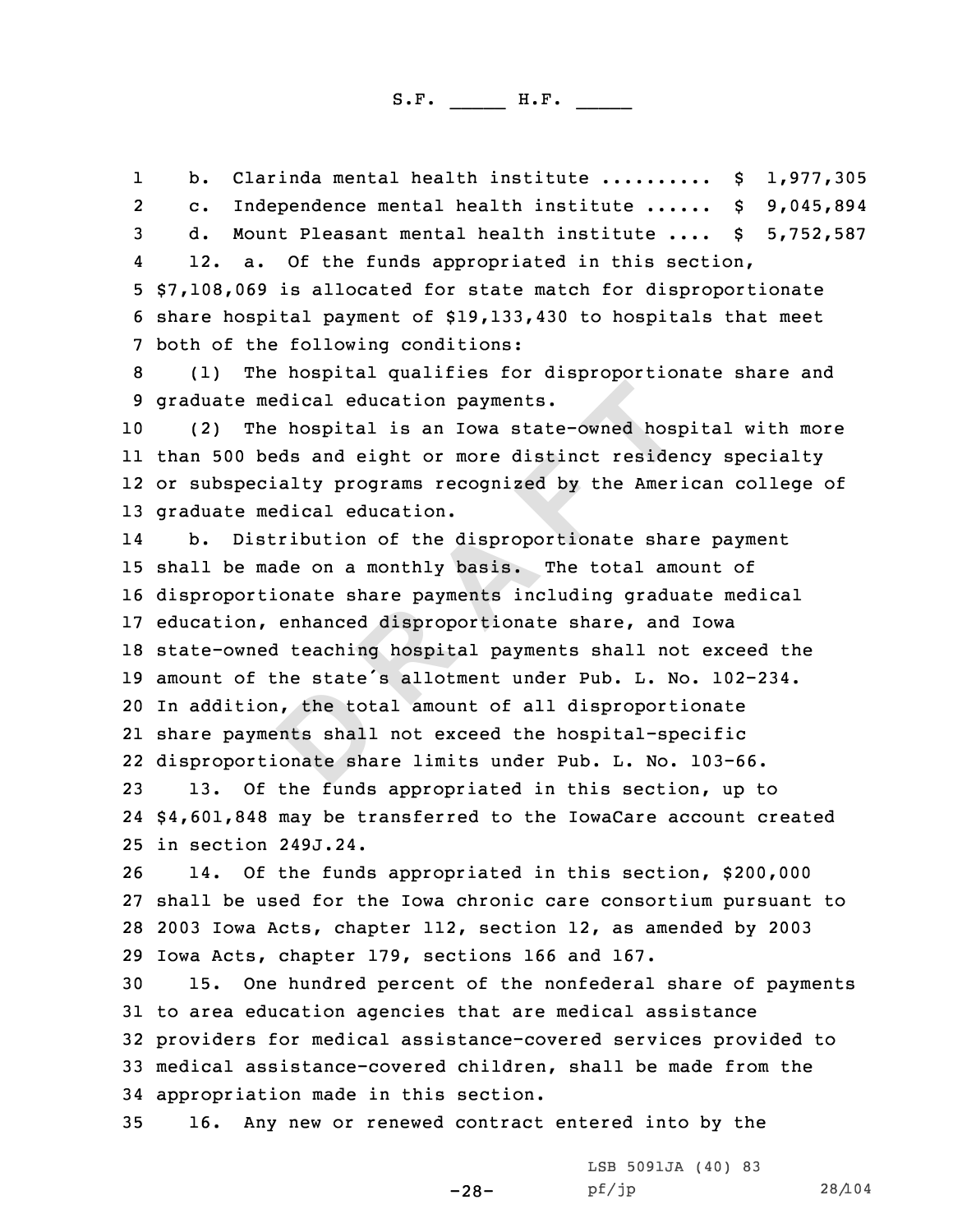b. Clarinda mental health institute .......... $ 1,977,305

c. Independence mental health institute ...... $ 9,045,894

d. Mount Pleasant mental health institute .... $ 5,752,587

12. a. Of the funds appropriated in this section, $7,108,069 is allocated for state match for disproportionate share hospital payment of $19,133,430 to hospitals that meet both of the following conditions:

(1) The hospital qualifies for disproportionate share and graduate medical education payments.

(2) The hospital is an Iowa state-owned hospital with more than 500 beds and eight or more distinct residency specialty or subspecialty programs recognized by the American college of graduate medical education.

b. Distribution of the disproportionate share payment shall be made on a monthly basis. The total amount of disproportionate share payments including graduate medical education, enhanced disproportionate share, and Iowa state-owned teaching hospital payments shall not exceed the amount of the state's allotment under Pub. L. No. 102-234. In addition, the total amount of all disproportionate share payments shall not exceed the hospital-specific disproportionate share limits under Pub. L. No. 103-66.

13. Of the funds appropriated in this section, up to $4,601,848 may be transferred to the IowaCare account created in section 249J.24.

14. Of the funds appropriated in this section, $200,000 shall be used for the Iowa chronic care consortium pursuant to 2003 Iowa Acts, chapter 112, section 12, as amended by 2003 Iowa Acts, chapter 179, sections 166 and 167.

15. One hundred percent of the nonfederal share of payments to area education agencies that are medical assistance providers for medical assistance-covered services provided to medical assistance-covered children, shall be made from the appropriation made in this section.

16. Any new or renewed contract entered into by the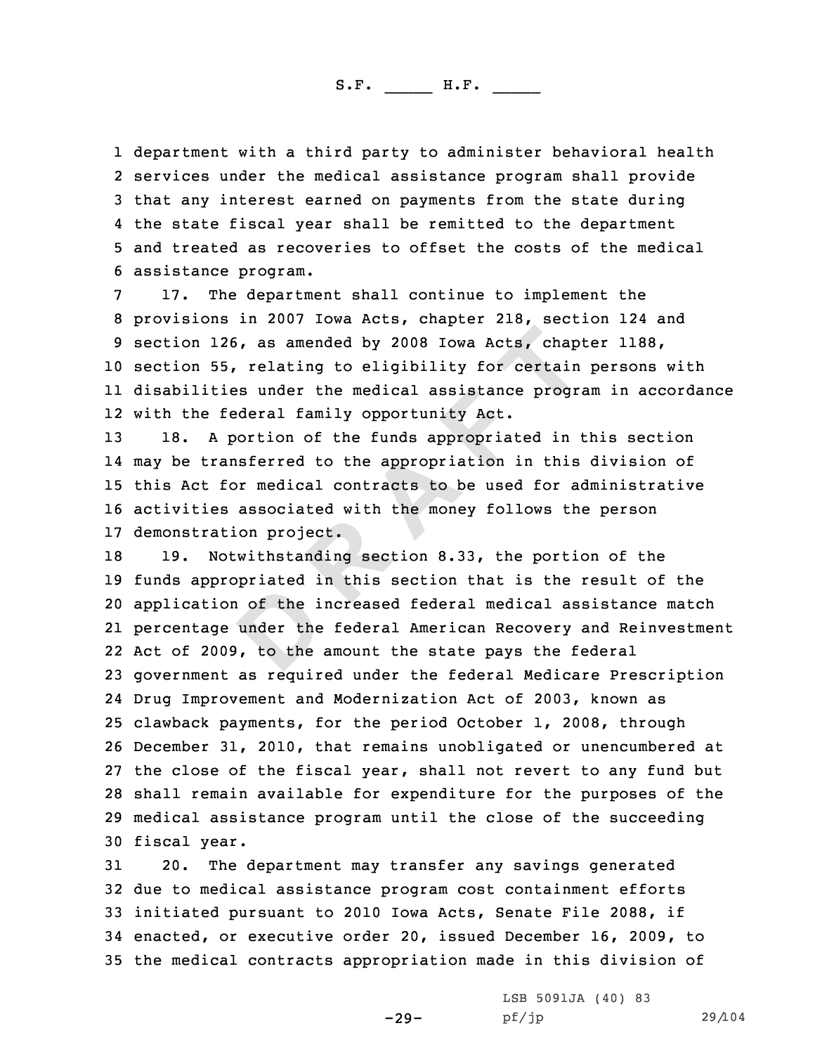department with a third party to administer behavioral health services under the medical assistance program shall provide that any interest earned on payments from the state during the state fiscal year shall be remitted to the department and treated as recoveries to offset the costs of the medical assistance program.

17. The department shall continue to implement the provisions in 2007 Iowa Acts, chapter 218, section 124 and section 126, as amended by 2008 Iowa Acts, chapter 1188, section 55, relating to eligibility for certain persons with disabilities under the medical assistance program in accordance with the federal family opportunity Act.

18. A portion of the funds appropriated in this section may be transferred to the appropriation in this division of this Act for medical contracts to be used for administrative activities associated with the money follows the person demonstration project.

19. Notwithstanding section 8.33, the portion of the funds appropriated in this section that is the result of the application of the increased federal medical assistance match percentage under the federal American Recovery and Reinvestment Act of 2009, to the amount the state pays the federal government as required under the federal Medicare Prescription Drug Improvement and Modernization Act of 2003, known as clawback payments, for the period October 1, 2008, through December 31, 2010, that remains unobligated or unencumbered at the close of the fiscal year, shall not revert to any fund but shall remain available for expenditure for the purposes of the medical assistance program until the close of the succeeding fiscal year.

20. The department may transfer any savings generated due to medical assistance program cost containment efforts initiated pursuant to 2010 Iowa Acts, Senate File 2088, if enacted, or executive order 20, issued December 16, 2009, to the medical contracts appropriation made in this division of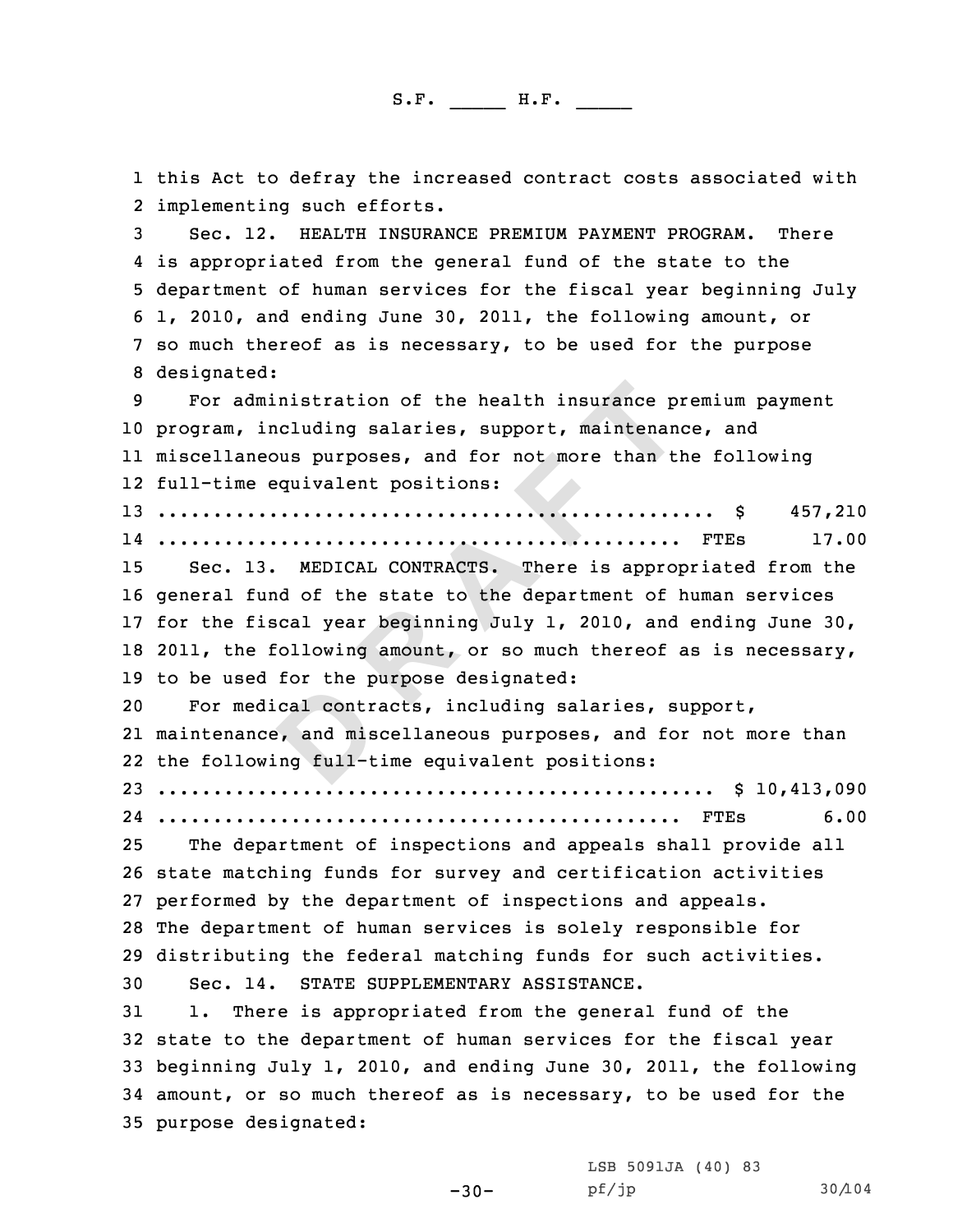this Act to defray the increased contract costs associated with implementing such efforts.

Sec. 12. HEALTH INSURANCE PREMIUM PAYMENT PROGRAM. There is appropriated from the general fund of the state to the department of human services for the fiscal year beginning July 1, 2010, and ending June 30, 2011, the following amount, or so much thereof as is necessary, to be used for the purpose designated:

For administration of the health insurance premium payment program, including salaries, support, maintenance, and miscellaneous purposes, and for not more than the following full-time equivalent positions:

.................................................. $ 457,210
................................................ FTEs 17.00

Sec. 13. MEDICAL CONTRACTS. There is appropriated from the general fund of the state to the department of human services for the fiscal year beginning July 1, 2010, and ending June 30, 2011, the following amount, or so much thereof as is necessary, to be used for the purpose designated:

For medical contracts, including salaries, support, maintenance, and miscellaneous purposes, and for not more than the following full-time equivalent positions:

.................................................. $ 10,413,090
................................................ FTEs 6.00

The department of inspections and appeals shall provide all state matching funds for survey and certification activities performed by the department of inspections and appeals. The department of human services is solely responsible for distributing the federal matching funds for such activities.

Sec. 14. STATE SUPPLEMENTARY ASSISTANCE.

1. There is appropriated from the general fund of the state to the department of human services for the fiscal year beginning July 1, 2010, and ending June 30, 2011, the following amount, or so much thereof as is necessary, to be used for the purpose designated: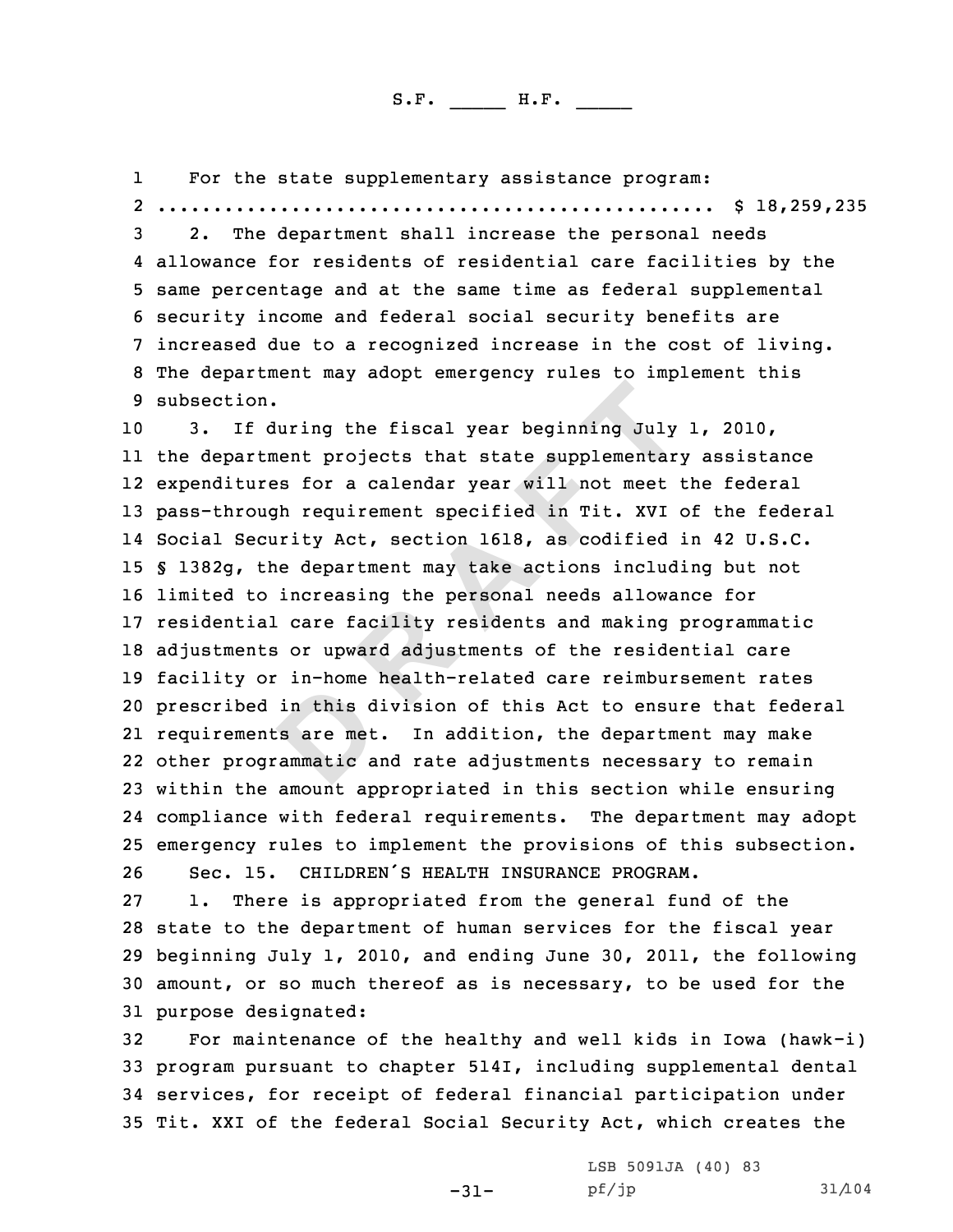For the state supplementary assistance program:
.................................................. $ 18,259,235

2. The department shall increase the personal needs allowance for residents of residential care facilities by the same percentage and at the same time as federal supplemental security income and federal social security benefits are increased due to a recognized increase in the cost of living. The department may adopt emergency rules to implement this subsection.

3. If during the fiscal year beginning July 1, 2010, the department projects that state supplementary assistance expenditures for a calendar year will not meet the federal pass-through requirement specified in Tit. XVI of the federal Social Security Act, section 1618, as codified in 42 U.S.C. § 1382g, the department may take actions including but not limited to increasing the personal needs allowance for residential care facility residents and making programmatic adjustments or upward adjustments of the residential care facility or in-home health-related care reimbursement rates prescribed in this division of this Act to ensure that federal requirements are met. In addition, the department may make other programmatic and rate adjustments necessary to remain within the amount appropriated in this section while ensuring compliance with federal requirements. The department may adopt emergency rules to implement the provisions of this subsection.

Sec. 15. CHILDREN'S HEALTH INSURANCE PROGRAM.

1. There is appropriated from the general fund of the state to the department of human services for the fiscal year beginning July 1, 2010, and ending June 30, 2011, the following amount, or so much thereof as is necessary, to be used for the purpose designated:

For maintenance of the healthy and well kids in Iowa (hawk-i) program pursuant to chapter 514I, including supplemental dental services, for receipt of federal financial participation under Tit. XXI of the federal Social Security Act, which creates the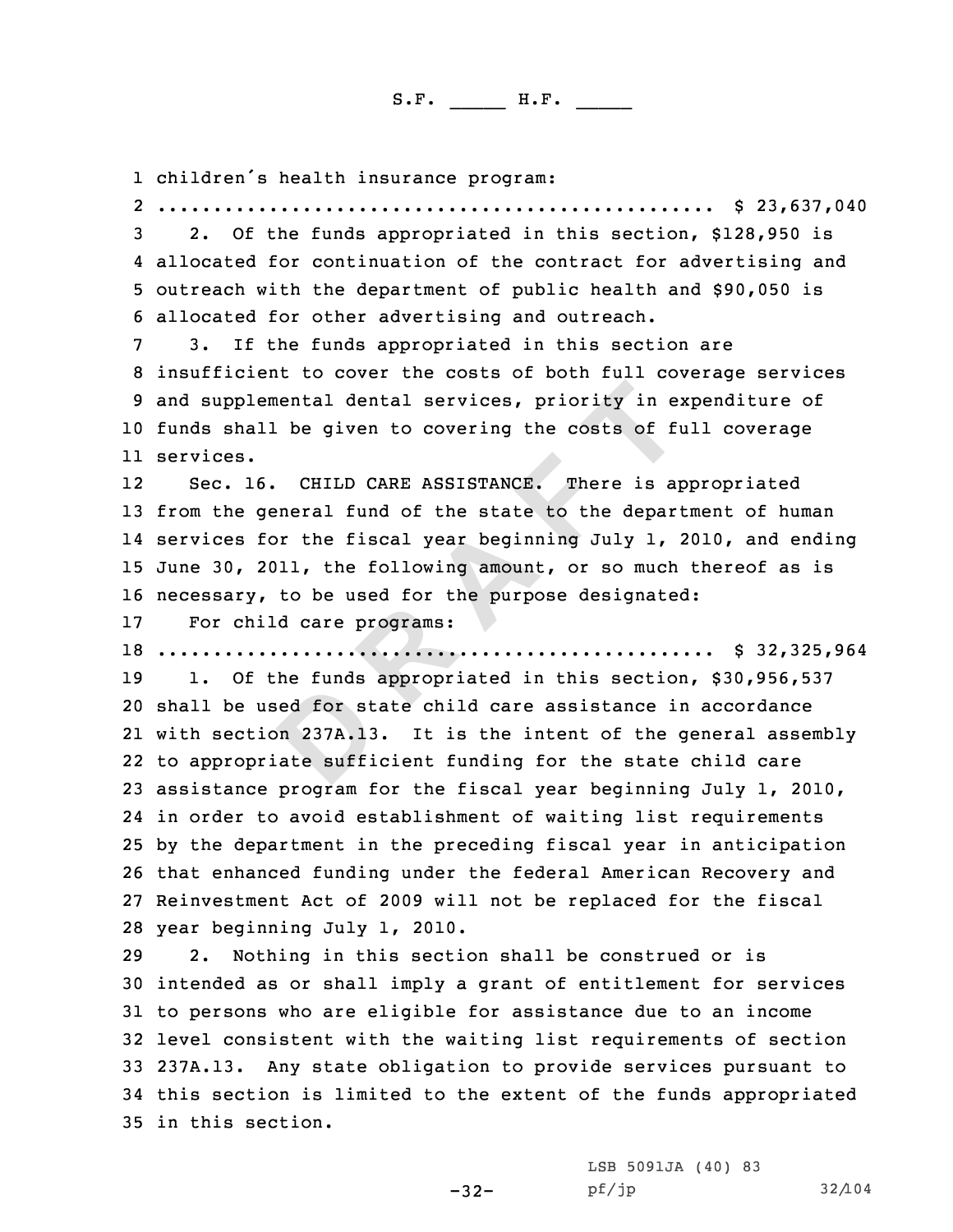children's health insurance program:

.................................................. $ 23,637,040

2. Of the funds appropriated in this section, $128,950 is allocated for continuation of the contract for advertising and outreach with the department of public health and $90,050 is allocated for other advertising and outreach.

3. If the funds appropriated in this section are insufficient to cover the costs of both full coverage services and supplemental dental services, priority in expenditure of funds shall be given to covering the costs of full coverage services.

Sec. 16. CHILD CARE ASSISTANCE. There is appropriated from the general fund of the state to the department of human services for the fiscal year beginning July 1, 2010, and ending June 30, 2011, the following amount, or so much thereof as is necessary, to be used for the purpose designated:

For child care programs:

.................................................. $ 32,325,964

1. Of the funds appropriated in this section, $30,956,537 shall be used for state child care assistance in accordance with section 237A.13. It is the intent of the general assembly to appropriate sufficient funding for the state child care assistance program for the fiscal year beginning July 1, 2010, in order to avoid establishment of waiting list requirements by the department in the preceding fiscal year in anticipation that enhanced funding under the federal American Recovery and Reinvestment Act of 2009 will not be replaced for the fiscal year beginning July 1, 2010.

2. Nothing in this section shall be construed or is intended as or shall imply a grant of entitlement for services to persons who are eligible for assistance due to an income level consistent with the waiting list requirements of section 237A.13. Any state obligation to provide services pursuant to this section is limited to the extent of the funds appropriated in this section.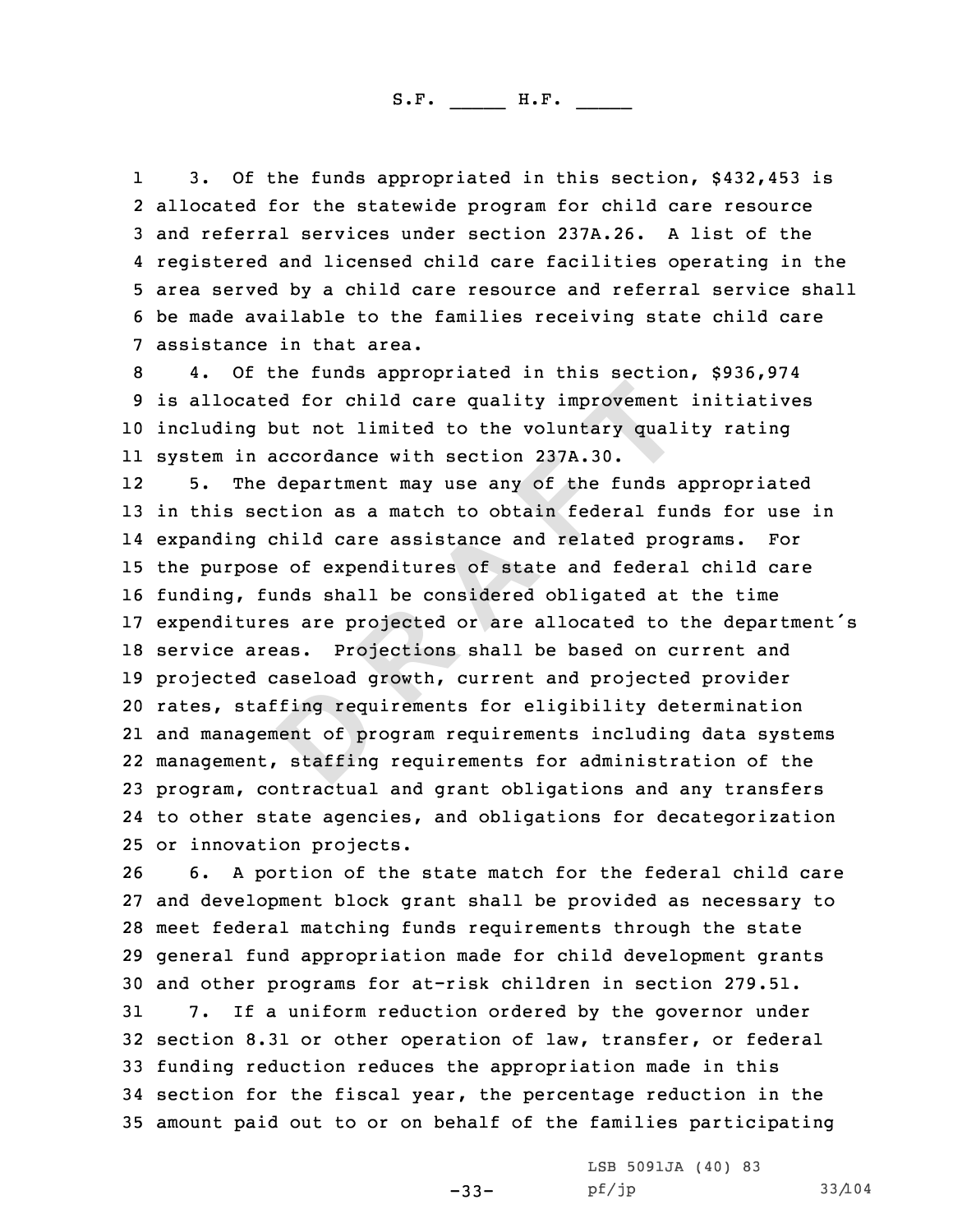3. Of the funds appropriated in this section, $432,453 is allocated for the statewide program for child care resource and referral services under section 237A.26. A list of the registered and licensed child care facilities operating in the area served by a child care resource and referral service shall be made available to the families receiving state child care assistance in that area.

4. Of the funds appropriated in this section, $936,974 is allocated for child care quality improvement initiatives including but not limited to the voluntary quality rating system in accordance with section 237A.30.

5. The department may use any of the funds appropriated in this section as a match to obtain federal funds for use in expanding child care assistance and related programs. For the purpose of expenditures of state and federal child care funding, funds shall be considered obligated at the time expenditures are projected or are allocated to the department's service areas. Projections shall be based on current and projected caseload growth, current and projected provider rates, staffing requirements for eligibility determination and management of program requirements including data systems management, staffing requirements for administration of the program, contractual and grant obligations and any transfers to other state agencies, and obligations for decategorization or innovation projects.

6. A portion of the state match for the federal child care and development block grant shall be provided as necessary to meet federal matching funds requirements through the state general fund appropriation made for child development grants and other programs for at-risk children in section 279.51.

7. If a uniform reduction ordered by the governor under section 8.31 or other operation of law, transfer, or federal funding reduction reduces the appropriation made in this section for the fiscal year, the percentage reduction in the amount paid out to or on behalf of the families participating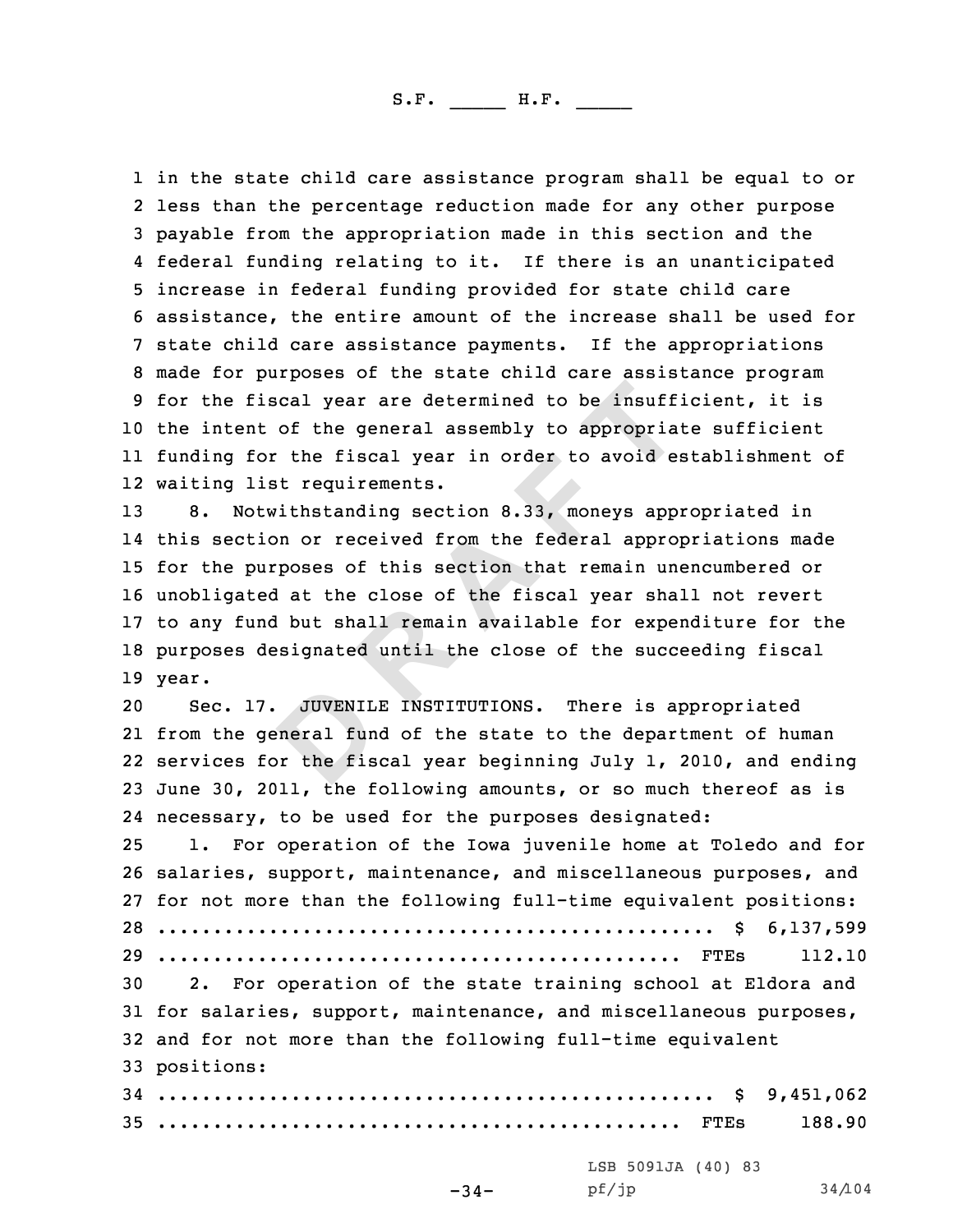in the state child care assistance program shall be equal to or less than the percentage reduction made for any other purpose payable from the appropriation made in this section and the federal funding relating to it. If there is an unanticipated increase in federal funding provided for state child care assistance, the entire amount of the increase shall be used for state child care assistance payments. If the appropriations made for purposes of the state child care assistance program for the fiscal year are determined to be insufficient, it is the intent of the general assembly to appropriate sufficient funding for the fiscal year in order to avoid establishment of waiting list requirements.

8. Notwithstanding section 8.33, moneys appropriated in this section or received from the federal appropriations made for the purposes of this section that remain unencumbered or unobligated at the close of the fiscal year shall not revert to any fund but shall remain available for expenditure for the purposes designated until the close of the succeeding fiscal year.

Sec. 17. JUVENILE INSTITUTIONS. There is appropriated from the general fund of the state to the department of human services for the fiscal year beginning July 1, 2010, and ending June 30, 2011, the following amounts, or so much thereof as is necessary, to be used for the purposes designated:

1. For operation of the Iowa juvenile home at Toledo and for salaries, support, maintenance, and miscellaneous purposes, and for not more than the following full-time equivalent positions:

.................................................. $ 6,137,599

............................................... FTEs 112.10

2. For operation of the state training school at Eldora and for salaries, support, maintenance, and miscellaneous purposes, and for not more than the following full-time equivalent positions:

.................................................. $ 9,451,062

............................................... FTEs 188.90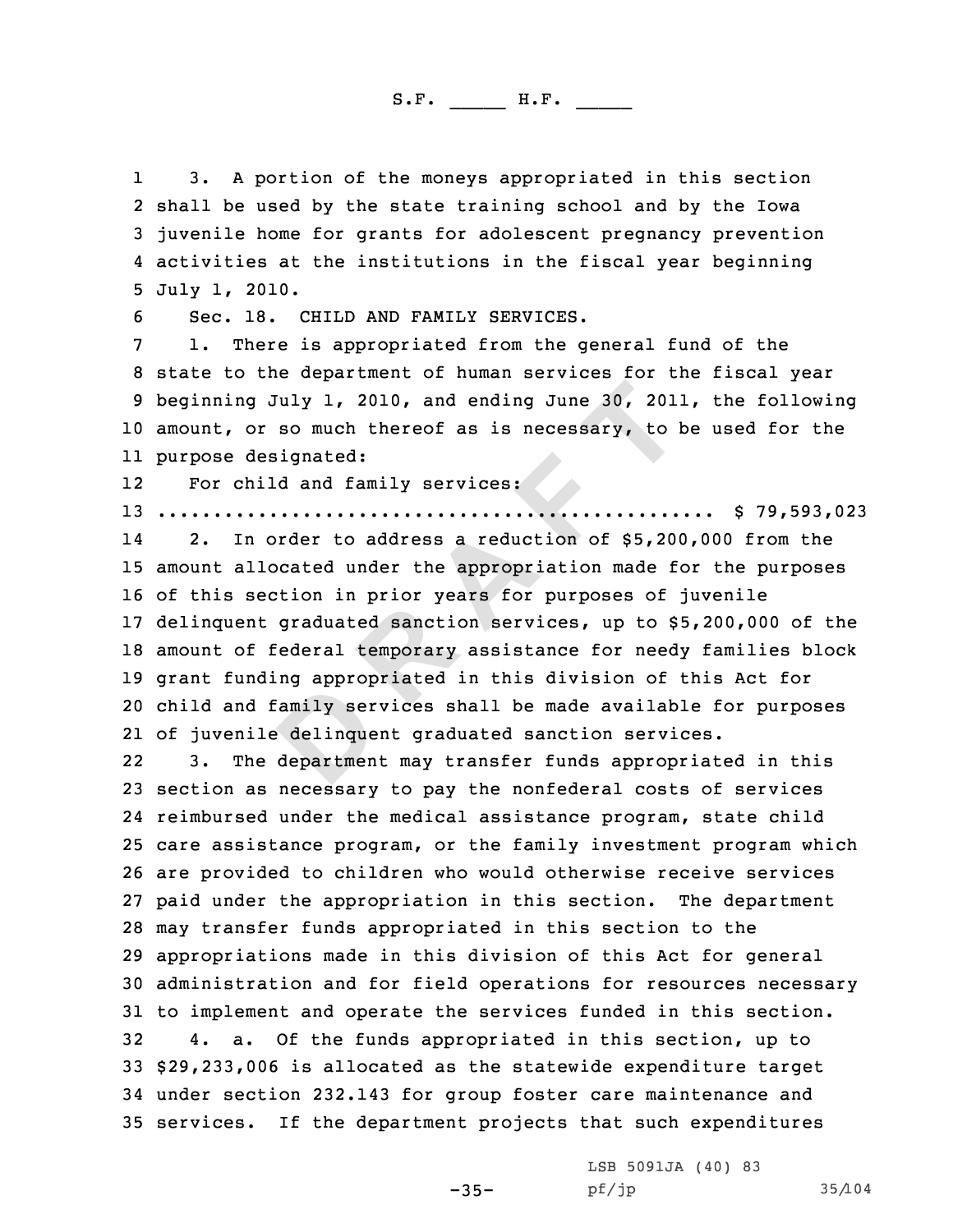3. A portion of the moneys appropriated in this section shall be used by the state training school and by the Iowa juvenile home for grants for adolescent pregnancy prevention activities at the institutions in the fiscal year beginning July 1, 2010.

Sec. 18. CHILD AND FAMILY SERVICES.

1. There is appropriated from the general fund of the state to the department of human services for the fiscal year beginning July 1, 2010, and ending June 30, 2011, the following amount, or so much thereof as is necessary, to be used for the purpose designated:

For child and family services:

.................................................. $ 79,593,023

2. In order to address a reduction of $5,200,000 from the amount allocated under the appropriation made for the purposes of this section in prior years for purposes of juvenile delinquent graduated sanction services, up to $5,200,000 of the amount of federal temporary assistance for needy families block grant funding appropriated in this division of this Act for child and family services shall be made available for purposes of juvenile delinquent graduated sanction services.

3. The department may transfer funds appropriated in this section as necessary to pay the nonfederal costs of services reimbursed under the medical assistance program, state child care assistance program, or the family investment program which are provided to children who would otherwise receive services paid under the appropriation in this section. The department may transfer funds appropriated in this section to the appropriations made in this division of this Act for general administration and for field operations for resources necessary to implement and operate the services funded in this section.

4. a. Of the funds appropriated in this section, up to $29,233,006 is allocated as the statewide expenditure target under section 232.143 for group foster care maintenance and services. If the department projects that such expenditures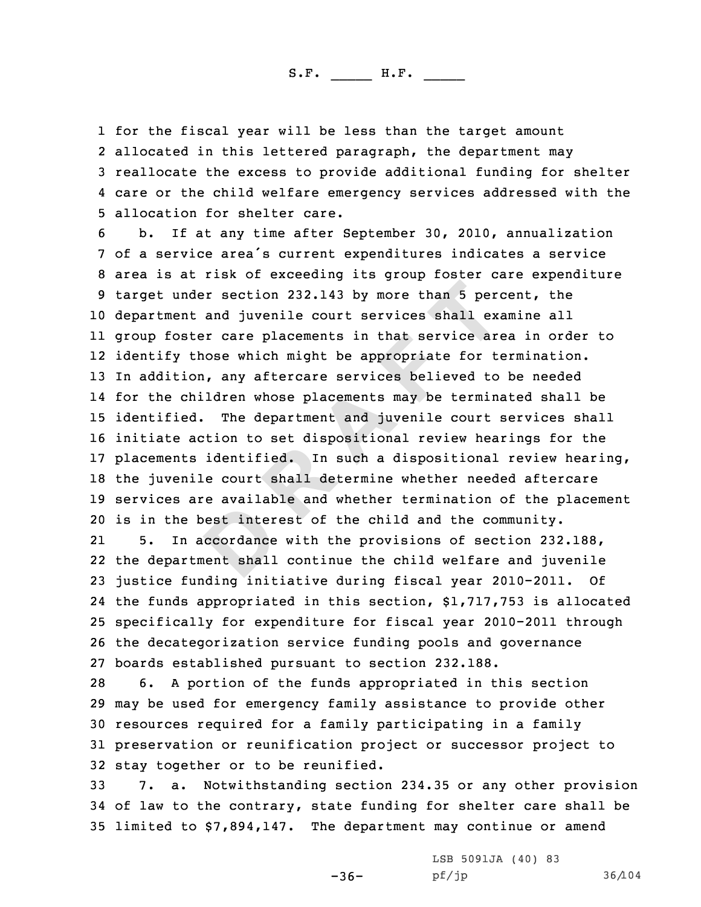for the fiscal year will be less than the target amount allocated in this lettered paragraph, the department may reallocate the excess to provide additional funding for shelter care or the child welfare emergency services addressed with the allocation for shelter care.

b. If at any time after September 30, 2010, annualization of a service area's current expenditures indicates a service area is at risk of exceeding its group foster care expenditure target under section 232.143 by more than 5 percent, the department and juvenile court services shall examine all group foster care placements in that service area in order to identify those which might be appropriate for termination. In addition, any aftercare services believed to be needed for the children whose placements may be terminated shall be identified. The department and juvenile court services shall initiate action to set dispositional review hearings for the placements identified. In such a dispositional review hearing, the juvenile court shall determine whether needed aftercare services are available and whether termination of the placement is in the best interest of the child and the community.

5. In accordance with the provisions of section 232.188, the department shall continue the child welfare and juvenile justice funding initiative during fiscal year 2010-2011. Of the funds appropriated in this section, $1,717,753 is allocated specifically for expenditure for fiscal year 2010-2011 through the decategorization service funding pools and governance boards established pursuant to section 232.188.

6. A portion of the funds appropriated in this section may be used for emergency family assistance to provide other resources required for a family participating in a family preservation or reunification project or successor project to stay together or to be reunified.

7. a. Notwithstanding section 234.35 or any other provision of law to the contrary, state funding for shelter care shall be limited to $7,894,147. The department may continue or amend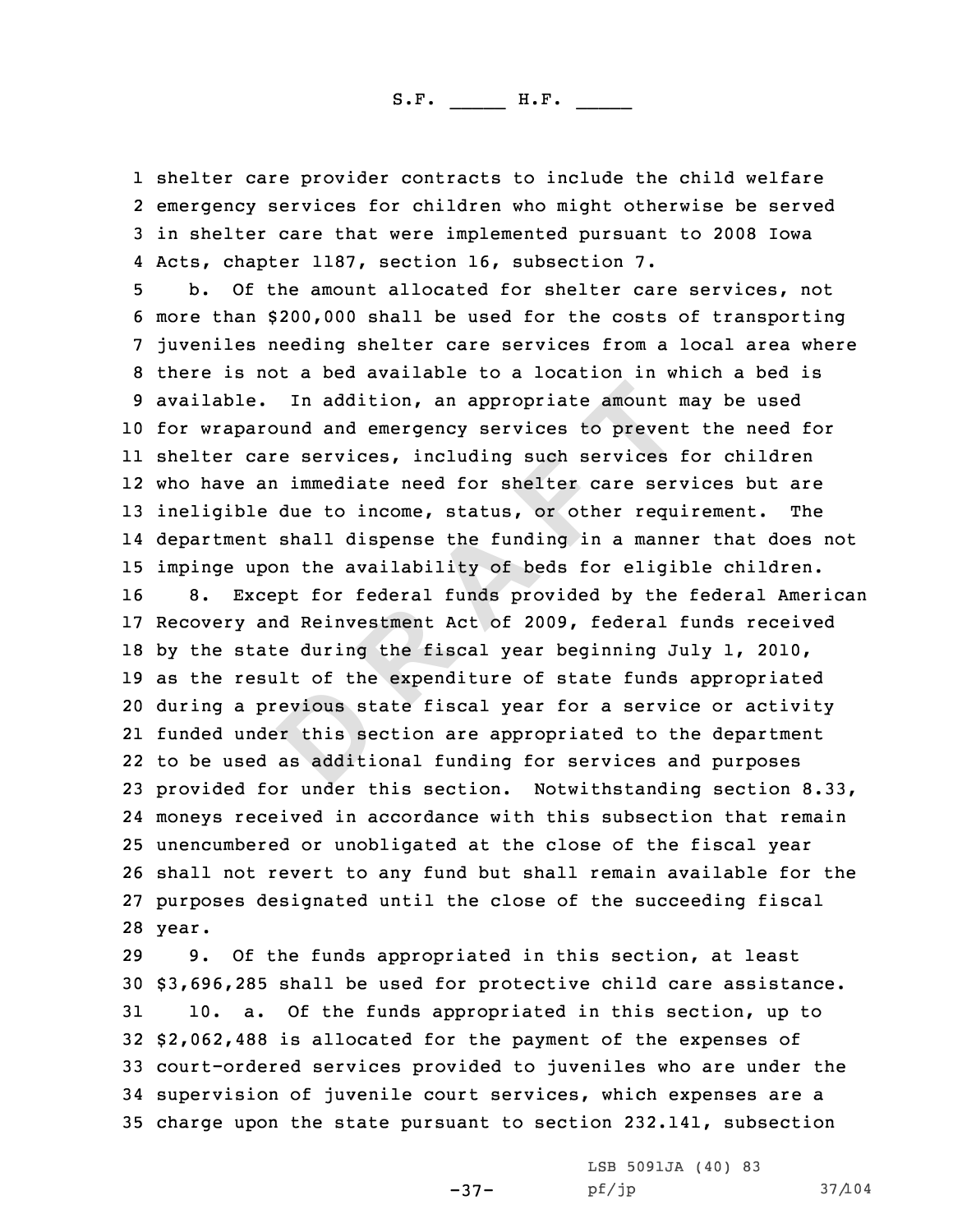shelter care provider contracts to include the child welfare emergency services for children who might otherwise be served in shelter care that were implemented pursuant to 2008 Iowa Acts, chapter 1187, section 16, subsection 7.

b. Of the amount allocated for shelter care services, not more than $200,000 shall be used for the costs of transporting juveniles needing shelter care services from a local area where there is not a bed available to a location in which a bed is available. In addition, an appropriate amount may be used for wraparound and emergency services to prevent the need for shelter care services, including such services for children who have an immediate need for shelter care services but are ineligible due to income, status, or other requirement. The department shall dispense the funding in a manner that does not impinge upon the availability of beds for eligible children.

8. Except for federal funds provided by the federal American Recovery and Reinvestment Act of 2009, federal funds received by the state during the fiscal year beginning July 1, 2010, as the result of the expenditure of state funds appropriated during a previous state fiscal year for a service or activity funded under this section are appropriated to the department to be used as additional funding for services and purposes provided for under this section. Notwithstanding section 8.33, moneys received in accordance with this subsection that remain unencumbered or unobligated at the close of the fiscal year shall not revert to any fund but shall remain available for the purposes designated until the close of the succeeding fiscal year.

9. Of the funds appropriated in this section, at least $3,696,285 shall be used for protective child care assistance.

10. a. Of the funds appropriated in this section, up to $2,062,488 is allocated for the payment of the expenses of court-ordered services provided to juveniles who are under the supervision of juvenile court services, which expenses are a charge upon the state pursuant to section 232.141, subsection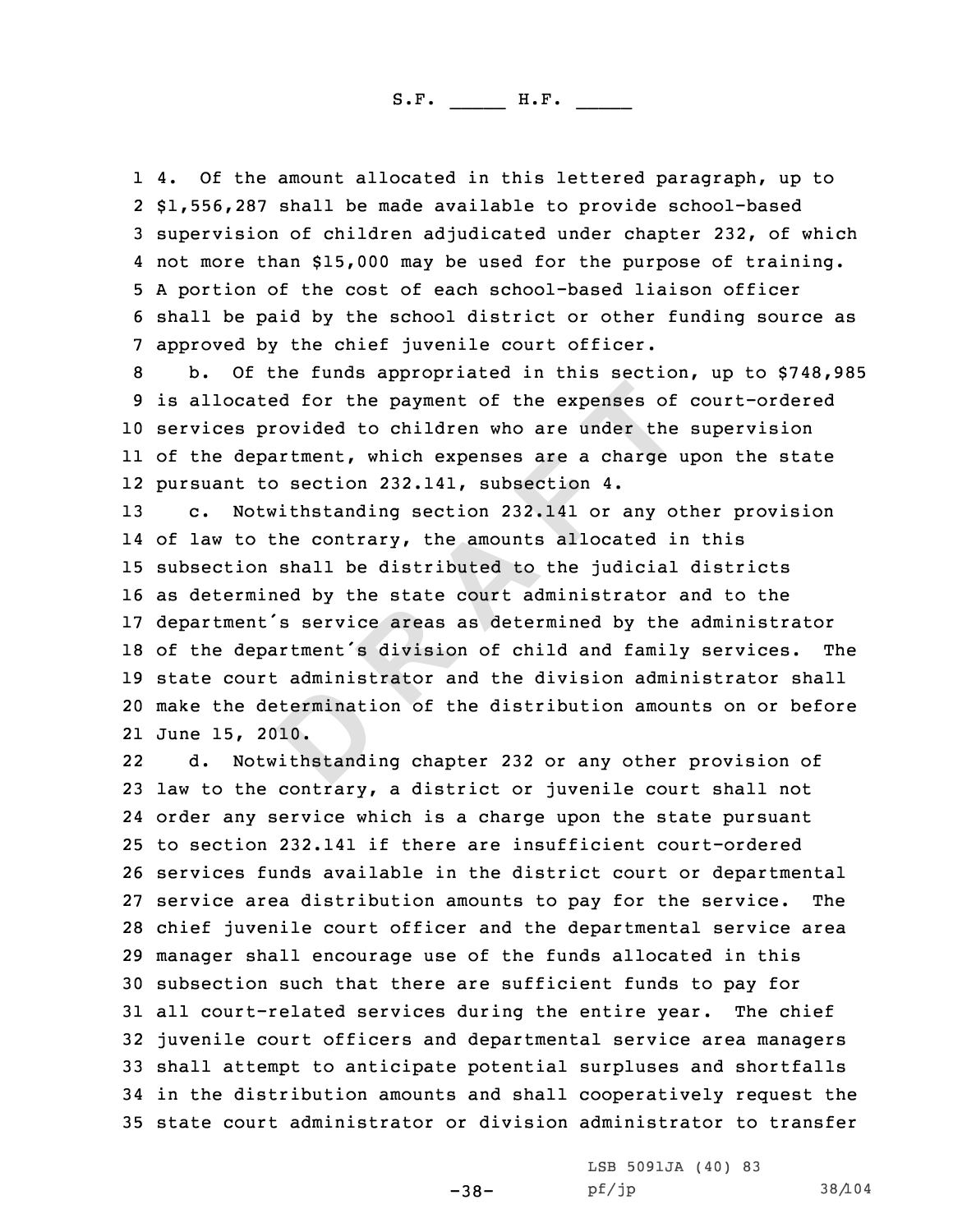4. Of the amount allocated in this lettered paragraph, up to $1,556,287 shall be made available to provide school-based supervision of children adjudicated under chapter 232, of which not more than $15,000 may be used for the purpose of training. A portion of the cost of each school-based liaison officer shall be paid by the school district or other funding source as approved by the chief juvenile court officer.

b. Of the funds appropriated in this section, up to $748,985 is allocated for the payment of the expenses of court-ordered services provided to children who are under the supervision of the department, which expenses are a charge upon the state pursuant to section 232.141, subsection 4.

c. Notwithstanding section 232.141 or any other provision of law to the contrary, the amounts allocated in this subsection shall be distributed to the judicial districts as determined by the state court administrator and to the department's service areas as determined by the administrator of the department's division of child and family services. The state court administrator and the division administrator shall make the determination of the distribution amounts on or before June 15, 2010.

d. Notwithstanding chapter 232 or any other provision of law to the contrary, a district or juvenile court shall not order any service which is a charge upon the state pursuant to section 232.141 if there are insufficient court-ordered services funds available in the district court or departmental service area distribution amounts to pay for the service. The chief juvenile court officer and the departmental service area manager shall encourage use of the funds allocated in this subsection such that there are sufficient funds to pay for all court-related services during the entire year. The chief juvenile court officers and departmental service area managers shall attempt to anticipate potential surpluses and shortfalls in the distribution amounts and shall cooperatively request the state court administrator or division administrator to transfer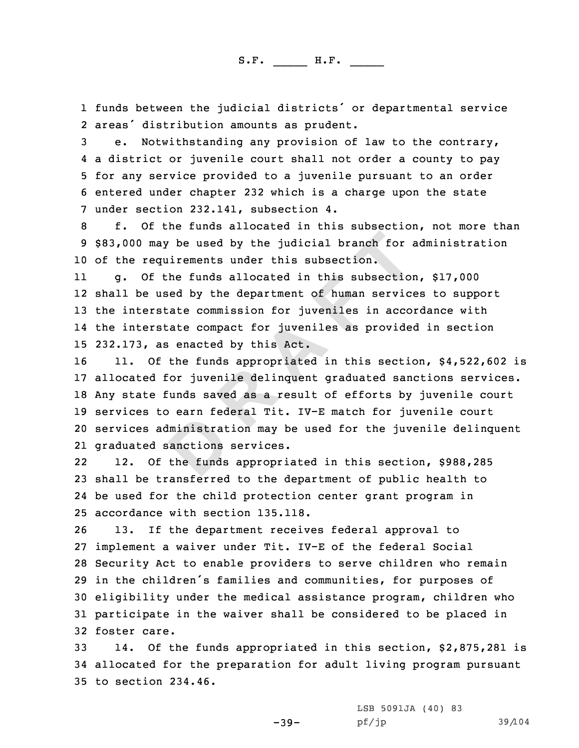funds between the judicial districts' or departmental service areas' distribution amounts as prudent.

e. Notwithstanding any provision of law to the contrary, a district or juvenile court shall not order a county to pay for any service provided to a juvenile pursuant to an order entered under chapter 232 which is a charge upon the state under section 232.141, subsection 4.

f. Of the funds allocated in this subsection, not more than $83,000 may be used by the judicial branch for administration of the requirements under this subsection.

g. Of the funds allocated in this subsection, $17,000 shall be used by the department of human services to support the interstate commission for juveniles in accordance with the interstate compact for juveniles as provided in section 232.173, as enacted by this Act.

11. Of the funds appropriated in this section, $4,522,602 is allocated for juvenile delinquent graduated sanctions services. Any state funds saved as a result of efforts by juvenile court services to earn federal Tit. IV-E match for juvenile court services administration may be used for the juvenile delinquent graduated sanctions services.

12. Of the funds appropriated in this section, $988,285 shall be transferred to the department of public health to be used for the child protection center grant program in accordance with section 135.118.

13. If the department receives federal approval to implement a waiver under Tit. IV-E of the federal Social Security Act to enable providers to serve children who remain in the children's families and communities, for purposes of eligibility under the medical assistance program, children who participate in the waiver shall be considered to be placed in foster care.

14. Of the funds appropriated in this section, $2,875,281 is allocated for the preparation for adult living program pursuant to section 234.46.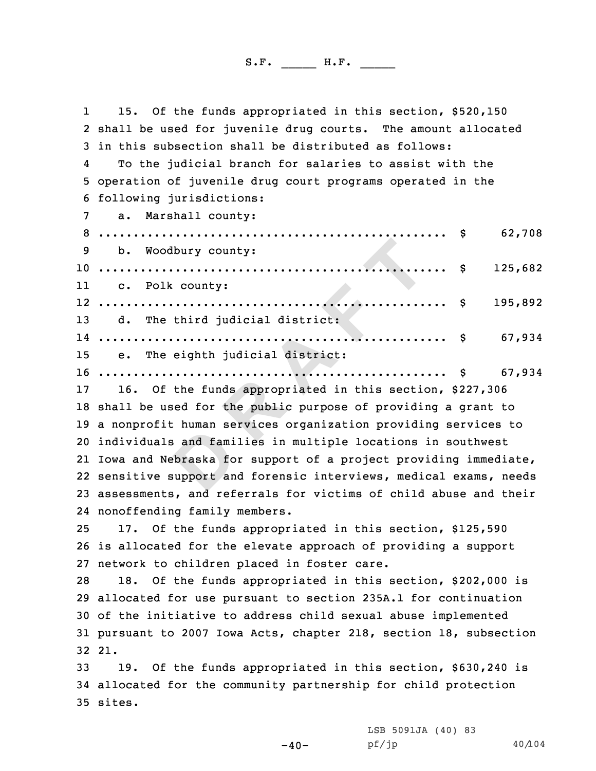15. Of the funds appropriated in this section, $520,150 shall be used for juvenile drug courts. The amount allocated in this subsection shall be distributed as follows:

To the judicial branch for salaries to assist with the operation of juvenile drug court programs operated in the following jurisdictions:

a. Marshall county:

.................................................. $ 62,708

b. Woodbury county:

.................................................. $ 125,682

c. Polk county:

.................................................. $ 195,892

d. The third judicial district:

.................................................. $ 67,934

e. The eighth judicial district:

.................................................. $ 67,934

16. Of the funds appropriated in this section, $227,306 shall be used for the public purpose of providing a grant to a nonprofit human services organization providing services to individuals and families in multiple locations in southwest Iowa and Nebraska for support of a project providing immediate, sensitive support and forensic interviews, medical exams, needs assessments, and referrals for victims of child abuse and their nonoffending family members.

17. Of the funds appropriated in this section, $125,590 is allocated for the elevate approach of providing a support network to children placed in foster care.

18. Of the funds appropriated in this section, $202,000 is allocated for use pursuant to section 235A.1 for continuation of the initiative to address child sexual abuse implemented pursuant to 2007 Iowa Acts, chapter 218, section 18, subsection 21.

19. Of the funds appropriated in this section, $630,240 is allocated for the community partnership for child protection sites.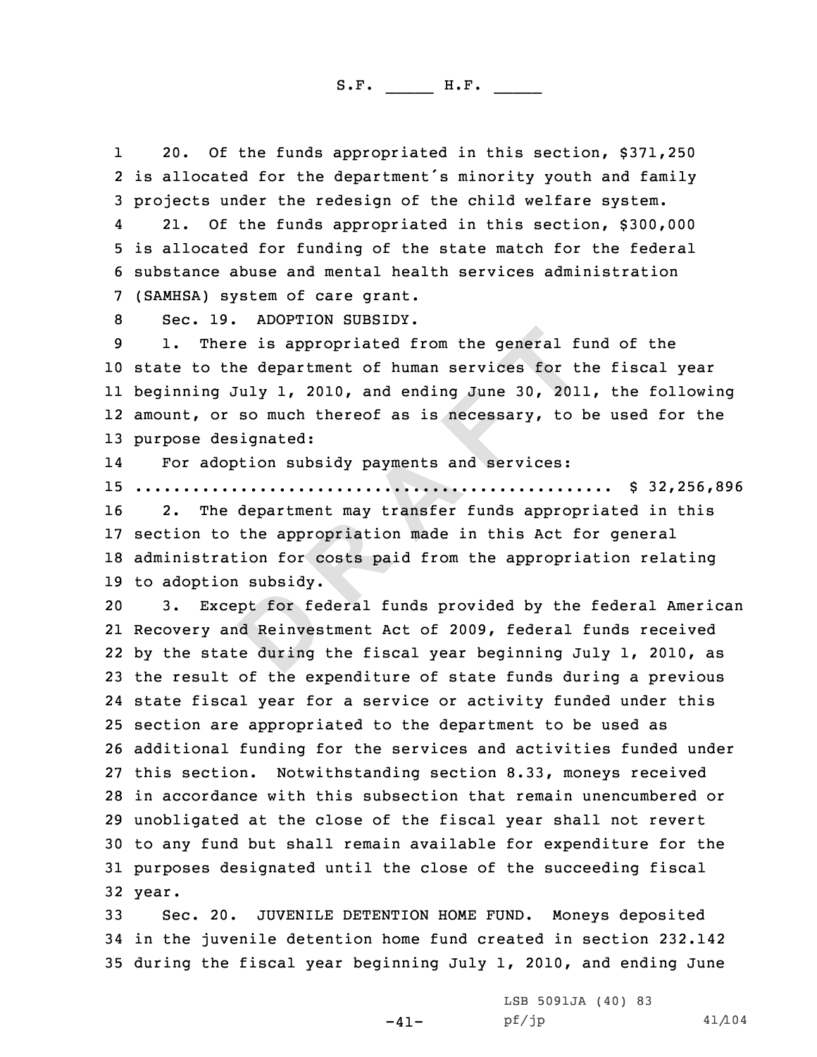20. Of the funds appropriated in this section, $371,250 is allocated for the department's minority youth and family projects under the redesign of the child welfare system.

21. Of the funds appropriated in this section, $300,000 is allocated for funding of the state match for the federal substance abuse and mental health services administration (SAMHSA) system of care grant.

Sec. 19. ADOPTION SUBSIDY.

1. There is appropriated from the general fund of the state to the department of human services for the fiscal year beginning July 1, 2010, and ending June 30, 2011, the following amount, or so much thereof as is necessary, to be used for the purpose designated:

For adoption subsidy payments and services:

.................................................. $ 32,256,896

2. The department may transfer funds appropriated in this section to the appropriation made in this Act for general administration for costs paid from the appropriation relating to adoption subsidy.

3. Except for federal funds provided by the federal American Recovery and Reinvestment Act of 2009, federal funds received by the state during the fiscal year beginning July 1, 2010, as the result of the expenditure of state funds during a previous state fiscal year for a service or activity funded under this section are appropriated to the department to be used as additional funding for the services and activities funded under this section. Notwithstanding section 8.33, moneys received in accordance with this subsection that remain unencumbered or unobligated at the close of the fiscal year shall not revert to any fund but shall remain available for expenditure for the purposes designated until the close of the succeeding fiscal year.

Sec. 20. JUVENILE DETENTION HOME FUND. Moneys deposited in the juvenile detention home fund created in section 232.142 during the fiscal year beginning July 1, 2010, and ending June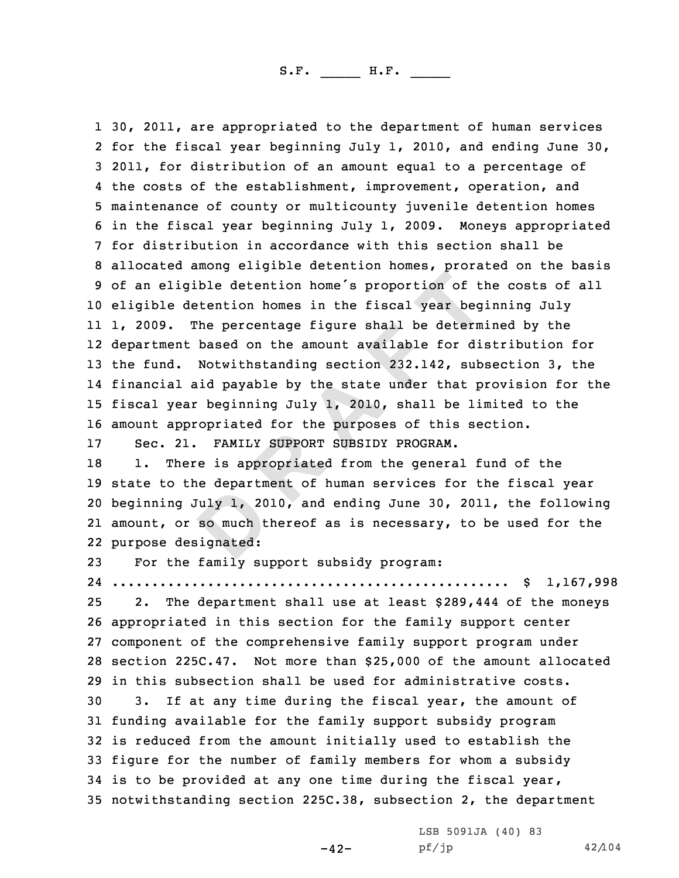30, 2011, are appropriated to the department of human services for the fiscal year beginning July 1, 2010, and ending June 30, 2011, for distribution of an amount equal to a percentage of the costs of the establishment, improvement, operation, and maintenance of county or multicounty juvenile detention homes in the fiscal year beginning July 1, 2009. Moneys appropriated for distribution in accordance with this section shall be allocated among eligible detention homes, prorated on the basis of an eligible detention home's proportion of the costs of all eligible detention homes in the fiscal year beginning July 1, 2009. The percentage figure shall be determined by the department based on the amount available for distribution for the fund. Notwithstanding section 232.142, subsection 3, the financial aid payable by the state under that provision for the fiscal year beginning July 1, 2010, shall be limited to the amount appropriated for the purposes of this section.

Sec. 21. FAMILY SUPPORT SUBSIDY PROGRAM.

1. There is appropriated from the general fund of the state to the department of human services for the fiscal year beginning July 1, 2010, and ending June 30, 2011, the following amount, or so much thereof as is necessary, to be used for the purpose designated:

For the family support subsidy program:

.................................................. $ 1,167,998

2. The department shall use at least $289,444 of the moneys appropriated in this section for the family support center component of the comprehensive family support program under section 225C.47. Not more than $25,000 of the amount allocated in this subsection shall be used for administrative costs.

3. If at any time during the fiscal year, the amount of funding available for the family support subsidy program is reduced from the amount initially used to establish the figure for the number of family members for whom a subsidy is to be provided at any one time during the fiscal year, notwithstanding section 225C.38, subsection 2, the department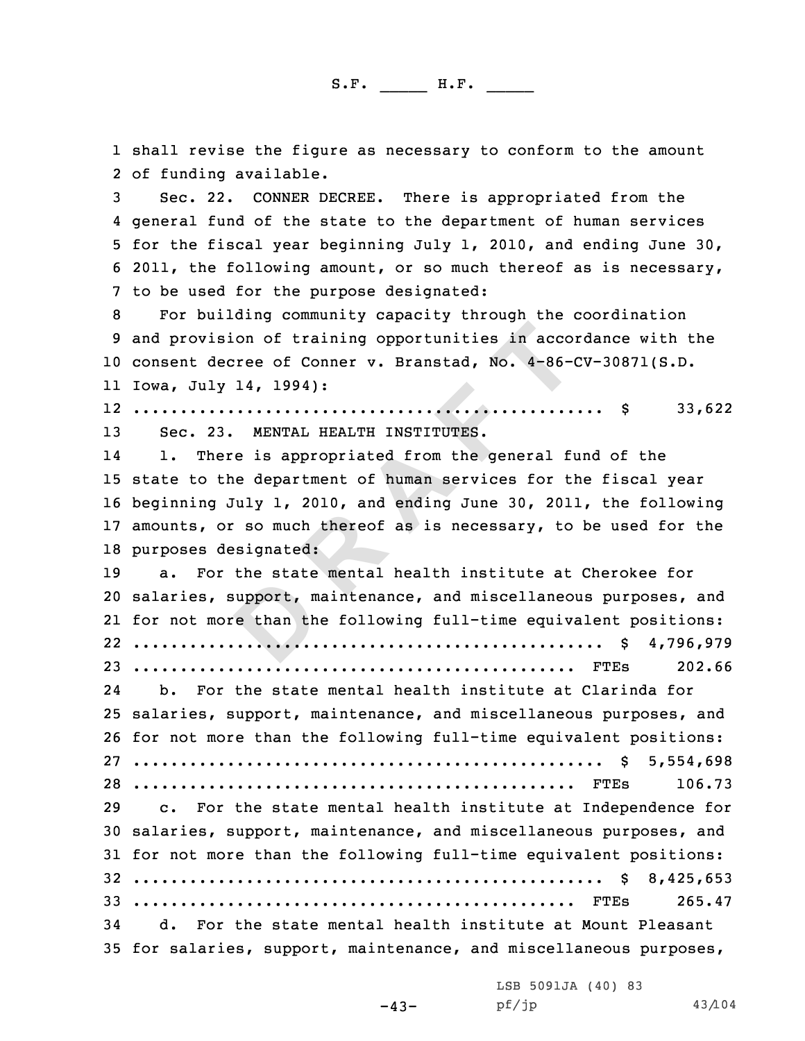shall revise the figure as necessary to conform to the amount of funding available.

Sec. 22. CONNER DECREE. There is appropriated from the general fund of the state to the department of human services for the fiscal year beginning July 1, 2010, and ending June 30, 2011, the following amount, or so much thereof as is necessary, to be used for the purpose designated:

For building community capacity through the coordination and provision of training opportunities in accordance with the consent decree of Conner v. Branstad, No. 4-86-CV-30871(S.D. Iowa, July 14, 1994):

.................................................. $ 33,622

Sec. 23. MENTAL HEALTH INSTITUTES.

1. There is appropriated from the general fund of the state to the department of human services for the fiscal year beginning July 1, 2010, and ending June 30, 2011, the following amounts, or so much thereof as is necessary, to be used for the purposes designated:

a. For the state mental health institute at Cherokee for salaries, support, maintenance, and miscellaneous purposes, and for not more than the following full-time equivalent positions:

.................................................. $ 4,796,979

.................................................. FTEs 202.66

b. For the state mental health institute at Clarinda for salaries, support, maintenance, and miscellaneous purposes, and for not more than the following full-time equivalent positions:

.................................................. $ 5,554,698

.................................................. FTEs 106.73

c. For the state mental health institute at Independence for salaries, support, maintenance, and miscellaneous purposes, and for not more than the following full-time equivalent positions:

.................................................. $ 8,425,653

.................................................. FTEs 265.47

d. For the state mental health institute at Mount Pleasant for salaries, support, maintenance, and miscellaneous purposes,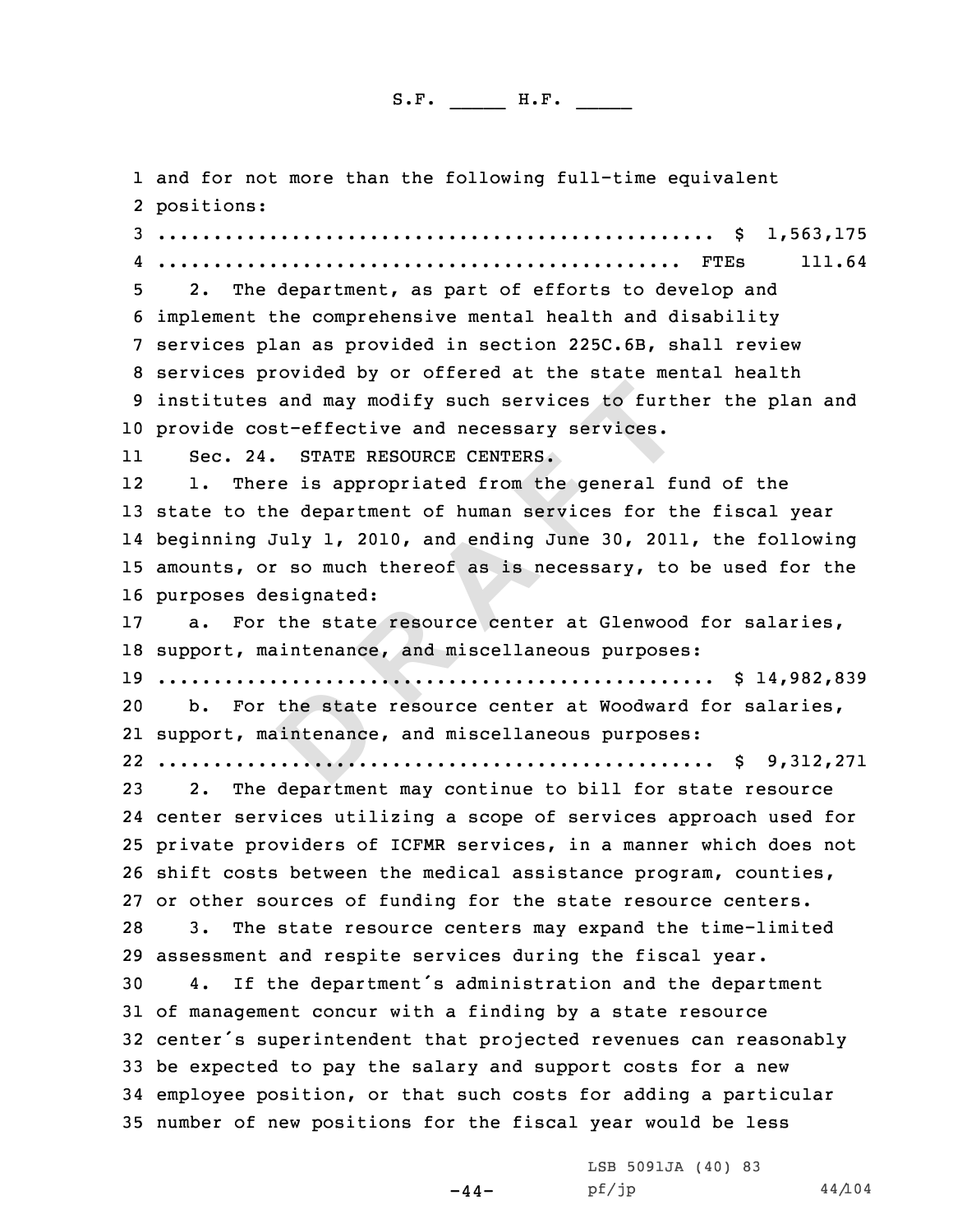and for not more than the following full-time equivalent positions:

.................................................. $ 1,563,175

.............................................. FTEs 111.64

2. The department, as part of efforts to develop and implement the comprehensive mental health and disability services plan as provided in section 225C.6B, shall review services provided by or offered at the state mental health institutes and may modify such services to further the plan and provide cost-effective and necessary services.

Sec. 24. STATE RESOURCE CENTERS.

1. There is appropriated from the general fund of the state to the department of human services for the fiscal year beginning July 1, 2010, and ending June 30, 2011, the following amounts, or so much thereof as is necessary, to be used for the purposes designated:

a. For the state resource center at Glenwood for salaries, support, maintenance, and miscellaneous purposes:

.................................................. $ 14,982,839

b. For the state resource center at Woodward for salaries, support, maintenance, and miscellaneous purposes:

.................................................. $ 9,312,271

2. The department may continue to bill for state resource center services utilizing a scope of services approach used for private providers of ICFMR services, in a manner which does not shift costs between the medical assistance program, counties, or other sources of funding for the state resource centers.

3. The state resource centers may expand the time-limited assessment and respite services during the fiscal year.

4. If the department´s administration and the department of management concur with a finding by a state resource center´s superintendent that projected revenues can reasonably be expected to pay the salary and support costs for a new employee position, or that such costs for adding a particular number of new positions for the fiscal year would be less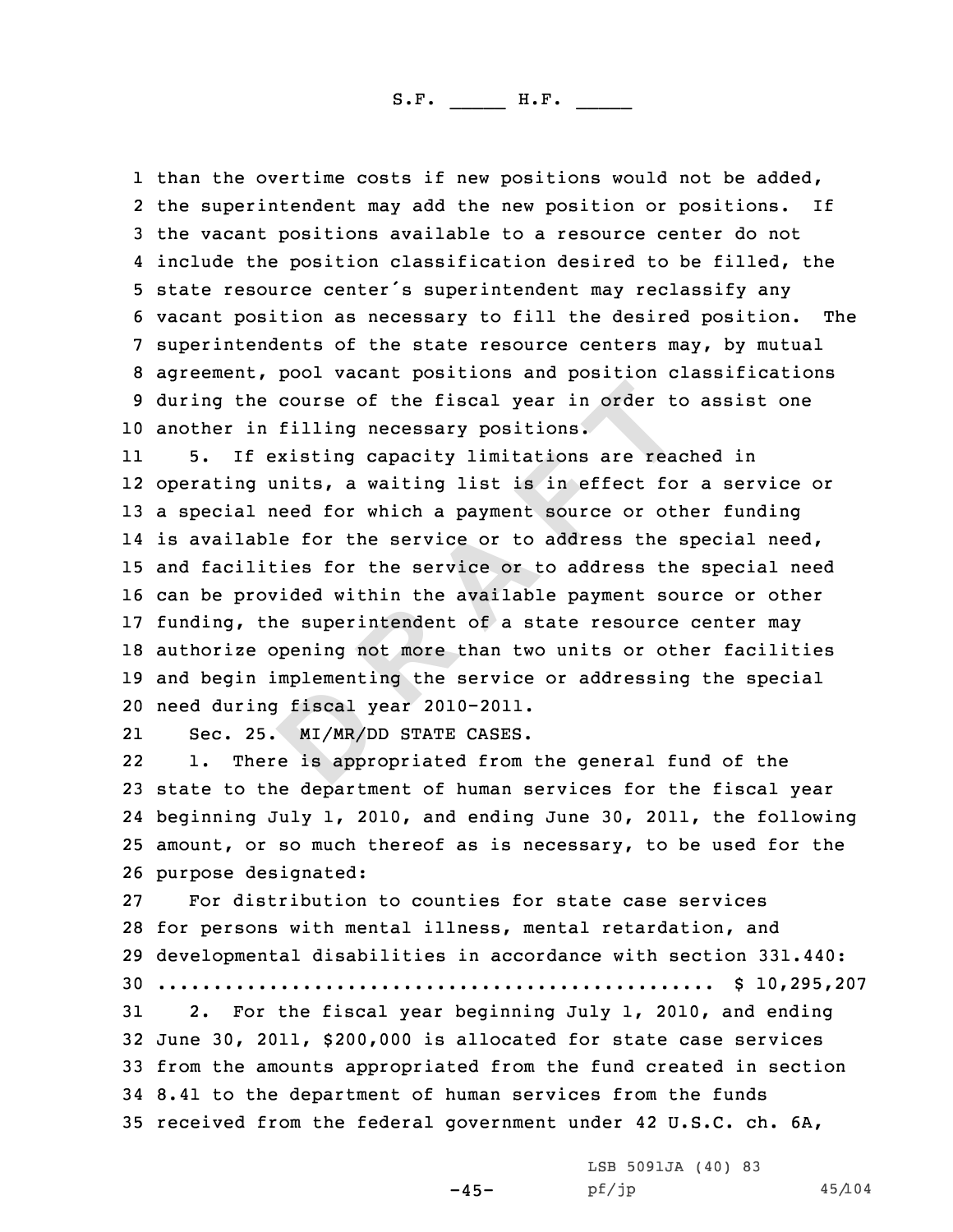than the overtime costs if new positions would not be added, the superintendent may add the new position or positions. If the vacant positions available to a resource center do not include the position classification desired to be filled, the state resource center's superintendent may reclassify any vacant position as necessary to fill the desired position. The superintendents of the state resource centers may, by mutual agreement, pool vacant positions and position classifications during the course of the fiscal year in order to assist one another in filling necessary positions.

5. If existing capacity limitations are reached in operating units, a waiting list is in effect for a service or a special need for which a payment source or other funding is available for the service or to address the special need, and facilities for the service or to address the special need can be provided within the available payment source or other funding, the superintendent of a state resource center may authorize opening not more than two units or other facilities and begin implementing the service or addressing the special need during fiscal year 2010-2011.

Sec. 25. MI/MR/DD STATE CASES.

1. There is appropriated from the general fund of the state to the department of human services for the fiscal year beginning July 1, 2010, and ending June 30, 2011, the following amount, or so much thereof as is necessary, to be used for the purpose designated:

For distribution to counties for state case services for persons with mental illness, mental retardation, and developmental disabilities in accordance with section 331.440:

.................................................. $ 10,295,207

2. For the fiscal year beginning July 1, 2010, and ending June 30, 2011, $200,000 is allocated for state case services from the amounts appropriated from the fund created in section 8.41 to the department of human services from the funds received from the federal government under 42 U.S.C. ch. 6A,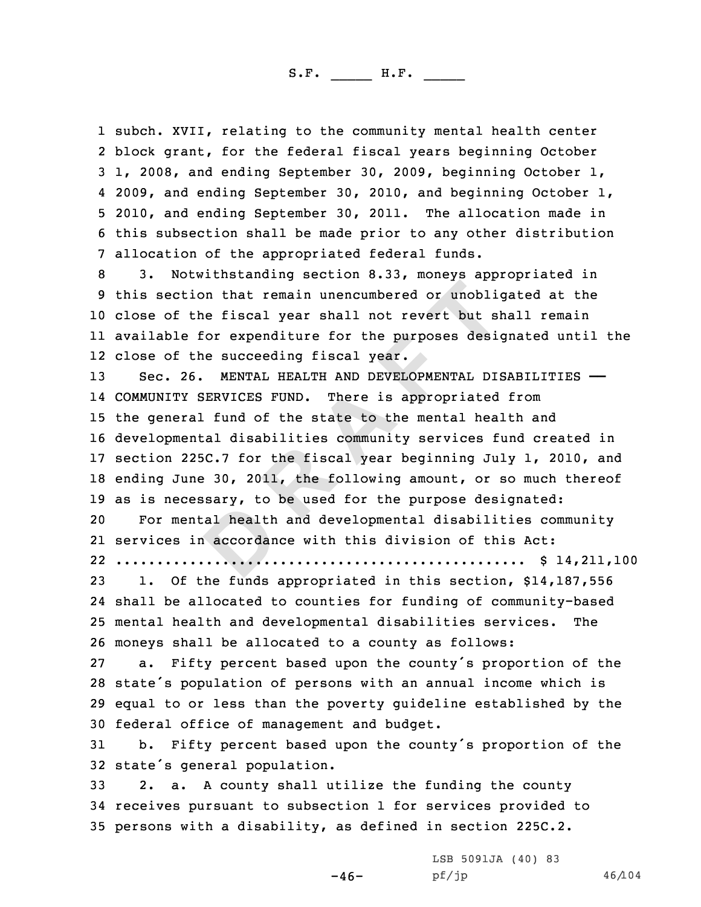subch. XVII, relating to the community mental health center block grant, for the federal fiscal years beginning October 1, 2008, and ending September 30, 2009, beginning October 1, 2009, and ending September 30, 2010, and beginning October 1, 2010, and ending September 30, 2011. The allocation made in this subsection shall be made prior to any other distribution allocation of the appropriated federal funds.

3. Notwithstanding section 8.33, moneys appropriated in this section that remain unencumbered or unobligated at the close of the fiscal year shall not revert but shall remain available for expenditure for the purposes designated until the close of the succeeding fiscal year.

Sec. 26. MENTAL HEALTH AND DEVELOPMENTAL DISABILITIES —— COMMUNITY SERVICES FUND. There is appropriated from the general fund of the state to the mental health and developmental disabilities community services fund created in section 225C.7 for the fiscal year beginning July 1, 2010, and ending June 30, 2011, the following amount, or so much thereof as is necessary, to be used for the purpose designated:

For mental health and developmental disabilities community services in accordance with this division of this Act:

.................................................. $ 14,211,100

1. Of the funds appropriated in this section, $14,187,556 shall be allocated to counties for funding of community-based mental health and developmental disabilities services. The moneys shall be allocated to a county as follows:

a. Fifty percent based upon the county's proportion of the state's population of persons with an annual income which is equal to or less than the poverty guideline established by the federal office of management and budget.

b. Fifty percent based upon the county's proportion of the state's general population.

2. a. A county shall utilize the funding the county receives pursuant to subsection 1 for services provided to persons with a disability, as defined in section 225C.2.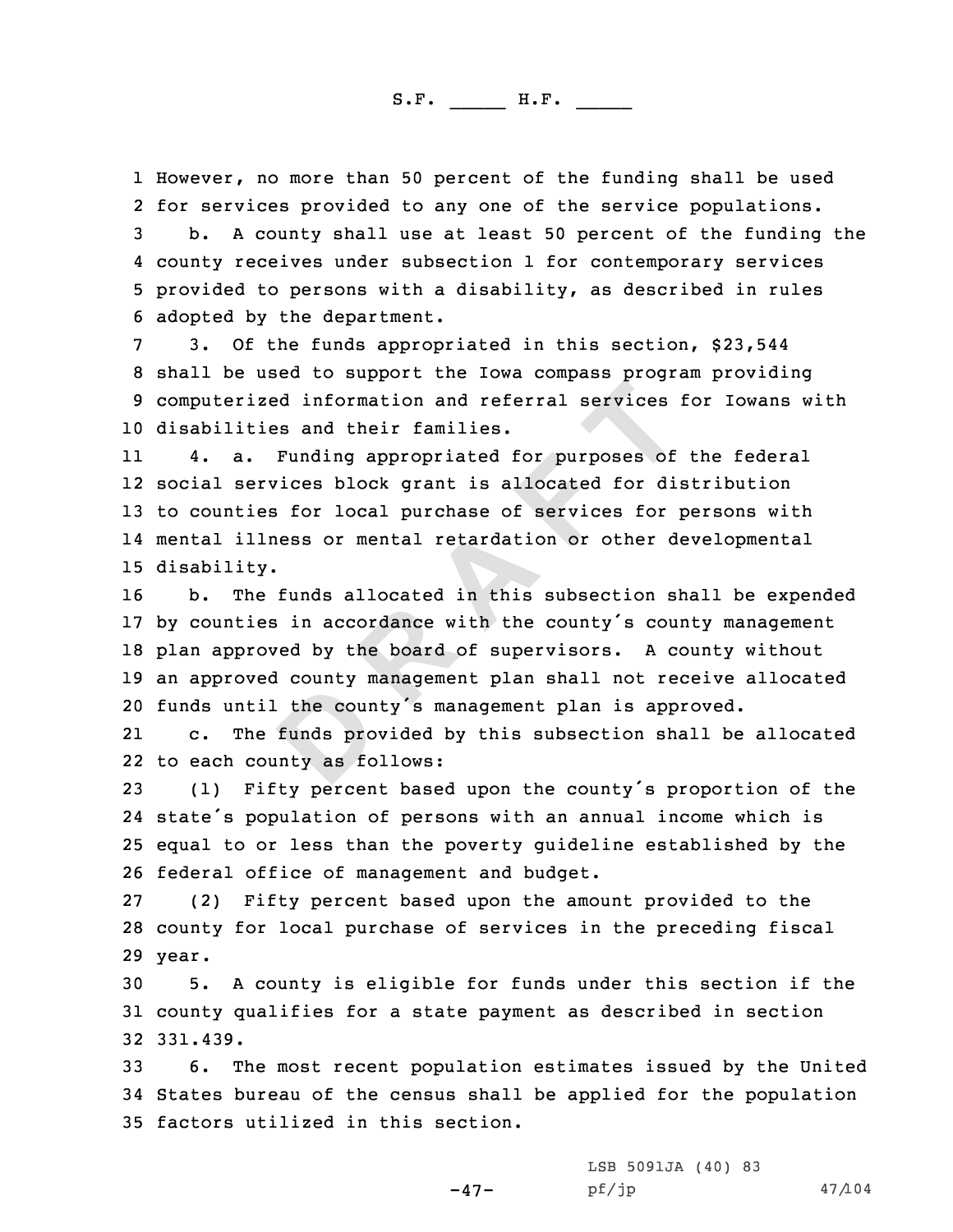However, no more than 50 percent of the funding shall be used for services provided to any one of the service populations.

b. A county shall use at least 50 percent of the funding the county receives under subsection 1 for contemporary services provided to persons with a disability, as described in rules adopted by the department.

3. Of the funds appropriated in this section, $23,544 shall be used to support the Iowa compass program providing computerized information and referral services for Iowans with disabilities and their families.

4. a. Funding appropriated for purposes of the federal social services block grant is allocated for distribution to counties for local purchase of services for persons with mental illness or mental retardation or other developmental disability.

b. The funds allocated in this subsection shall be expended by counties in accordance with the county's county management plan approved by the board of supervisors. A county without an approved county management plan shall not receive allocated funds until the county's management plan is approved.

c. The funds provided by this subsection shall be allocated to each county as follows:

(1) Fifty percent based upon the county's proportion of the state's population of persons with an annual income which is equal to or less than the poverty guideline established by the federal office of management and budget.

(2) Fifty percent based upon the amount provided to the county for local purchase of services in the preceding fiscal year.

5. A county is eligible for funds under this section if the county qualifies for a state payment as described in section 331.439.

6. The most recent population estimates issued by the United States bureau of the census shall be applied for the population factors utilized in this section.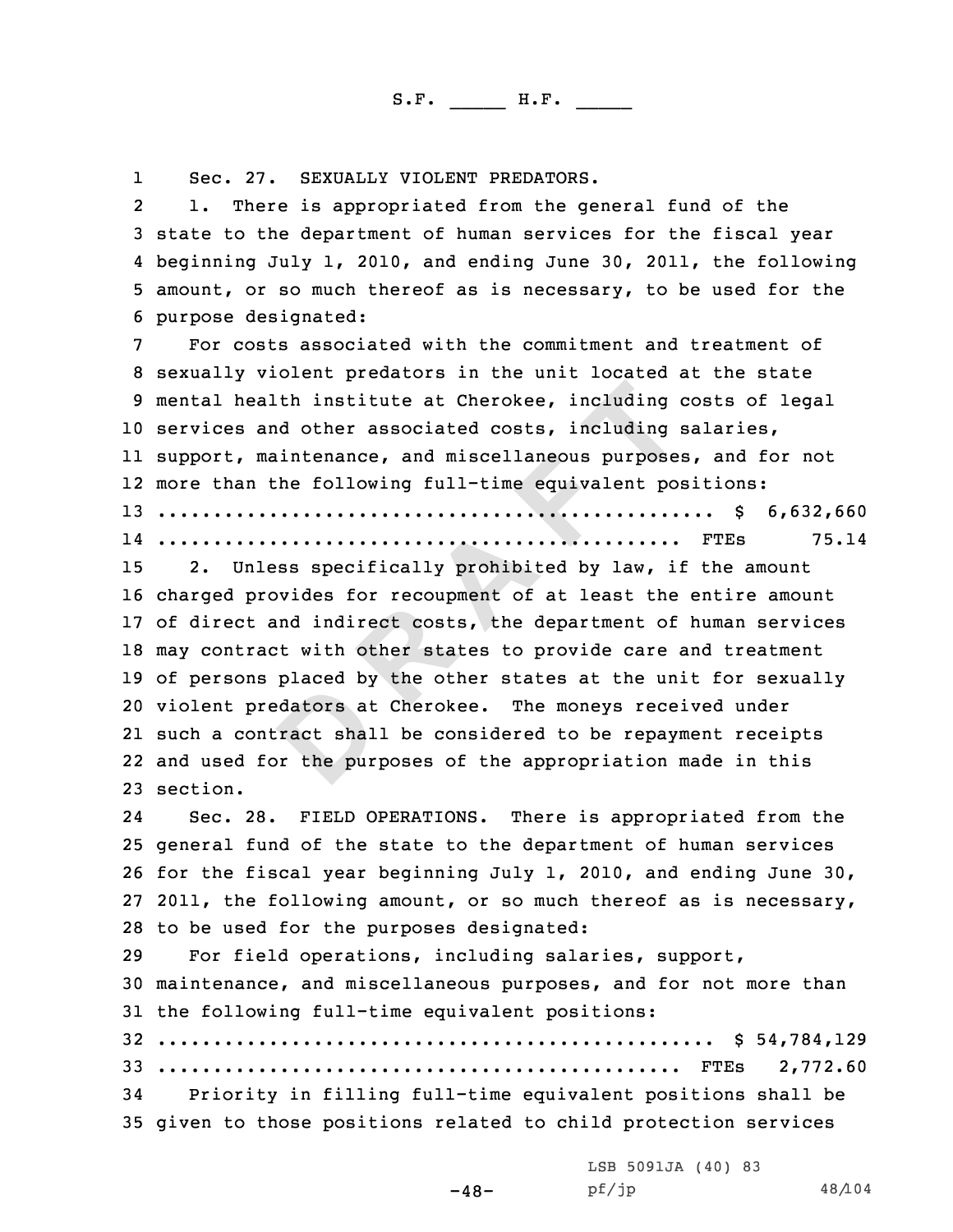Sec. 27. SEXUALLY VIOLENT PREDATORS.

1. There is appropriated from the general fund of the state to the department of human services for the fiscal year beginning July 1, 2010, and ending June 30, 2011, the following amount, or so much thereof as is necessary, to be used for the purpose designated:

For costs associated with the commitment and treatment of sexually violent predators in the unit located at the state mental health institute at Cherokee, including costs of legal services and other associated costs, including salaries, support, maintenance, and miscellaneous purposes, and for not more than the following full-time equivalent positions:

| | |
|---|---|
| .................................................. $ | 6,632,660 |
| ............................................... FTEs | 75.14 |

2. Unless specifically prohibited by law, if the amount charged provides for recoupment of at least the entire amount of direct and indirect costs, the department of human services may contract with other states to provide care and treatment of persons placed by the other states at the unit for sexually violent predators at Cherokee. The moneys received under such a contract shall be considered to be repayment receipts and used for the purposes of the appropriation made in this section.

Sec. 28. FIELD OPERATIONS. There is appropriated from the general fund of the state to the department of human services for the fiscal year beginning July 1, 2010, and ending June 30, 2011, the following amount, or so much thereof as is necessary, to be used for the purposes designated:

For field operations, including salaries, support, maintenance, and miscellaneous purposes, and for not more than the following full-time equivalent positions:

| | |
|---|---|
| .................................................. $ | 54,784,129 |
| ............................................... FTEs | 2,772.60 |

Priority in filling full-time equivalent positions shall be given to those positions related to child protection services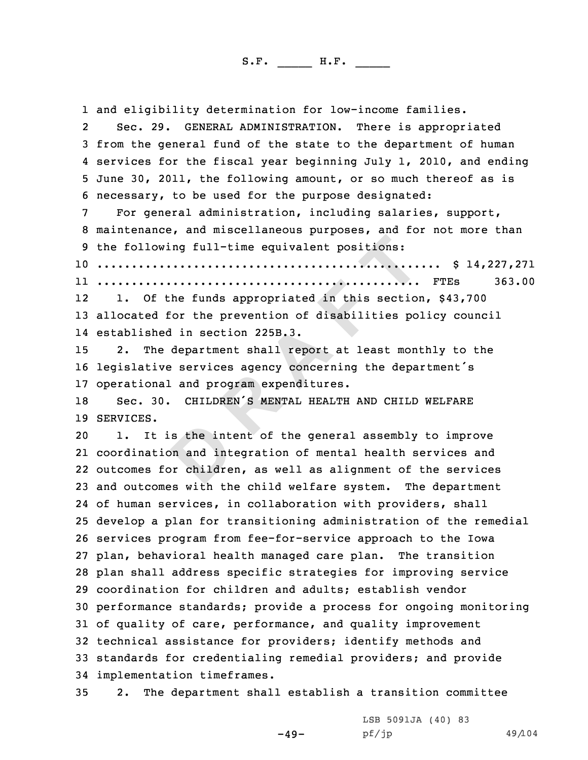and eligibility determination for low-income families.

Sec. 29. GENERAL ADMINISTRATION. There is appropriated from the general fund of the state to the department of human services for the fiscal year beginning July 1, 2010, and ending June 30, 2011, the following amount, or so much thereof as is necessary, to be used for the purpose designated:

For general administration, including salaries, support, maintenance, and miscellaneous purposes, and for not more than the following full-time equivalent positions:

| | |
|---|---|
| .................................................. | $ 14,227,271 |
| .................................................. FTEs | 363.00 |

1. Of the funds appropriated in this section, $43,700 allocated for the prevention of disabilities policy council established in section 225B.3.

2. The department shall report at least monthly to the legislative services agency concerning the department's operational and program expenditures.

Sec. 30. CHILDREN'S MENTAL HEALTH AND CHILD WELFARE SERVICES.

1. It is the intent of the general assembly to improve coordination and integration of mental health services and outcomes for children, as well as alignment of the services and outcomes with the child welfare system. The department of human services, in collaboration with providers, shall develop a plan for transitioning administration of the remedial services program from fee-for-service approach to the Iowa plan, behavioral health managed care plan. The transition plan shall address specific strategies for improving service coordination for children and adults; establish vendor performance standards; provide a process for ongoing monitoring of quality of care, performance, and quality improvement technical assistance for providers; identify methods and standards for credentialing remedial providers; and provide implementation timeframes.

2. The department shall establish a transition committee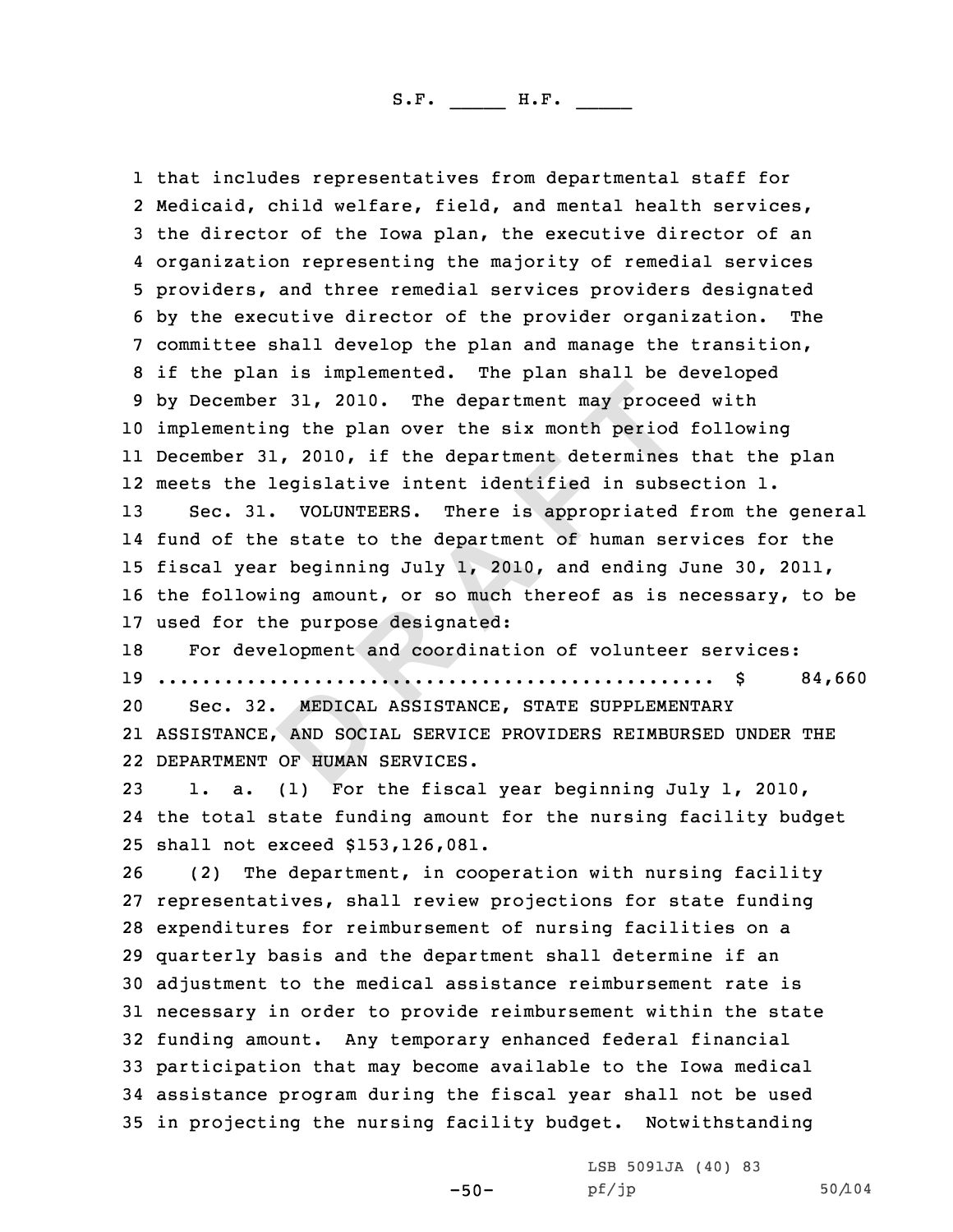that includes representatives from departmental staff for Medicaid, child welfare, field, and mental health services, the director of the Iowa plan, the executive director of an organization representing the majority of remedial services providers, and three remedial services providers designated by the executive director of the provider organization. The committee shall develop the plan and manage the transition, if the plan is implemented. The plan shall be developed by December 31, 2010. The department may proceed with implementing the plan over the six month period following December 31, 2010, if the department determines that the plan meets the legislative intent identified in subsection 1.

Sec. 31. VOLUNTEERS. There is appropriated from the general fund of the state to the department of human services for the fiscal year beginning July 1, 2010, and ending June 30, 2011, the following amount, or so much thereof as is necessary, to be used for the purpose designated:

For development and coordination of volunteer services:
.................................................. $ 84,660

Sec. 32. MEDICAL ASSISTANCE, STATE SUPPLEMENTARY ASSISTANCE, AND SOCIAL SERVICE PROVIDERS REIMBURSED UNDER THE DEPARTMENT OF HUMAN SERVICES.

1. a. (1) For the fiscal year beginning July 1, 2010, the total state funding amount for the nursing facility budget shall not exceed $153,126,081.

(2) The department, in cooperation with nursing facility representatives, shall review projections for state funding expenditures for reimbursement of nursing facilities on a quarterly basis and the department shall determine if an adjustment to the medical assistance reimbursement rate is necessary in order to provide reimbursement within the state funding amount. Any temporary enhanced federal financial participation that may become available to the Iowa medical assistance program during the fiscal year shall not be used in projecting the nursing facility budget. Notwithstanding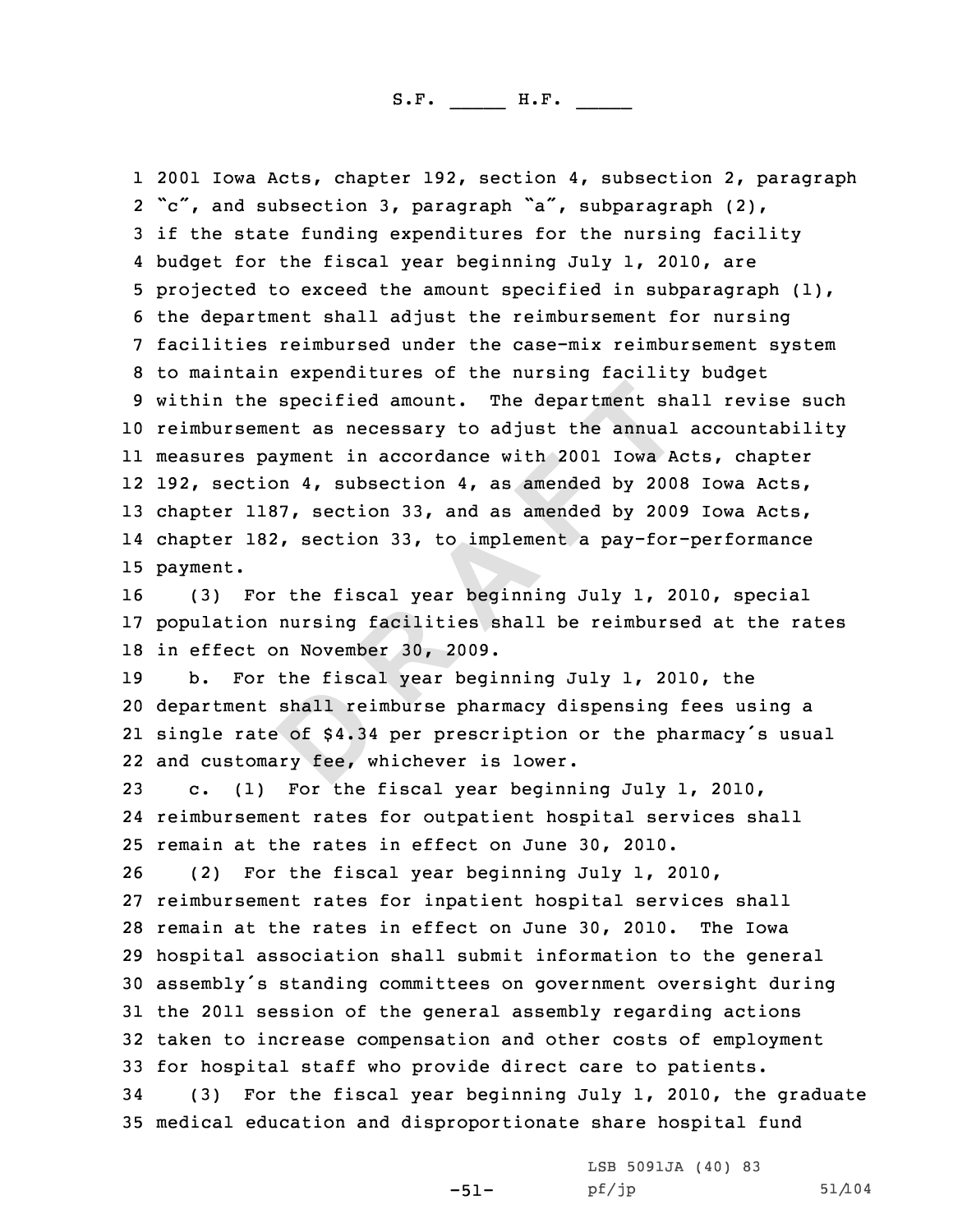2001 Iowa Acts, chapter 192, section 4, subsection 2, paragraph "c", and subsection 3, paragraph "a", subparagraph (2), if the state funding expenditures for the nursing facility budget for the fiscal year beginning July 1, 2010, are projected to exceed the amount specified in subparagraph (1), the department shall adjust the reimbursement for nursing facilities reimbursed under the case-mix reimbursement system to maintain expenditures of the nursing facility budget within the specified amount. The department shall revise such reimbursement as necessary to adjust the annual accountability measures payment in accordance with 2001 Iowa Acts, chapter 192, section 4, subsection 4, as amended by 2008 Iowa Acts, chapter 1187, section 33, and as amended by 2009 Iowa Acts, chapter 182, section 33, to implement a pay-for-performance payment.

(3) For the fiscal year beginning July 1, 2010, special population nursing facilities shall be reimbursed at the rates in effect on November 30, 2009.

b. For the fiscal year beginning July 1, 2010, the department shall reimburse pharmacy dispensing fees using a single rate of $4.34 per prescription or the pharmacy's usual and customary fee, whichever is lower.

c. (1) For the fiscal year beginning July 1, 2010, reimbursement rates for outpatient hospital services shall remain at the rates in effect on June 30, 2010.

(2) For the fiscal year beginning July 1, 2010, reimbursement rates for inpatient hospital services shall remain at the rates in effect on June 30, 2010. The Iowa hospital association shall submit information to the general assembly's standing committees on government oversight during the 2011 session of the general assembly regarding actions taken to increase compensation and other costs of employment for hospital staff who provide direct care to patients.

(3) For the fiscal year beginning July 1, 2010, the graduate medical education and disproportionate share hospital fund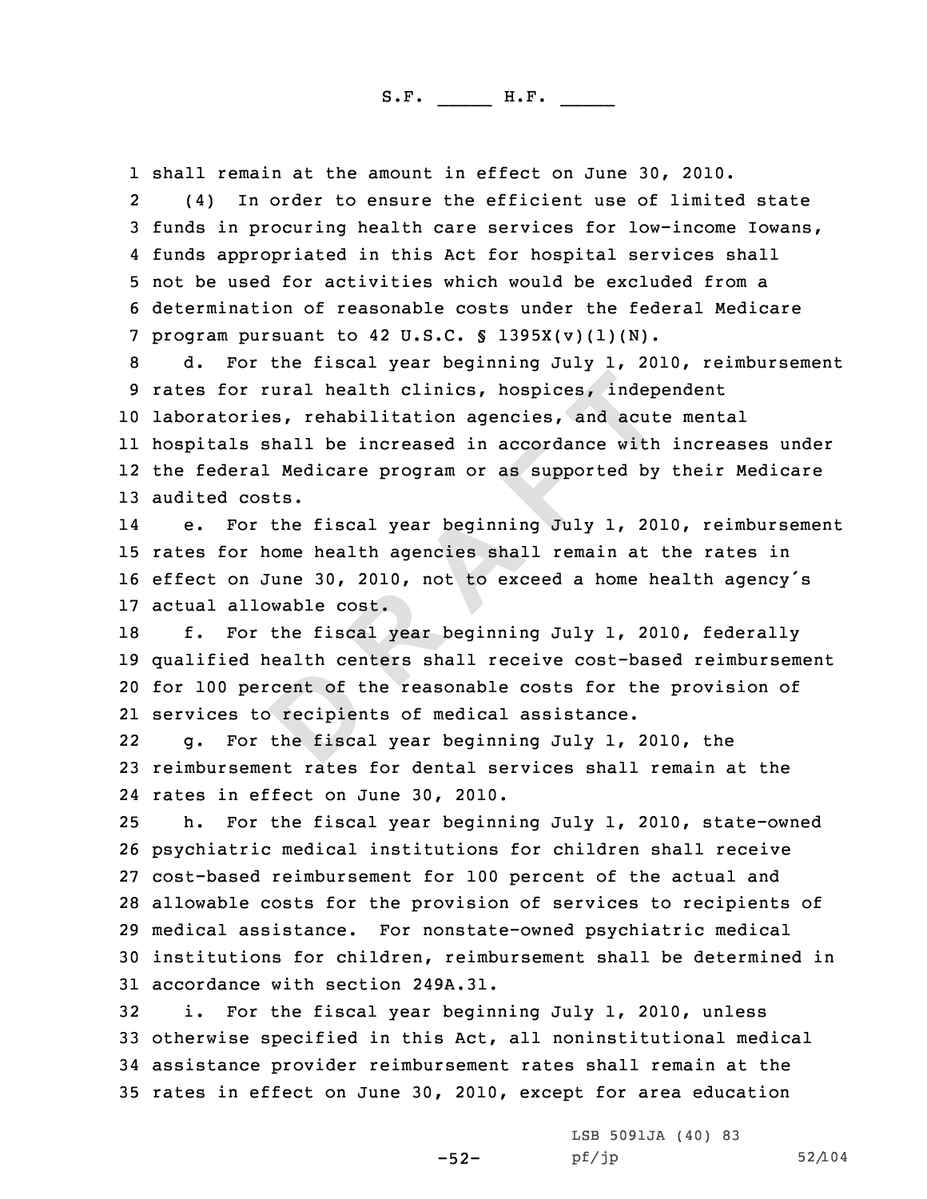shall remain at the amount in effect on June 30, 2010.

(4) In order to ensure the efficient use of limited state funds in procuring health care services for low-income Iowans, funds appropriated in this Act for hospital services shall not be used for activities which would be excluded from a determination of reasonable costs under the federal Medicare program pursuant to 42 U.S.C. § 1395X(v)(1)(N).

d. For the fiscal year beginning July 1, 2010, reimbursement rates for rural health clinics, hospices, independent laboratories, rehabilitation agencies, and acute mental hospitals shall be increased in accordance with increases under the federal Medicare program or as supported by their Medicare audited costs.

e. For the fiscal year beginning July 1, 2010, reimbursement rates for home health agencies shall remain at the rates in effect on June 30, 2010, not to exceed a home health agency's actual allowable cost.

f. For the fiscal year beginning July 1, 2010, federally qualified health centers shall receive cost-based reimbursement for 100 percent of the reasonable costs for the provision of services to recipients of medical assistance.

g. For the fiscal year beginning July 1, 2010, the reimbursement rates for dental services shall remain at the rates in effect on June 30, 2010.

h. For the fiscal year beginning July 1, 2010, state-owned psychiatric medical institutions for children shall receive cost-based reimbursement for 100 percent of the actual and allowable costs for the provision of services to recipients of medical assistance. For nonstate-owned psychiatric medical institutions for children, reimbursement shall be determined in accordance with section 249A.31.

i. For the fiscal year beginning July 1, 2010, unless otherwise specified in this Act, all noninstitutional medical assistance provider reimbursement rates shall remain at the rates in effect on June 30, 2010, except for area education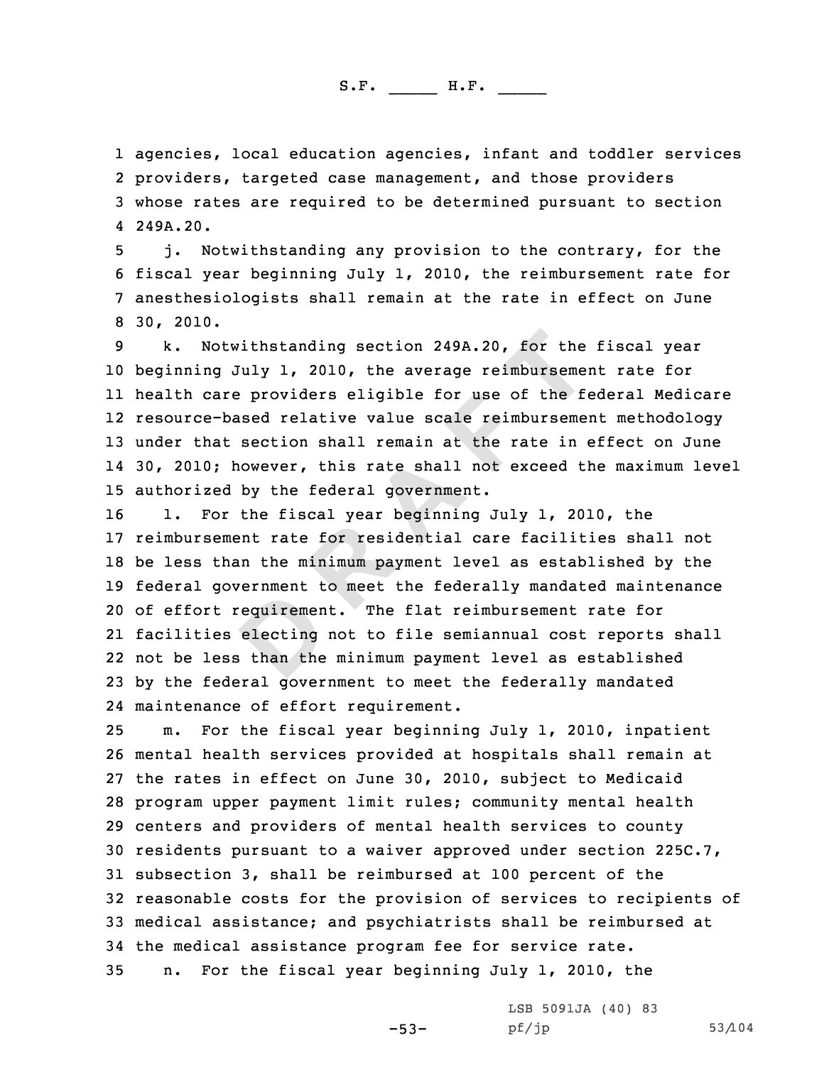agencies, local education agencies, infant and toddler services providers, targeted case management, and those providers whose rates are required to be determined pursuant to section 249A.20.

j. Notwithstanding any provision to the contrary, for the fiscal year beginning July 1, 2010, the reimbursement rate for anesthesiologists shall remain at the rate in effect on June 30, 2010.

k. Notwithstanding section 249A.20, for the fiscal year beginning July 1, 2010, the average reimbursement rate for health care providers eligible for use of the federal Medicare resource-based relative value scale reimbursement methodology under that section shall remain at the rate in effect on June 30, 2010; however, this rate shall not exceed the maximum level authorized by the federal government.

l. For the fiscal year beginning July 1, 2010, the reimbursement rate for residential care facilities shall not be less than the minimum payment level as established by the federal government to meet the federally mandated maintenance of effort requirement. The flat reimbursement rate for facilities electing not to file semiannual cost reports shall not be less than the minimum payment level as established by the federal government to meet the federally mandated maintenance of effort requirement.

m. For the fiscal year beginning July 1, 2010, inpatient mental health services provided at hospitals shall remain at the rates in effect on June 30, 2010, subject to Medicaid program upper payment limit rules; community mental health centers and providers of mental health services to county residents pursuant to a waiver approved under section 225C.7, subsection 3, shall be reimbursed at 100 percent of the reasonable costs for the provision of services to recipients of medical assistance; and psychiatrists shall be reimbursed at the medical assistance program fee for service rate.

n. For the fiscal year beginning July 1, 2010, the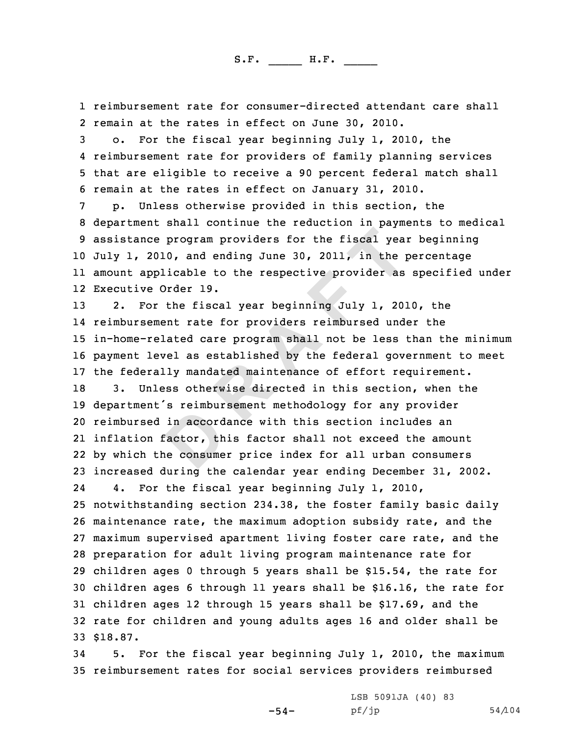reimbursement rate for consumer-directed attendant care shall remain at the rates in effect on June 30, 2010.

o. For the fiscal year beginning July 1, 2010, the reimbursement rate for providers of family planning services that are eligible to receive a 90 percent federal match shall remain at the rates in effect on January 31, 2010.

p. Unless otherwise provided in this section, the department shall continue the reduction in payments to medical assistance program providers for the fiscal year beginning July 1, 2010, and ending June 30, 2011, in the percentage amount applicable to the respective provider as specified under Executive Order 19.

2. For the fiscal year beginning July 1, 2010, the reimbursement rate for providers reimbursed under the in-home-related care program shall not be less than the minimum payment level as established by the federal government to meet the federally mandated maintenance of effort requirement.

3. Unless otherwise directed in this section, when the department's reimbursement methodology for any provider reimbursed in accordance with this section includes an inflation factor, this factor shall not exceed the amount by which the consumer price index for all urban consumers increased during the calendar year ending December 31, 2002.

4. For the fiscal year beginning July 1, 2010, notwithstanding section 234.38, the foster family basic daily maintenance rate, the maximum adoption subsidy rate, and the maximum supervised apartment living foster care rate, and the preparation for adult living program maintenance rate for children ages 0 through 5 years shall be $15.54, the rate for children ages 6 through 11 years shall be $16.16, the rate for children ages 12 through 15 years shall be $17.69, and the rate for children and young adults ages 16 and older shall be $18.87.

5. For the fiscal year beginning July 1, 2010, the maximum reimbursement rates for social services providers reimbursed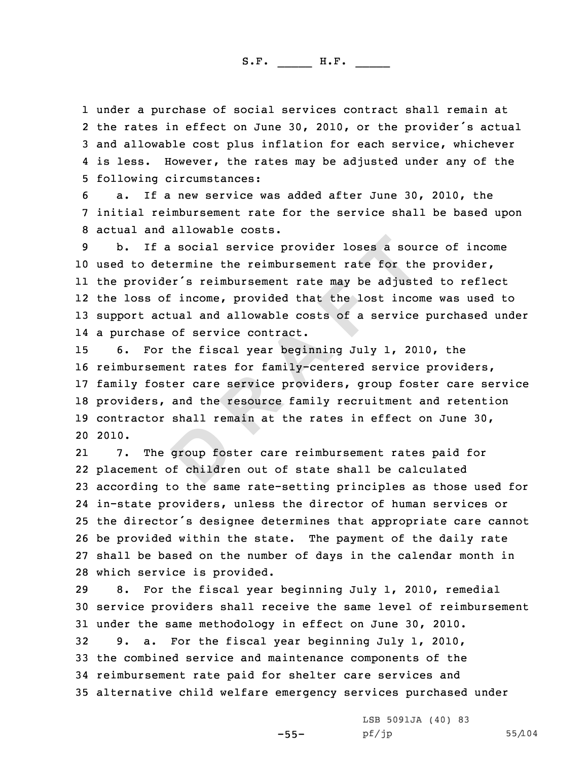under a purchase of social services contract shall remain at the rates in effect on June 30, 2010, or the provider's actual and allowable cost plus inflation for each service, whichever is less. However, the rates may be adjusted under any of the following circumstances:

a. If a new service was added after June 30, 2010, the initial reimbursement rate for the service shall be based upon actual and allowable costs.

b. If a social service provider loses a source of income used to determine the reimbursement rate for the provider, the provider's reimbursement rate may be adjusted to reflect the loss of income, provided that the lost income was used to support actual and allowable costs of a service purchased under a purchase of service contract.

6. For the fiscal year beginning July 1, 2010, the reimbursement rates for family-centered service providers, family foster care service providers, group foster care service providers, and the resource family recruitment and retention contractor shall remain at the rates in effect on June 30, 2010.

7. The group foster care reimbursement rates paid for placement of children out of state shall be calculated according to the same rate-setting principles as those used for in-state providers, unless the director of human services or the director's designee determines that appropriate care cannot be provided within the state. The payment of the daily rate shall be based on the number of days in the calendar month in which service is provided.

8. For the fiscal year beginning July 1, 2010, remedial service providers shall receive the same level of reimbursement under the same methodology in effect on June 30, 2010.

9. a. For the fiscal year beginning July 1, 2010, the combined service and maintenance components of the reimbursement rate paid for shelter care services and alternative child welfare emergency services purchased under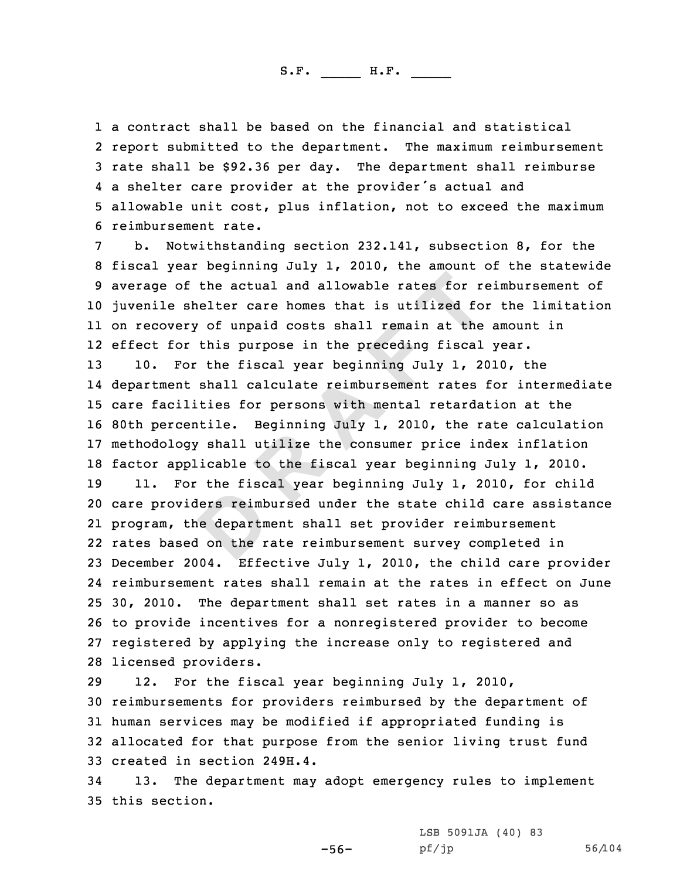a contract shall be based on the financial and statistical report submitted to the department. The maximum reimbursement rate shall be $92.36 per day. The department shall reimburse a shelter care provider at the provider's actual and allowable unit cost, plus inflation, not to exceed the maximum reimbursement rate.

b. Notwithstanding section 232.141, subsection 8, for the fiscal year beginning July 1, 2010, the amount of the statewide average of the actual and allowable rates for reimbursement of juvenile shelter care homes that is utilized for the limitation on recovery of unpaid costs shall remain at the amount in effect for this purpose in the preceding fiscal year.

10. For the fiscal year beginning July 1, 2010, the department shall calculate reimbursement rates for intermediate care facilities for persons with mental retardation at the 80th percentile. Beginning July 1, 2010, the rate calculation methodology shall utilize the consumer price index inflation factor applicable to the fiscal year beginning July 1, 2010.

11. For the fiscal year beginning July 1, 2010, for child care providers reimbursed under the state child care assistance program, the department shall set provider reimbursement rates based on the rate reimbursement survey completed in December 2004. Effective July 1, 2010, the child care provider reimbursement rates shall remain at the rates in effect on June 30, 2010. The department shall set rates in a manner so as to provide incentives for a nonregistered provider to become registered by applying the increase only to registered and licensed providers.

12. For the fiscal year beginning July 1, 2010, reimbursements for providers reimbursed by the department of human services may be modified if appropriated funding is allocated for that purpose from the senior living trust fund created in section 249H.4.

13. The department may adopt emergency rules to implement this section.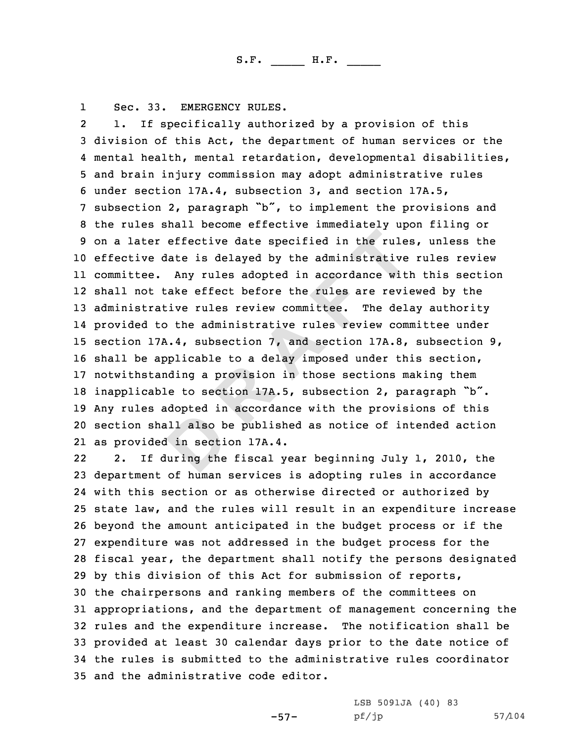Sec. 33. EMERGENCY RULES.

1. If specifically authorized by a provision of this division of this Act, the department of human services or the mental health, mental retardation, developmental disabilities, and brain injury commission may adopt administrative rules under section 17A.4, subsection 3, and section 17A.5, subsection 2, paragraph "b", to implement the provisions and the rules shall become effective immediately upon filing or on a later effective date specified in the rules, unless the effective date is delayed by the administrative rules review committee. Any rules adopted in accordance with this section shall not take effect before the rules are reviewed by the administrative rules review committee. The delay authority provided to the administrative rules review committee under section 17A.4, subsection 7, and section 17A.8, subsection 9, shall be applicable to a delay imposed under this section, notwithstanding a provision in those sections making them inapplicable to section 17A.5, subsection 2, paragraph "b". Any rules adopted in accordance with the provisions of this section shall also be published as notice of intended action as provided in section 17A.4.

2. If during the fiscal year beginning July 1, 2010, the department of human services is adopting rules in accordance with this section or as otherwise directed or authorized by state law, and the rules will result in an expenditure increase beyond the amount anticipated in the budget process or if the expenditure was not addressed in the budget process for the fiscal year, the department shall notify the persons designated by this division of this Act for submission of reports, the chairpersons and ranking members of the committees on appropriations, and the department of management concerning the rules and the expenditure increase. The notification shall be provided at least 30 calendar days prior to the date notice of the rules is submitted to the administrative rules coordinator and the administrative code editor.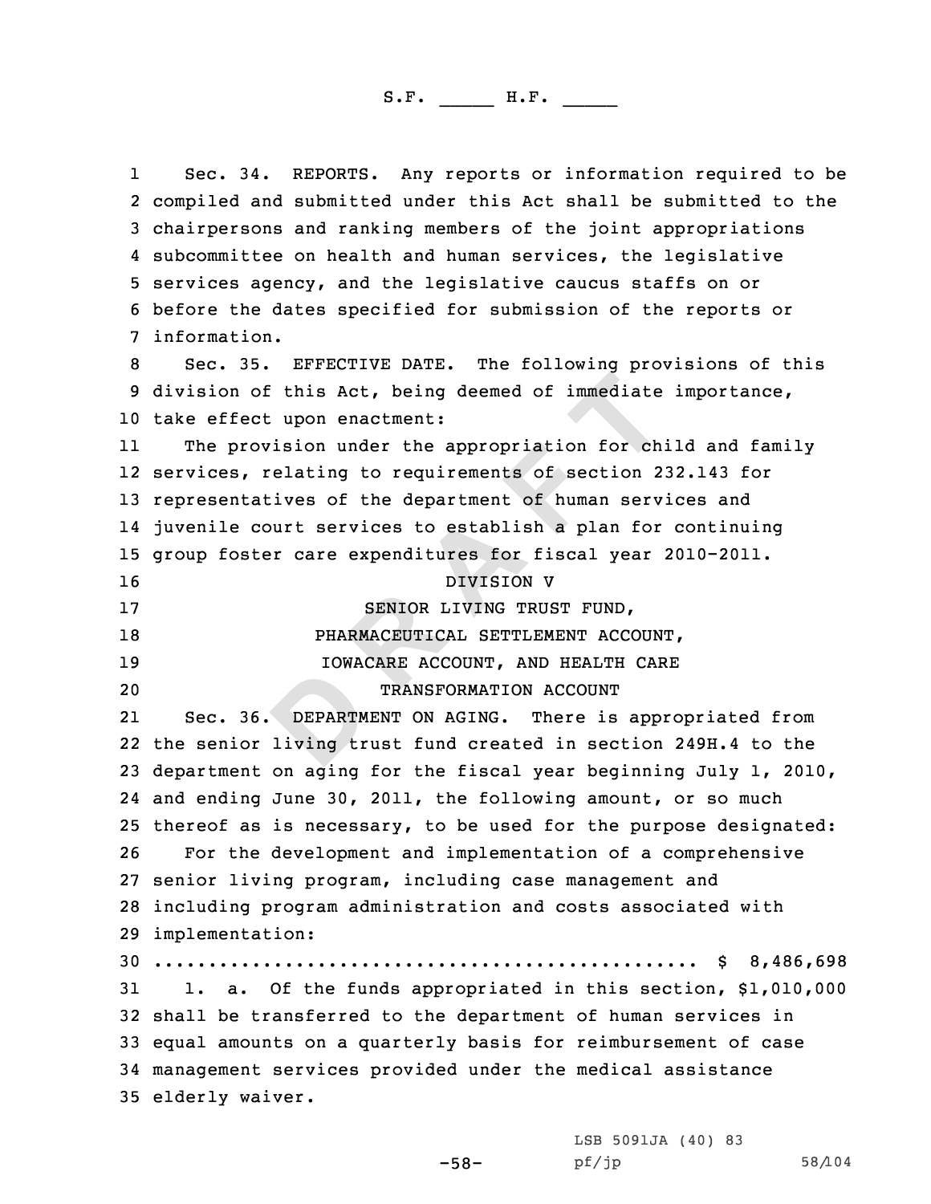Sec. 34. REPORTS. Any reports or information required to be compiled and submitted under this Act shall be submitted to the chairpersons and ranking members of the joint appropriations subcommittee on health and human services, the legislative services agency, and the legislative caucus staffs on or before the dates specified for submission of the reports or information.

Sec. 35. EFFECTIVE DATE. The following provisions of this division of this Act, being deemed of immediate importance, take effect upon enactment:

The provision under the appropriation for child and family services, relating to requirements of section 232.143 for representatives of the department of human services and juvenile court services to establish a plan for continuing group foster care expenditures for fiscal year 2010-2011.

DIVISION V

SENIOR LIVING TRUST FUND,
PHARMACEUTICAL SETTLEMENT ACCOUNT,
IOWACARE ACCOUNT, AND HEALTH CARE
TRANSFORMATION ACCOUNT

Sec. 36. DEPARTMENT ON AGING. There is appropriated from the senior living trust fund created in section 249H.4 to the department on aging for the fiscal year beginning July 1, 2010, and ending June 30, 2011, the following amount, or so much thereof as is necessary, to be used for the purpose designated:

For the development and implementation of a comprehensive senior living program, including case management and including program administration and costs associated with implementation:

.................................................. $ 8,486,698

1. a. Of the funds appropriated in this section, $1,010,000 shall be transferred to the department of human services in equal amounts on a quarterly basis for reimbursement of case management services provided under the medical assistance elderly waiver.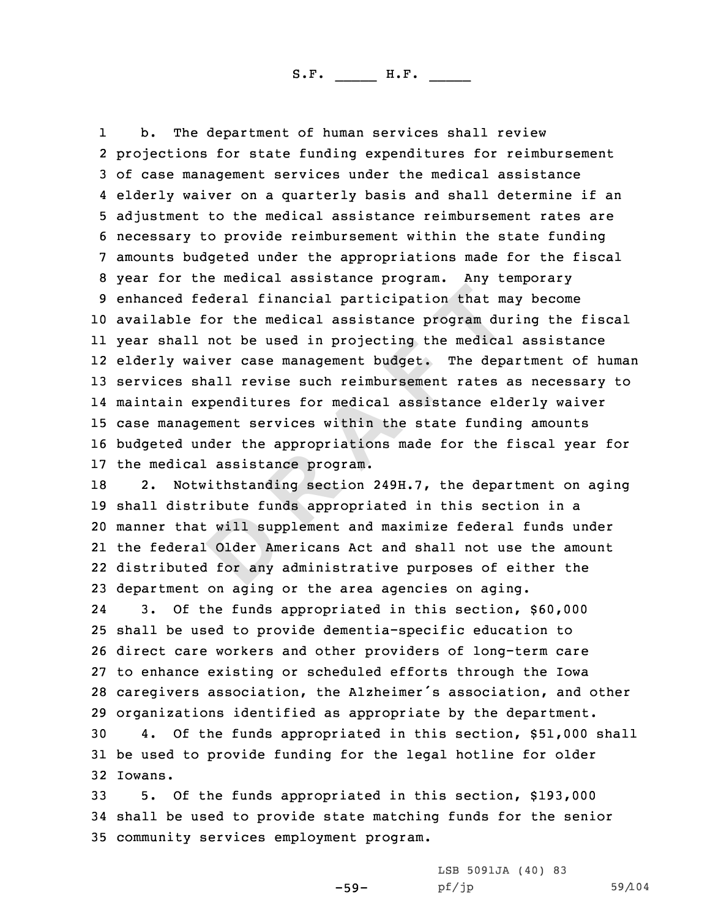b. The department of human services shall review projections for state funding expenditures for reimbursement of case management services under the medical assistance elderly waiver on a quarterly basis and shall determine if an adjustment to the medical assistance reimbursement rates are necessary to provide reimbursement within the state funding amounts budgeted under the appropriations made for the fiscal year for the medical assistance program. Any temporary enhanced federal financial participation that may become available for the medical assistance program during the fiscal year shall not be used in projecting the medical assistance elderly waiver case management budget. The department of human services shall revise such reimbursement rates as necessary to maintain expenditures for medical assistance elderly waiver case management services within the state funding amounts budgeted under the appropriations made for the fiscal year for the medical assistance program.

2. Notwithstanding section 249H.7, the department on aging shall distribute funds appropriated in this section in a manner that will supplement and maximize federal funds under the federal Older Americans Act and shall not use the amount distributed for any administrative purposes of either the department on aging or the area agencies on aging.

3. Of the funds appropriated in this section, $60,000 shall be used to provide dementia-specific education to direct care workers and other providers of long-term care to enhance existing or scheduled efforts through the Iowa caregivers association, the Alzheimer's association, and other organizations identified as appropriate by the department.

4. Of the funds appropriated in this section, $51,000 shall be used to provide funding for the legal hotline for older Iowans.

5. Of the funds appropriated in this section, $193,000 shall be used to provide state matching funds for the senior community services employment program.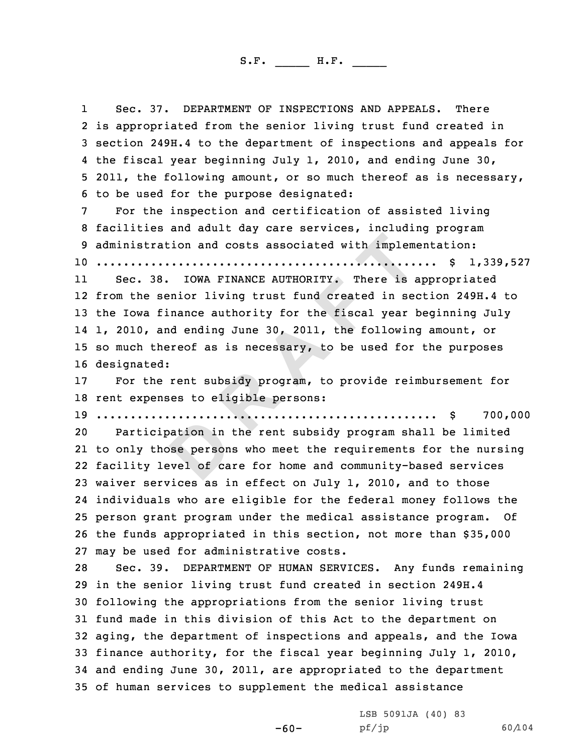Sec. 37. DEPARTMENT OF INSPECTIONS AND APPEALS. There is appropriated from the senior living trust fund created in section 249H.4 to the department of inspections and appeals for the fiscal year beginning July 1, 2010, and ending June 30, 2011, the following amount, or so much thereof as is necessary, to be used for the purpose designated:

For the inspection and certification of assisted living facilities and adult day care services, including program administration and costs associated with implementation:

.................................................. $ 1,339,527

Sec. 38. IOWA FINANCE AUTHORITY. There is appropriated from the senior living trust fund created in section 249H.4 to the Iowa finance authority for the fiscal year beginning July 1, 2010, and ending June 30, 2011, the following amount, or so much thereof as is necessary, to be used for the purposes designated:

For the rent subsidy program, to provide reimbursement for rent expenses to eligible persons:

.................................................. $ 700,000

Participation in the rent subsidy program shall be limited to only those persons who meet the requirements for the nursing facility level of care for home and community-based services waiver services as in effect on July 1, 2010, and to those individuals who are eligible for the federal money follows the person grant program under the medical assistance program. Of the funds appropriated in this section, not more than $35,000 may be used for administrative costs.

Sec. 39. DEPARTMENT OF HUMAN SERVICES. Any funds remaining in the senior living trust fund created in section 249H.4 following the appropriations from the senior living trust fund made in this division of this Act to the department on aging, the department of inspections and appeals, and the Iowa finance authority, for the fiscal year beginning July 1, 2010, and ending June 30, 2011, are appropriated to the department of human services to supplement the medical assistance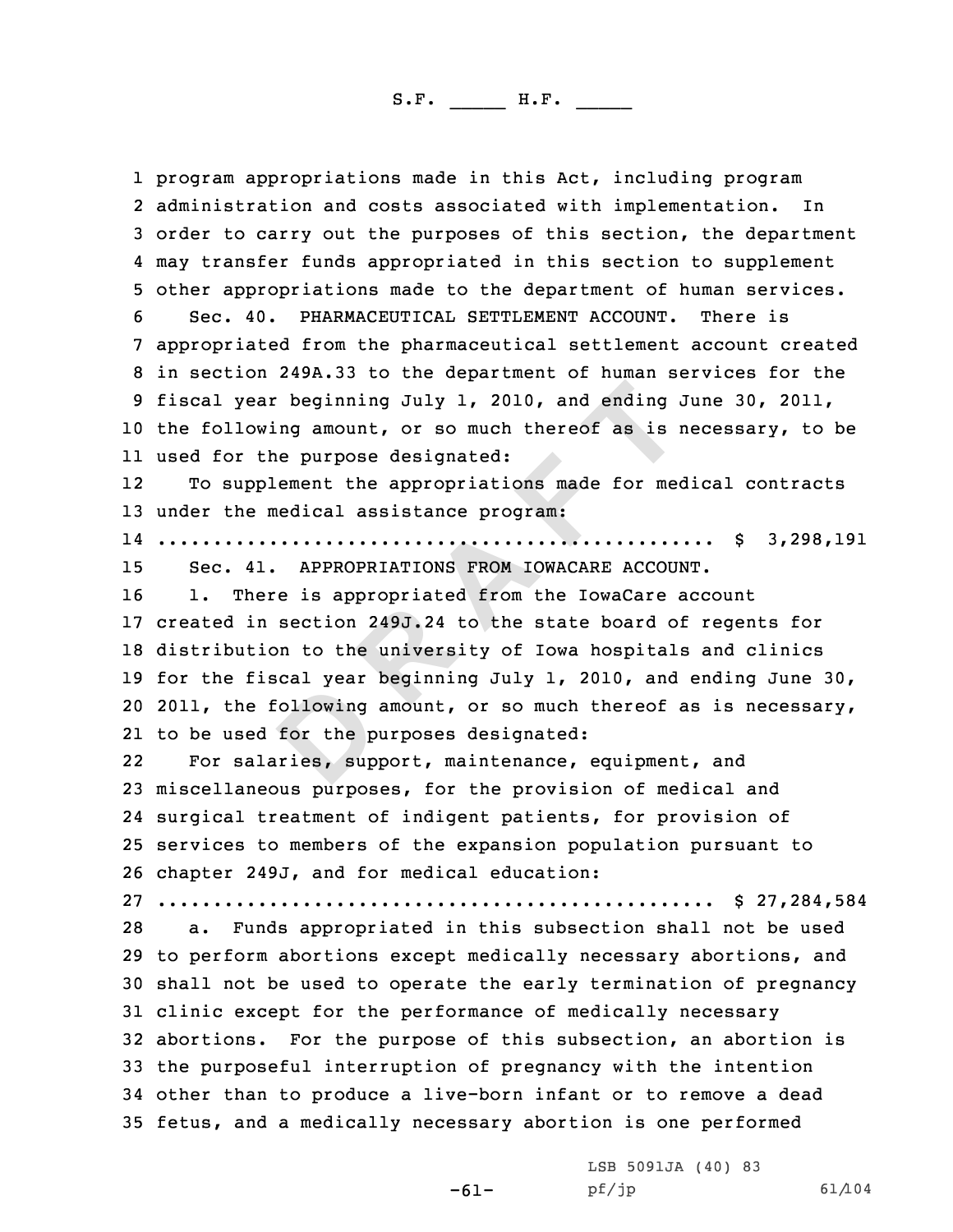program appropriations made in this Act, including program administration and costs associated with implementation. In order to carry out the purposes of this section, the department may transfer funds appropriated in this section to supplement other appropriations made to the department of human services.

Sec. 40. PHARMACEUTICAL SETTLEMENT ACCOUNT. There is appropriated from the pharmaceutical settlement account created in section 249A.33 to the department of human services for the fiscal year beginning July 1, 2010, and ending June 30, 2011, the following amount, or so much thereof as is necessary, to be used for the purpose designated:

To supplement the appropriations made for medical contracts under the medical assistance program:

.................................................. $ 3,298,191

Sec. 41. APPROPRIATIONS FROM IOWACARE ACCOUNT.

1. There is appropriated from the IowaCare account created in section 249J.24 to the state board of regents for distribution to the university of Iowa hospitals and clinics for the fiscal year beginning July 1, 2010, and ending June 30, 2011, the following amount, or so much thereof as is necessary, to be used for the purposes designated:

For salaries, support, maintenance, equipment, and miscellaneous purposes, for the provision of medical and surgical treatment of indigent patients, for provision of services to members of the expansion population pursuant to chapter 249J, and for medical education:

.................................................. $ 27,284,584

a. Funds appropriated in this subsection shall not be used to perform abortions except medically necessary abortions, and shall not be used to operate the early termination of pregnancy clinic except for the performance of medically necessary abortions. For the purpose of this subsection, an abortion is the purposeful interruption of pregnancy with the intention other than to produce a live-born infant or to remove a dead fetus, and a medically necessary abortion is one performed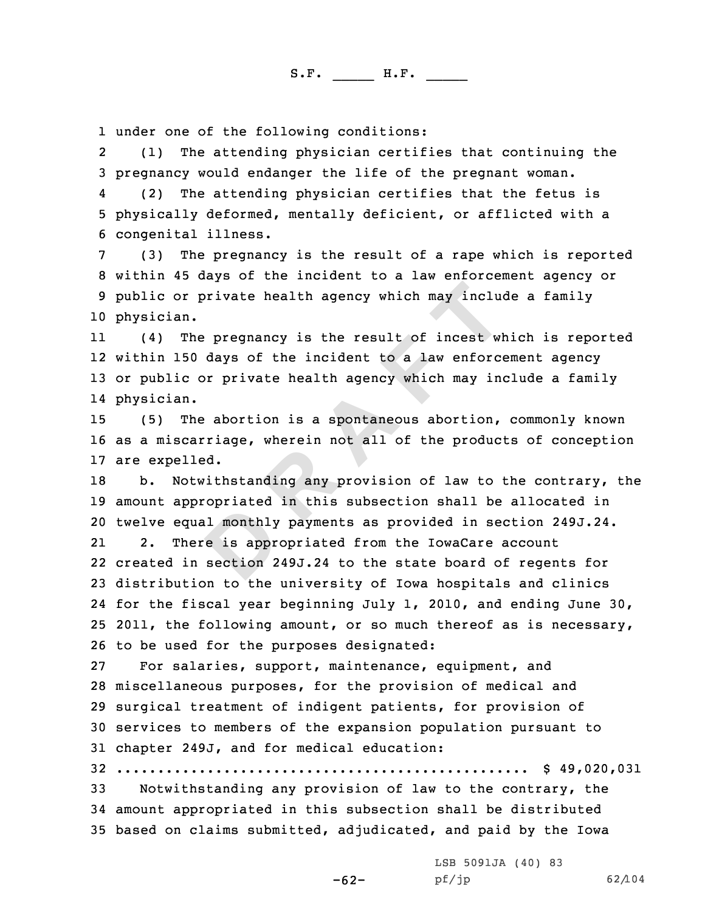under one of the following conditions:

(1) The attending physician certifies that continuing the pregnancy would endanger the life of the pregnant woman.

(2) The attending physician certifies that the fetus is physically deformed, mentally deficient, or afflicted with a congenital illness.

(3) The pregnancy is the result of a rape which is reported within 45 days of the incident to a law enforcement agency or public or private health agency which may include a family physician.

(4) The pregnancy is the result of incest which is reported within 150 days of the incident to a law enforcement agency or public or private health agency which may include a family physician.

(5) The abortion is a spontaneous abortion, commonly known as a miscarriage, wherein not all of the products of conception are expelled.

b. Notwithstanding any provision of law to the contrary, the amount appropriated in this subsection shall be allocated in twelve equal monthly payments as provided in section 249J.24.

2. There is appropriated from the IowaCare account created in section 249J.24 to the state board of regents for distribution to the university of Iowa hospitals and clinics for the fiscal year beginning July 1, 2010, and ending June 30, 2011, the following amount, or so much thereof as is necessary, to be used for the purposes designated:

For salaries, support, maintenance, equipment, and miscellaneous purposes, for the provision of medical and surgical treatment of indigent patients, for provision of services to members of the expansion population pursuant to chapter 249J, and for medical education:

.................................................. $ 49,020,031

Notwithstanding any provision of law to the contrary, the amount appropriated in this subsection shall be distributed based on claims submitted, adjudicated, and paid by the Iowa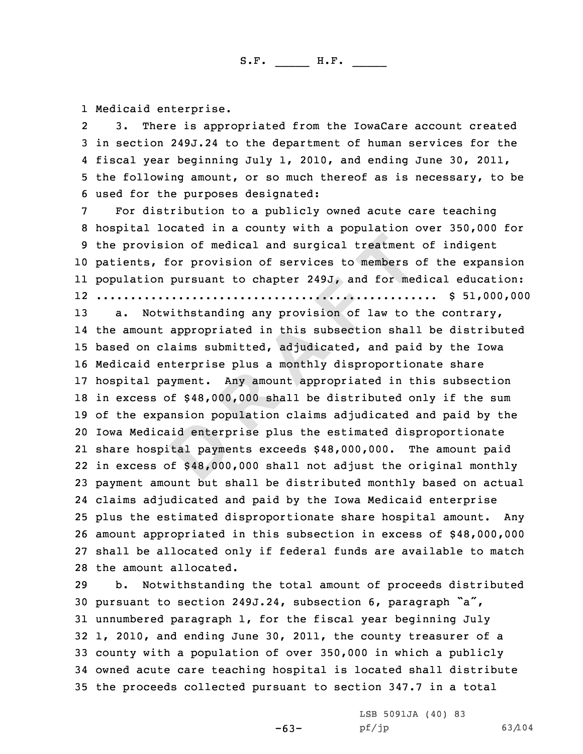Medicaid enterprise.

3. There is appropriated from the IowaCare account created in section 249J.24 to the department of human services for the fiscal year beginning July 1, 2010, and ending June 30, 2011, the following amount, or so much thereof as is necessary, to be used for the purposes designated:

For distribution to a publicly owned acute care teaching hospital located in a county with a population over 350,000 for the provision of medical and surgical treatment of indigent patients, for provision of services to members of the expansion population pursuant to chapter 249J, and for medical education:
.................................................. $ 51,000,000

a. Notwithstanding any provision of law to the contrary, the amount appropriated in this subsection shall be distributed based on claims submitted, adjudicated, and paid by the Iowa Medicaid enterprise plus a monthly disproportionate share hospital payment. Any amount appropriated in this subsection in excess of $48,000,000 shall be distributed only if the sum of the expansion population claims adjudicated and paid by the Iowa Medicaid enterprise plus the estimated disproportionate share hospital payments exceeds $48,000,000. The amount paid in excess of $48,000,000 shall not adjust the original monthly payment amount but shall be distributed monthly based on actual claims adjudicated and paid by the Iowa Medicaid enterprise plus the estimated disproportionate share hospital amount. Any amount appropriated in this subsection in excess of $48,000,000 shall be allocated only if federal funds are available to match the amount allocated.

b. Notwithstanding the total amount of proceeds distributed pursuant to section 249J.24, subsection 6, paragraph "a", unnumbered paragraph 1, for the fiscal year beginning July 1, 2010, and ending June 30, 2011, the county treasurer of a county with a population of over 350,000 in which a publicly owned acute care teaching hospital is located shall distribute the proceeds collected pursuant to section 347.7 in a total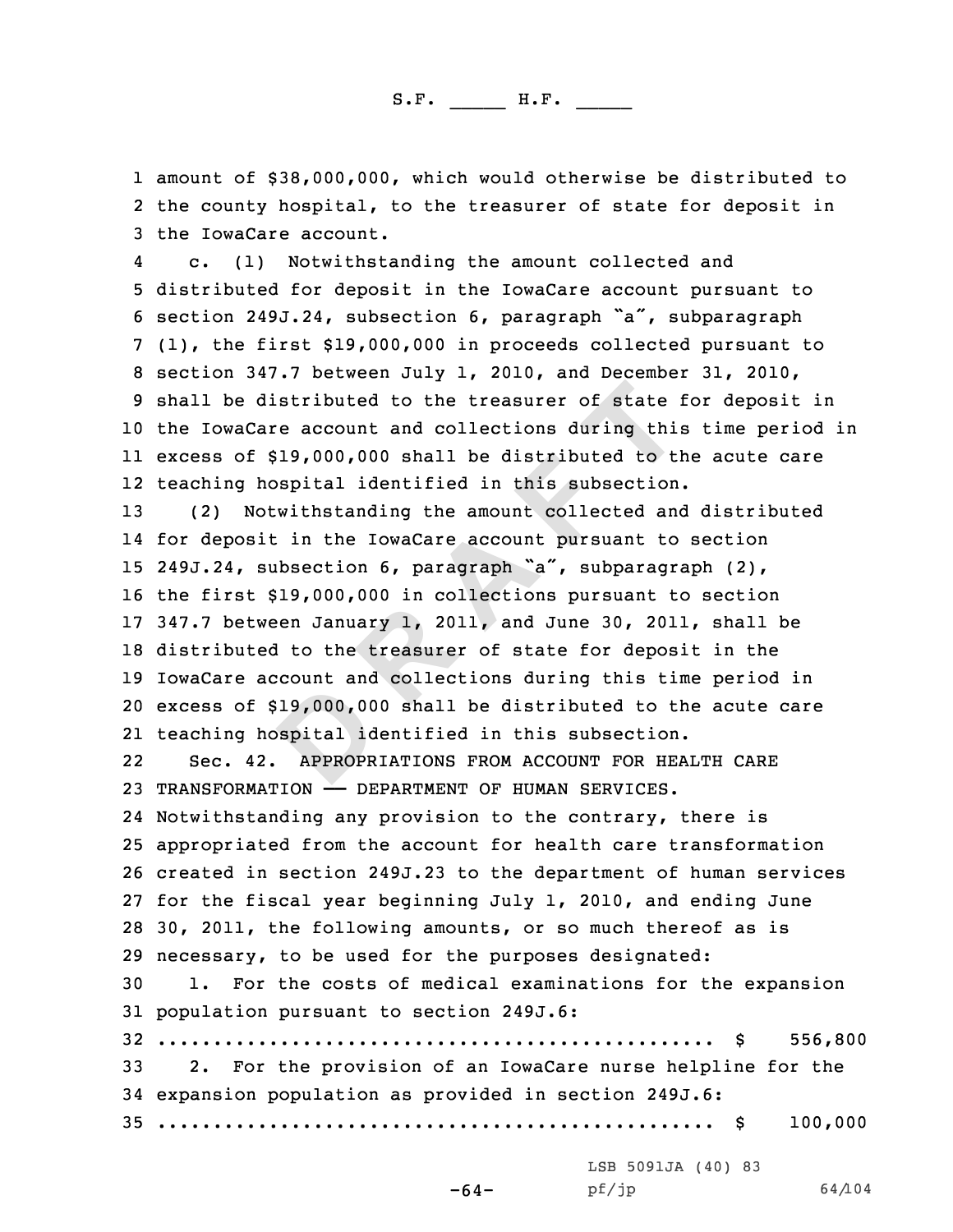amount of $38,000,000, which would otherwise be distributed to the county hospital, to the treasurer of state for deposit in the IowaCare account.

c. (1) Notwithstanding the amount collected and distributed for deposit in the IowaCare account pursuant to section 249J.24, subsection 6, paragraph "a", subparagraph (1), the first $19,000,000 in proceeds collected pursuant to section 347.7 between July 1, 2010, and December 31, 2010, shall be distributed to the treasurer of state for deposit in the IowaCare account and collections during this time period in excess of $19,000,000 shall be distributed to the acute care teaching hospital identified in this subsection.

(2) Notwithstanding the amount collected and distributed for deposit in the IowaCare account pursuant to section 249J.24, subsection 6, paragraph "a", subparagraph (2), the first $19,000,000 in collections pursuant to section 347.7 between January 1, 2011, and June 30, 2011, shall be distributed to the treasurer of state for deposit in the IowaCare account and collections during this time period in excess of $19,000,000 shall be distributed to the acute care teaching hospital identified in this subsection.

Sec. 42. APPROPRIATIONS FROM ACCOUNT FOR HEALTH CARE TRANSFORMATION —— DEPARTMENT OF HUMAN SERVICES. Notwithstanding any provision to the contrary, there is appropriated from the account for health care transformation created in section 249J.23 to the department of human services for the fiscal year beginning July 1, 2010, and ending June 30, 2011, the following amounts, or so much thereof as is necessary, to be used for the purposes designated:

1. For the costs of medical examinations for the expansion population pursuant to section 249J.6:

.................................................. $ 556,800

2. For the provision of an IowaCare nurse helpline for the expansion population as provided in section 249J.6:

.................................................. $ 100,000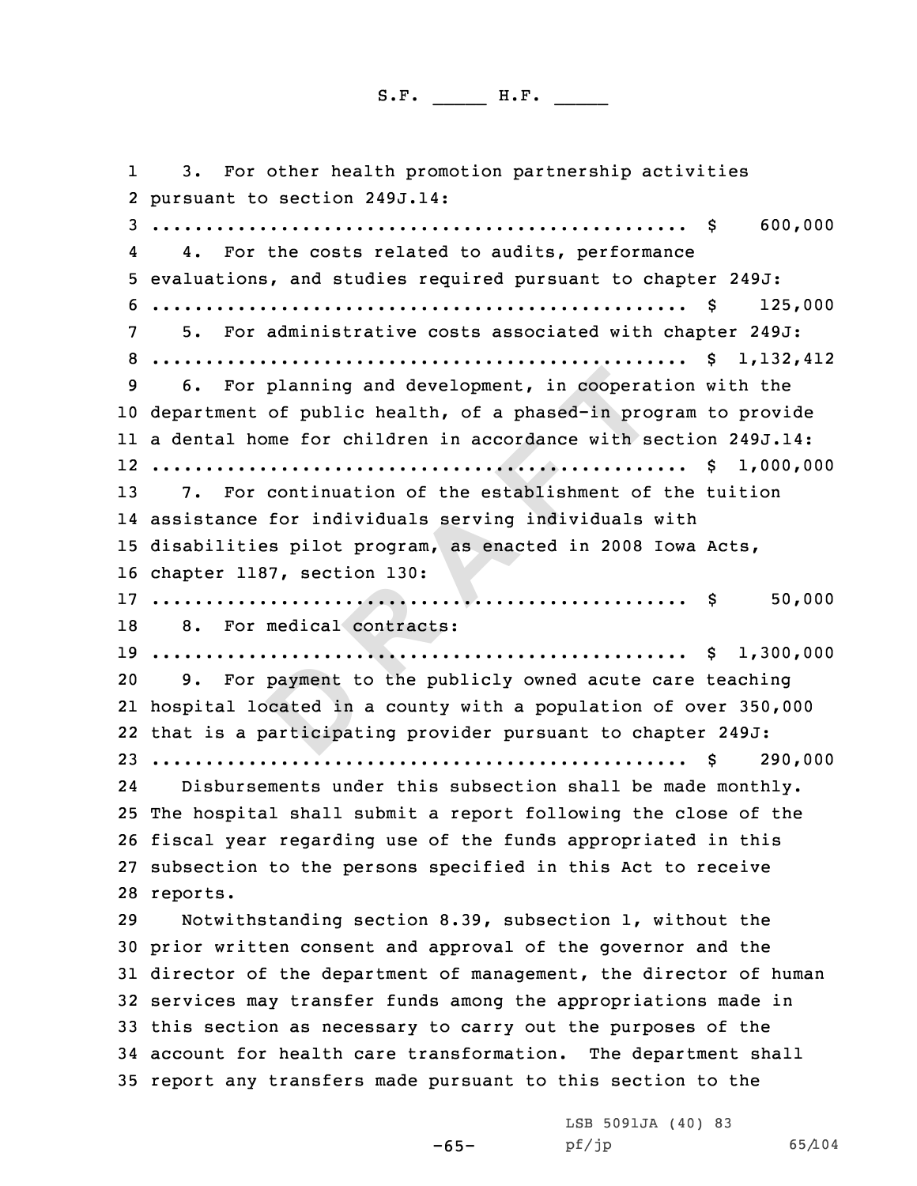3. For other health promotion partnership activities pursuant to section 249J.14:
.................................................. $ 600,000

4. For the costs related to audits, performance evaluations, and studies required pursuant to chapter 249J:
.................................................. $ 125,000

5. For administrative costs associated with chapter 249J:
.................................................. $ 1,132,412

6. For planning and development, in cooperation with the department of public health, of a phased-in program to provide a dental home for children in accordance with section 249J.14:
.................................................. $ 1,000,000

7. For continuation of the establishment of the tuition assistance for individuals serving individuals with disabilities pilot program, as enacted in 2008 Iowa Acts, chapter 1187, section 130:
.................................................. $ 50,000

8. For medical contracts:
.................................................. $ 1,300,000

9. For payment to the publicly owned acute care teaching hospital located in a county with a population of over 350,000 that is a participating provider pursuant to chapter 249J:
.................................................. $ 290,000

Disbursements under this subsection shall be made monthly. The hospital shall submit a report following the close of the fiscal year regarding use of the funds appropriated in this subsection to the persons specified in this Act to receive reports.

Notwithstanding section 8.39, subsection 1, without the prior written consent and approval of the governor and the director of the department of management, the director of human services may transfer funds among the appropriations made in this section as necessary to carry out the purposes of the account for health care transformation. The department shall report any transfers made pursuant to this section to the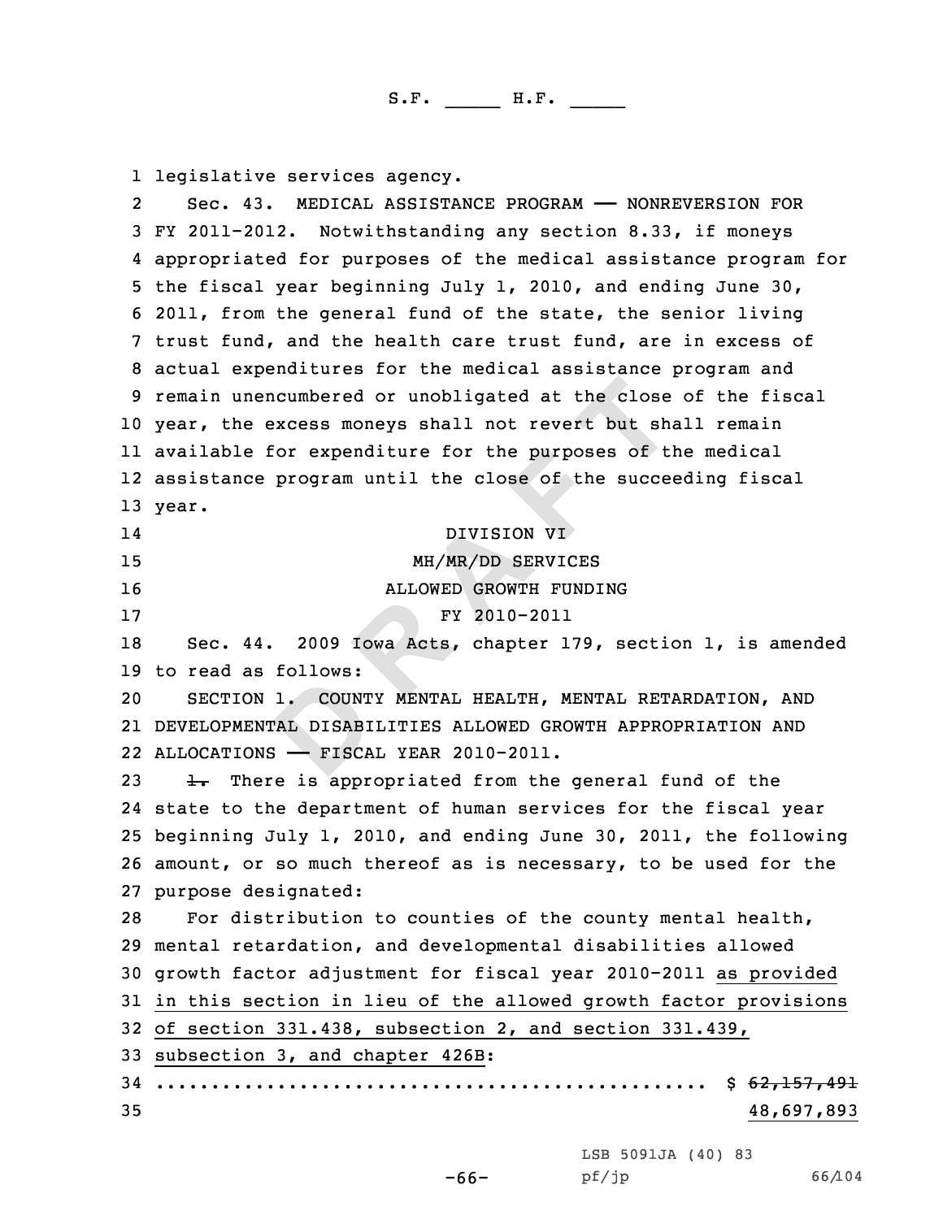legislative services agency.

Sec. 43. MEDICAL ASSISTANCE PROGRAM —— NONREVERSION FOR FY 2011-2012. Notwithstanding any section 8.33, if moneys appropriated for purposes of the medical assistance program for the fiscal year beginning July 1, 2010, and ending June 30, 2011, from the general fund of the state, the senior living trust fund, and the health care trust fund, are in excess of actual expenditures for the medical assistance program and remain unencumbered or unobligated at the close of the fiscal year, the excess moneys shall not revert but shall remain available for expenditure for the purposes of the medical assistance program until the close of the succeeding fiscal year.

DIVISION VI

MH/MR/DD SERVICES

ALLOWED GROWTH FUNDING

FY 2010-2011

Sec. 44. 2009 Iowa Acts, chapter 179, section 1, is amended to read as follows:

SECTION 1. COUNTY MENTAL HEALTH, MENTAL RETARDATION, AND DEVELOPMENTAL DISABILITIES ALLOWED GROWTH APPROPRIATION AND ALLOCATIONS —— FISCAL YEAR 2010-2011.

~~1.~~ There is appropriated from the general fund of the state to the department of human services for the fiscal year beginning July 1, 2010, and ending June 30, 2011, the following amount, or so much thereof as is necessary, to be used for the purpose designated:

For distribution to counties of the county mental health, mental retardation, and developmental disabilities allowed growth factor adjustment for fiscal year 2010-2011 <u>as provided in this section in lieu of the allowed growth factor provisions of section 331.438, subsection 2, and section 331.439, subsection 3, and chapter 426B</u>:

.................................................. $ ~~62,157,491~~
<u>48,697,893</u>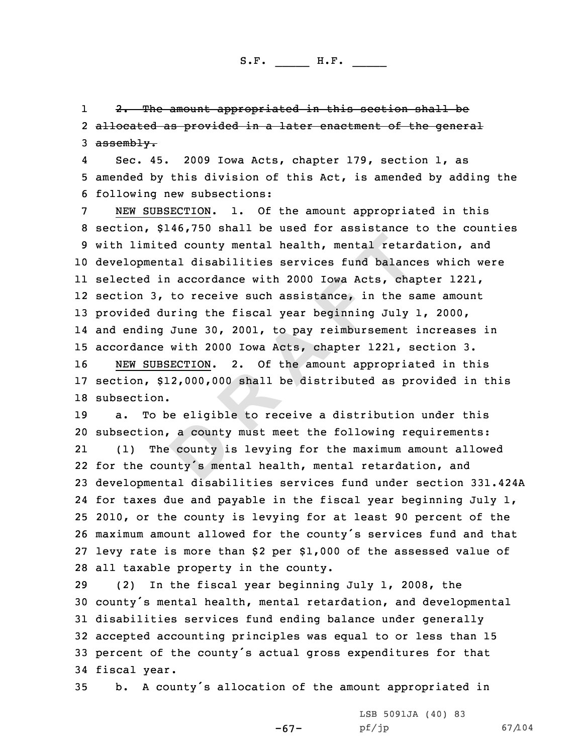~~2. The amount appropriated in this section shall be allocated as provided in a later enactment of the general assembly.~~

Sec. 45. 2009 Iowa Acts, chapter 179, section 1, as amended by this division of this Act, is amended by adding the following new subsections:

NEW SUBSECTION. 1. Of the amount appropriated in this section, $146,750 shall be used for assistance to the counties with limited county mental health, mental retardation, and developmental disabilities services fund balances which were selected in accordance with 2000 Iowa Acts, chapter 1221, section 3, to receive such assistance, in the same amount provided during the fiscal year beginning July 1, 2000, and ending June 30, 2001, to pay reimbursement increases in accordance with 2000 Iowa Acts, chapter 1221, section 3.

NEW SUBSECTION. 2. Of the amount appropriated in this section, $12,000,000 shall be distributed as provided in this subsection.

a. To be eligible to receive a distribution under this subsection, a county must meet the following requirements:

(1) The county is levying for the maximum amount allowed for the county's mental health, mental retardation, and developmental disabilities services fund under section 331.424A for taxes due and payable in the fiscal year beginning July 1, 2010, or the county is levying for at least 90 percent of the maximum amount allowed for the county's services fund and that levy rate is more than $2 per $1,000 of the assessed value of all taxable property in the county.

(2) In the fiscal year beginning July 1, 2008, the county's mental health, mental retardation, and developmental disabilities services fund ending balance under generally accepted accounting principles was equal to or less than 15 percent of the county's actual gross expenditures for that fiscal year.

b. A county's allocation of the amount appropriated in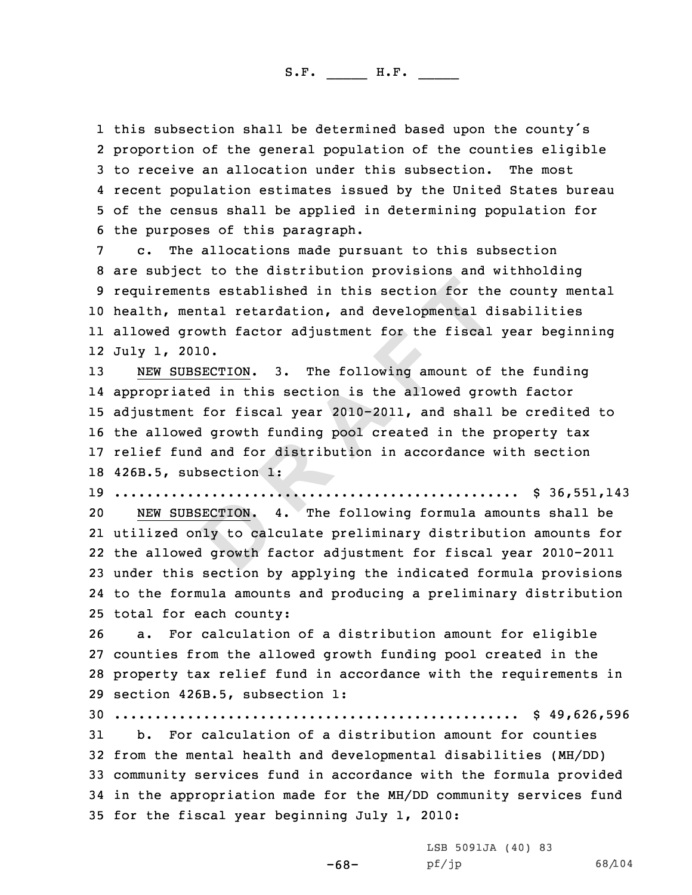this subsection shall be determined based upon the county's proportion of the general population of the counties eligible to receive an allocation under this subsection. The most recent population estimates issued by the United States bureau of the census shall be applied in determining population for the purposes of this paragraph.

c. The allocations made pursuant to this subsection are subject to the distribution provisions and withholding requirements established in this section for the county mental health, mental retardation, and developmental disabilities allowed growth factor adjustment for the fiscal year beginning July 1, 2010.

NEW SUBSECTION. 3. The following amount of the funding appropriated in this section is the allowed growth factor adjustment for fiscal year 2010-2011, and shall be credited to the allowed growth funding pool created in the property tax relief fund and for distribution in accordance with section 426B.5, subsection 1:

.................................................. $ 36,551,143

NEW SUBSECTION. 4. The following formula amounts shall be utilized only to calculate preliminary distribution amounts for the allowed growth factor adjustment for fiscal year 2010-2011 under this section by applying the indicated formula provisions to the formula amounts and producing a preliminary distribution total for each county:

a. For calculation of a distribution amount for eligible counties from the allowed growth funding pool created in the property tax relief fund in accordance with the requirements in section 426B.5, subsection 1:

.................................................. $ 49,626,596

b. For calculation of a distribution amount for counties from the mental health and developmental disabilities (MH/DD) community services fund in accordance with the formula provided in the appropriation made for the MH/DD community services fund for the fiscal year beginning July 1, 2010: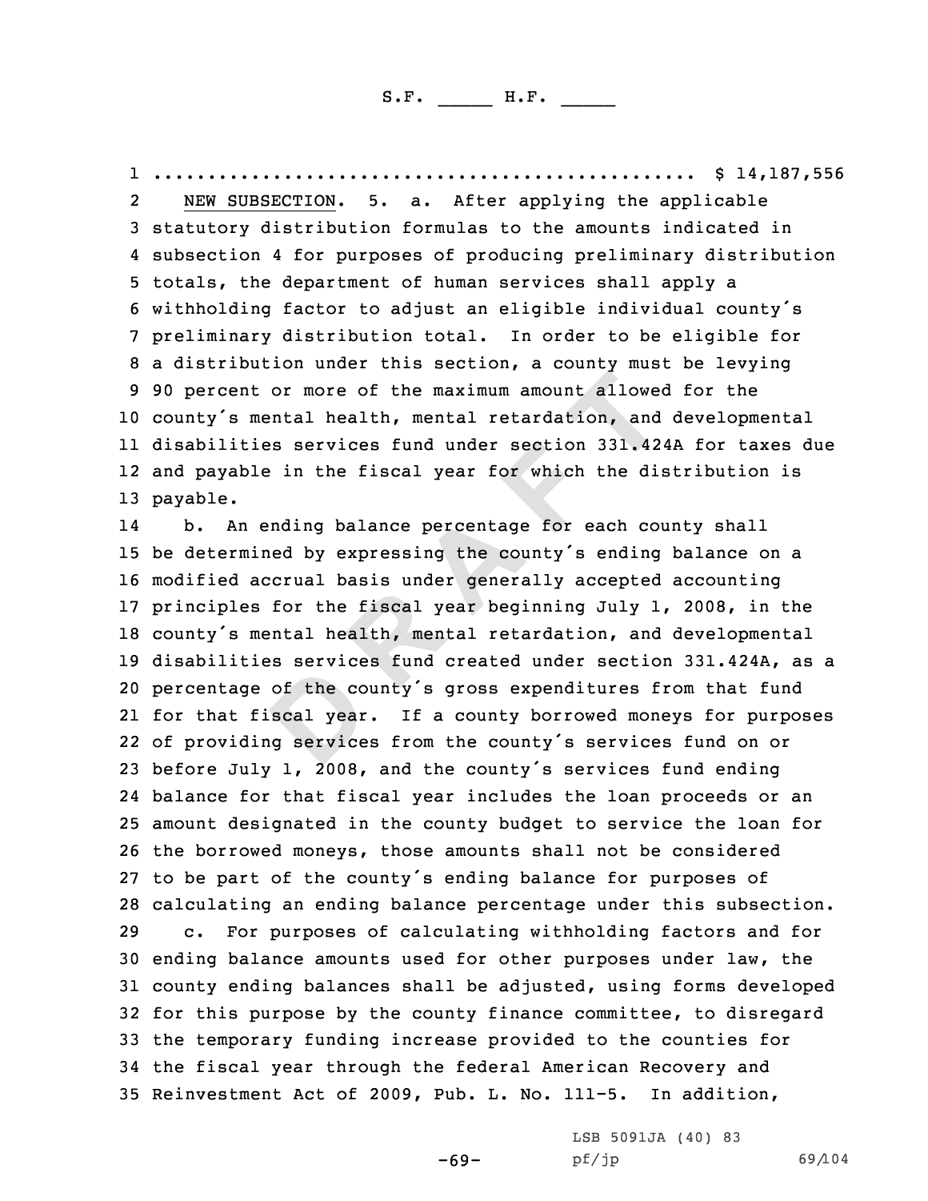.................................................. $ 14,187,556

NEW SUBSECTION. 5. a. After applying the applicable statutory distribution formulas to the amounts indicated in subsection 4 for purposes of producing preliminary distribution totals, the department of human services shall apply a withholding factor to adjust an eligible individual county's preliminary distribution total. In order to be eligible for a distribution under this section, a county must be levying 90 percent or more of the maximum amount allowed for the county's mental health, mental retardation, and developmental disabilities services fund under section 331.424A for taxes due and payable in the fiscal year for which the distribution is payable.

b. An ending balance percentage for each county shall be determined by expressing the county's ending balance on a modified accrual basis under generally accepted accounting principles for the fiscal year beginning July 1, 2008, in the county's mental health, mental retardation, and developmental disabilities services fund created under section 331.424A, as a percentage of the county's gross expenditures from that fund for that fiscal year. If a county borrowed moneys for purposes of providing services from the county's services fund on or before July 1, 2008, and the county's services fund ending balance for that fiscal year includes the loan proceeds or an amount designated in the county budget to service the loan for the borrowed moneys, those amounts shall not be considered to be part of the county's ending balance for purposes of calculating an ending balance percentage under this subsection.

c. For purposes of calculating withholding factors and for ending balance amounts used for other purposes under law, the county ending balances shall be adjusted, using forms developed for this purpose by the county finance committee, to disregard the temporary funding increase provided to the counties for the fiscal year through the federal American Recovery and Reinvestment Act of 2009, Pub. L. No. 111-5. In addition,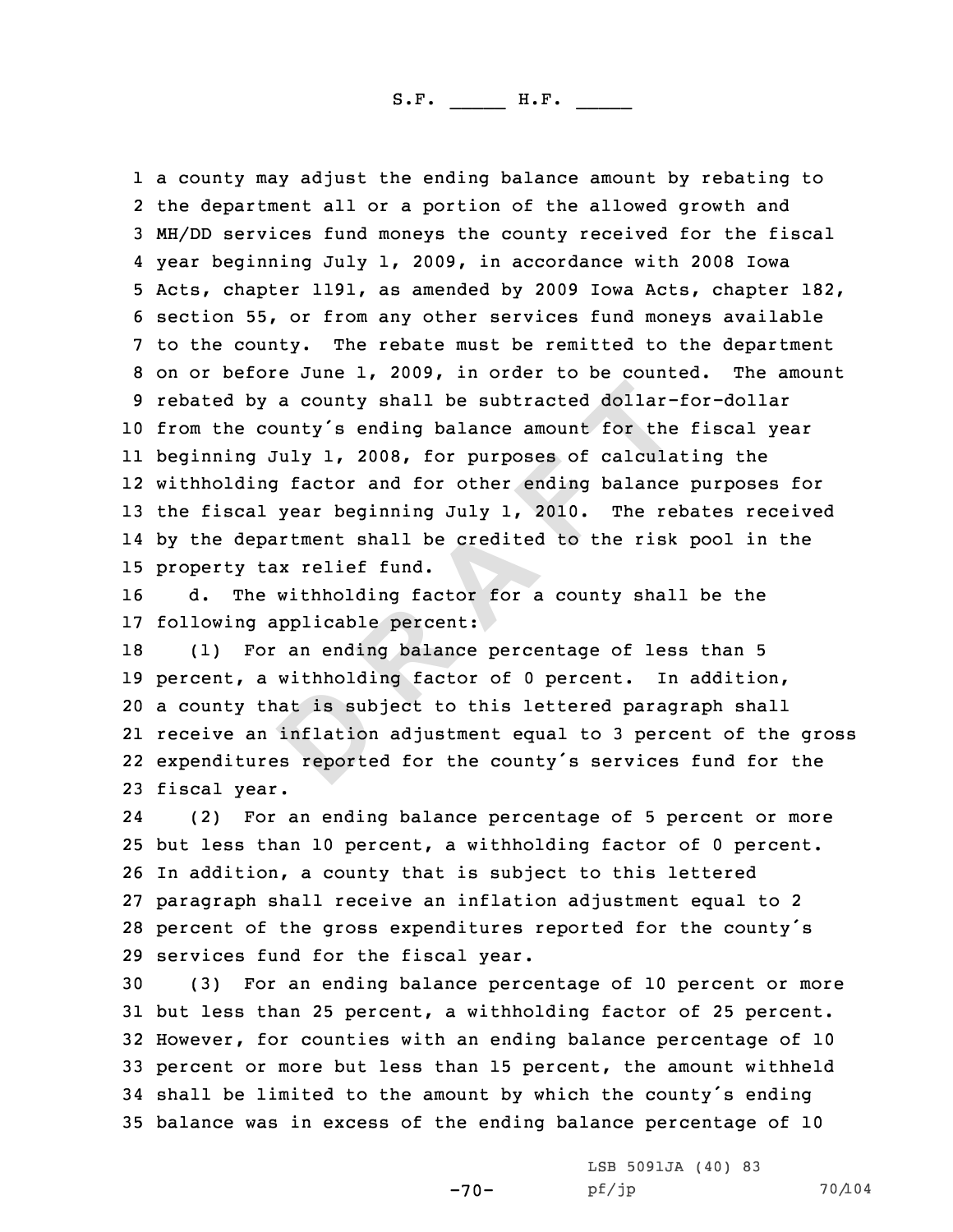a county may adjust the ending balance amount by rebating to the department all or a portion of the allowed growth and MH/DD services fund moneys the county received for the fiscal year beginning July 1, 2009, in accordance with 2008 Iowa Acts, chapter 1191, as amended by 2009 Iowa Acts, chapter 182, section 55, or from any other services fund moneys available to the county. The rebate must be remitted to the department on or before June 1, 2009, in order to be counted. The amount rebated by a county shall be subtracted dollar-for-dollar from the county's ending balance amount for the fiscal year beginning July 1, 2008, for purposes of calculating the withholding factor and for other ending balance purposes for the fiscal year beginning July 1, 2010. The rebates received by the department shall be credited to the risk pool in the property tax relief fund.

d. The withholding factor for a county shall be the following applicable percent:

(1) For an ending balance percentage of less than 5 percent, a withholding factor of 0 percent. In addition, a county that is subject to this lettered paragraph shall receive an inflation adjustment equal to 3 percent of the gross expenditures reported for the county's services fund for the fiscal year.

(2) For an ending balance percentage of 5 percent or more but less than 10 percent, a withholding factor of 0 percent. In addition, a county that is subject to this lettered paragraph shall receive an inflation adjustment equal to 2 percent of the gross expenditures reported for the county's services fund for the fiscal year.

(3) For an ending balance percentage of 10 percent or more but less than 25 percent, a withholding factor of 25 percent. However, for counties with an ending balance percentage of 10 percent or more but less than 15 percent, the amount withheld shall be limited to the amount by which the county's ending balance was in excess of the ending balance percentage of 10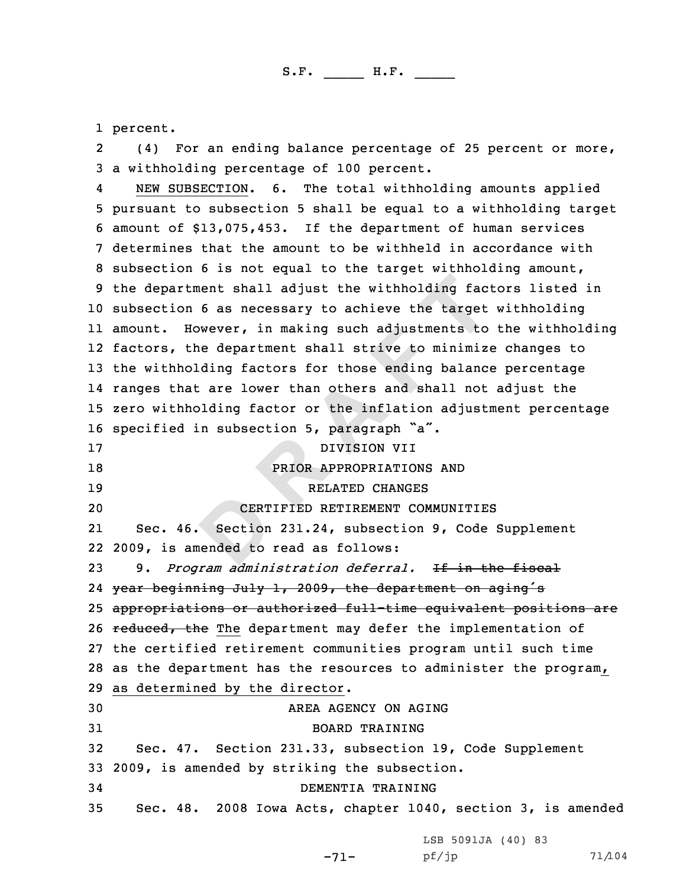percent.

(4) For an ending balance percentage of 25 percent or more, a withholding percentage of 100 percent.

NEW SUBSECTION. 6. The total withholding amounts applied pursuant to subsection 5 shall be equal to a withholding target amount of $13,075,453. If the department of human services determines that the amount to be withheld in accordance with subsection 6 is not equal to the target withholding amount, the department shall adjust the withholding factors listed in subsection 6 as necessary to achieve the target withholding amount. However, in making such adjustments to the withholding factors, the department shall strive to minimize changes to the withholding factors for those ending balance percentage ranges that are lower than others and shall not adjust the zero withholding factor or the inflation adjustment percentage specified in subsection 5, paragraph "a".

DIVISION VII

PRIOR APPROPRIATIONS AND

RELATED CHANGES

CERTIFIED RETIREMENT COMMUNITIES

Sec. 46. Section 231.24, subsection 9, Code Supplement 2009, is amended to read as follows:

9. *Program administration deferral.* ~~If in the fiscal year beginning July 1, 2009, the department on aging's appropriations or authorized full-time equivalent positions are reduced, the~~ The department may defer the implementation of the certified retirement communities program until such time as the department has the resources to administer the program, as determined by the director.

AREA AGENCY ON AGING

BOARD TRAINING

Sec. 47. Section 231.33, subsection 19, Code Supplement 2009, is amended by striking the subsection.

DEMENTIA TRAINING

Sec. 48. 2008 Iowa Acts, chapter 1040, section 3, is amended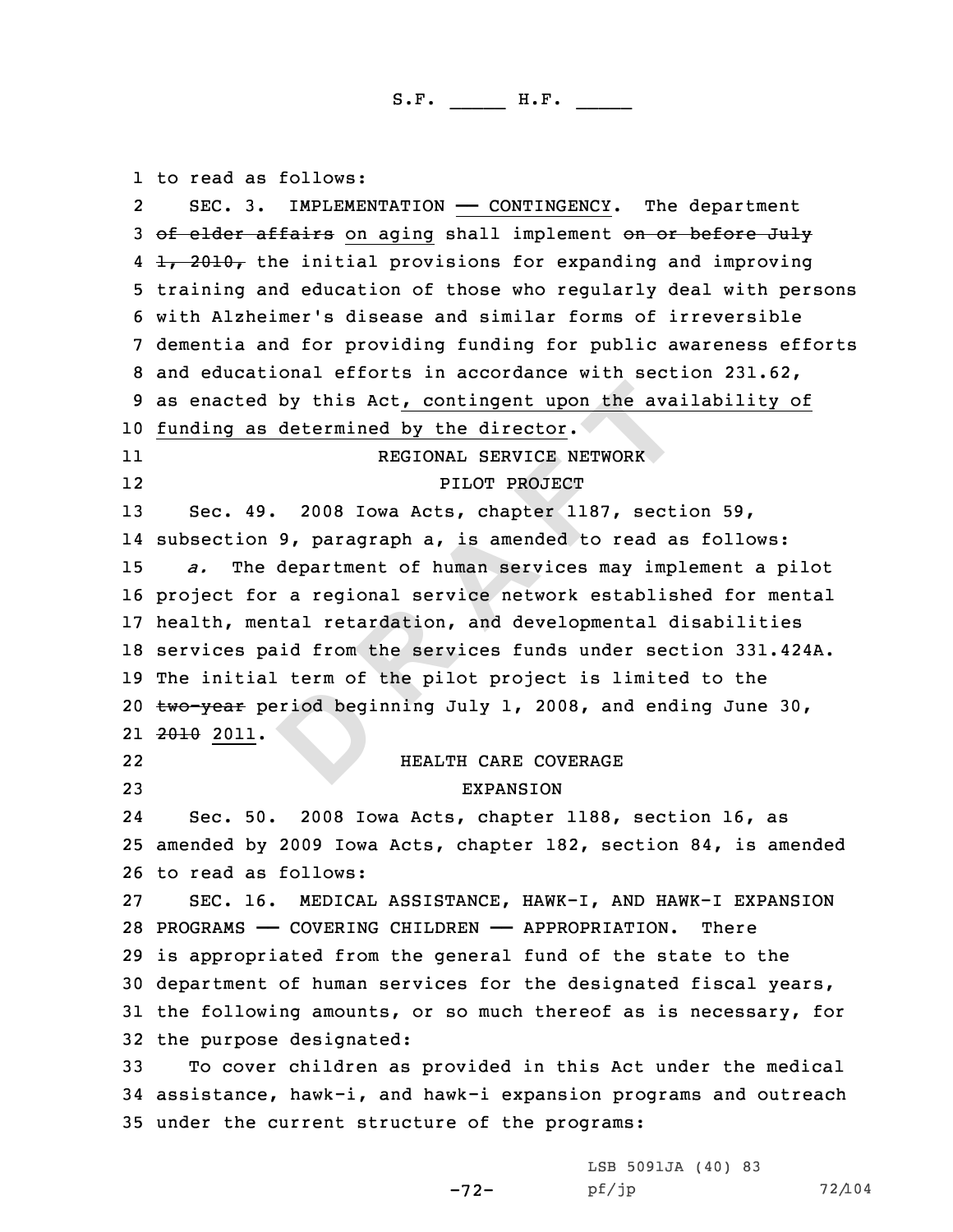to read as follows:

SEC. 3. IMPLEMENTATION — CONTINGENCY. The department ~~of elder affairs~~ on aging shall implement ~~on or before July 1, 2010,~~ the initial provisions for expanding and improving training and education of those who regularly deal with persons with Alzheimer's disease and similar forms of irreversible dementia and for providing funding for public awareness efforts and educational efforts in accordance with section 231.62, as enacted by this Act, contingent upon the availability of funding as determined by the director.

REGIONAL SERVICE NETWORK
PILOT PROJECT

Sec. 49. 2008 Iowa Acts, chapter 1187, section 59, subsection 9, paragraph a, is amended to read as follows:

*a.* The department of human services may implement a pilot project for a regional service network established for mental health, mental retardation, and developmental disabilities services paid from the services funds under section 331.424A. The initial term of the pilot project is limited to the ~~two-year~~ period beginning July 1, 2008, and ending June 30, ~~2010~~ 2011.

HEALTH CARE COVERAGE
EXPANSION

Sec. 50. 2008 Iowa Acts, chapter 1188, section 16, as amended by 2009 Iowa Acts, chapter 182, section 84, is amended to read as follows:

SEC. 16. MEDICAL ASSISTANCE, HAWK-I, AND HAWK-I EXPANSION PROGRAMS — COVERING CHILDREN — APPROPRIATION. There is appropriated from the general fund of the state to the department of human services for the designated fiscal years, the following amounts, or so much thereof as is necessary, for the purpose designated:

To cover children as provided in this Act under the medical assistance, hawk-i, and hawk-i expansion programs and outreach under the current structure of the programs: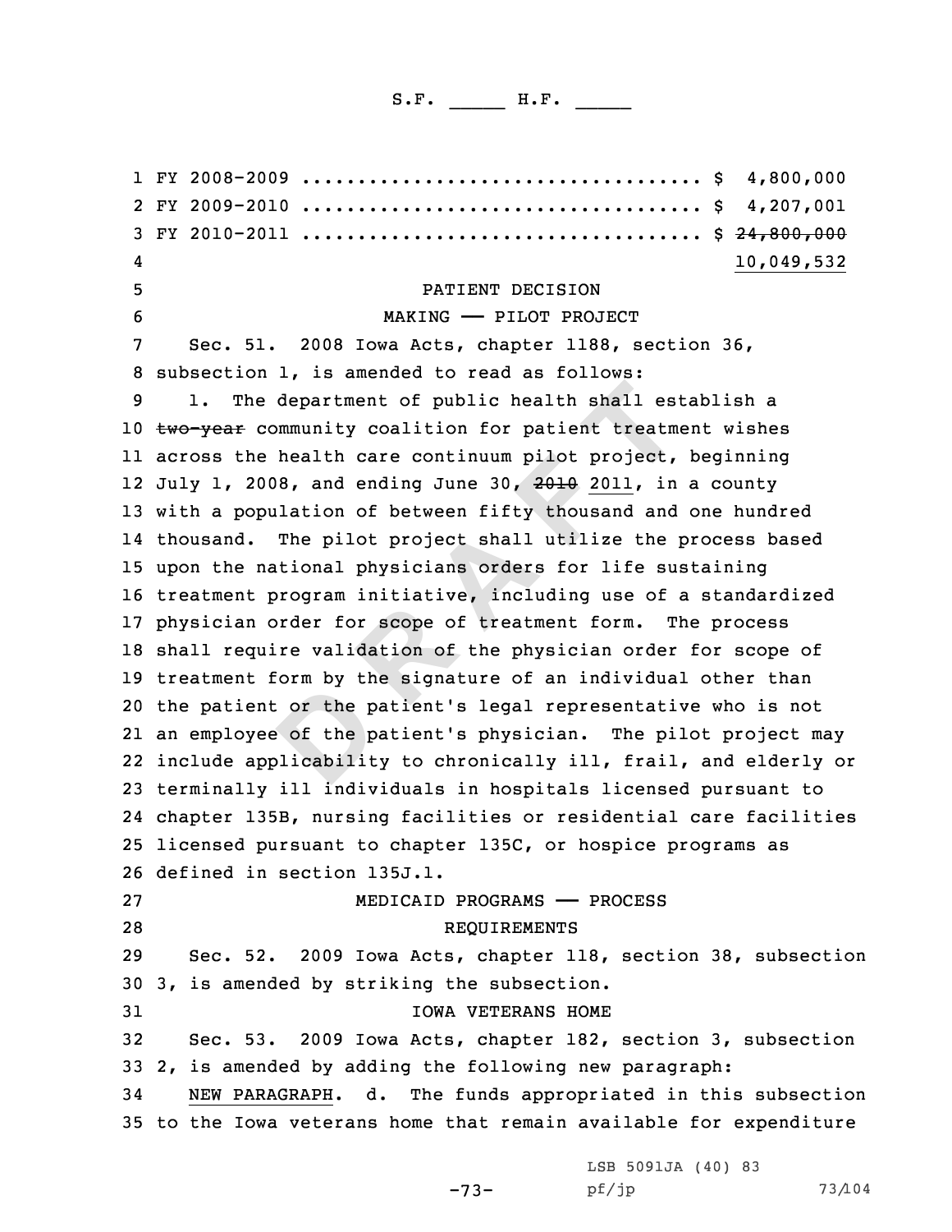FY 2008-2009 .................................. $ 4,800,000
FY 2009-2010 .................................. $ 4,207,001
FY 2010-2011 .................................. $ ~~24,800,000~~
10,049,532

PATIENT DECISION
MAKING —— PILOT PROJECT

Sec. 51. 2008 Iowa Acts, chapter 1188, section 36, subsection 1, is amended to read as follows:

1. The department of public health shall establish a ~~two-year~~ community coalition for patient treatment wishes across the health care continuum pilot project, beginning July 1, 2008, and ending June 30, ~~2010~~ 2011, in a county with a population of between fifty thousand and one hundred thousand. The pilot project shall utilize the process based upon the national physicians orders for life sustaining treatment program initiative, including use of a standardized physician order for scope of treatment form. The process shall require validation of the physician order for scope of treatment form by the signature of an individual other than the patient or the patient's legal representative who is not an employee of the patient's physician. The pilot project may include applicability to chronically ill, frail, and elderly or terminally ill individuals in hospitals licensed pursuant to chapter 135B, nursing facilities or residential care facilities licensed pursuant to chapter 135C, or hospice programs as defined in section 135J.1.

MEDICAID PROGRAMS —— PROCESS
REQUIREMENTS

Sec. 52. 2009 Iowa Acts, chapter 118, section 38, subsection 3, is amended by striking the subsection.

IOWA VETERANS HOME

Sec. 53. 2009 Iowa Acts, chapter 182, section 3, subsection 2, is amended by adding the following new paragraph:

NEW PARAGRAPH. d. The funds appropriated in this subsection to the Iowa veterans home that remain available for expenditure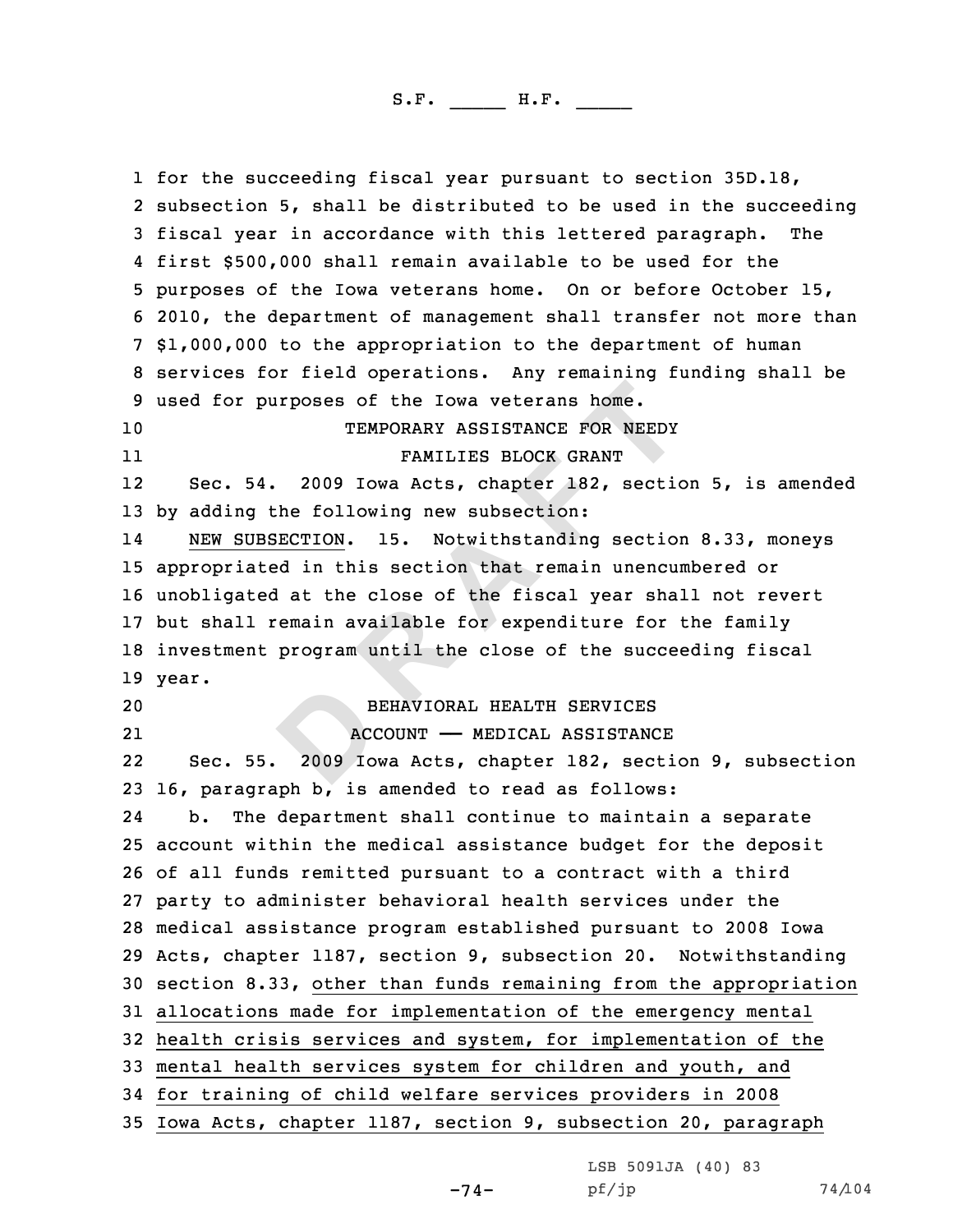for the succeeding fiscal year pursuant to section 35D.18, subsection 5, shall be distributed to be used in the succeeding fiscal year in accordance with this lettered paragraph. The first $500,000 shall remain available to be used for the purposes of the Iowa veterans home. On or before October 15, 2010, the department of management shall transfer not more than $1,000,000 to the appropriation to the department of human services for field operations. Any remaining funding shall be used for purposes of the Iowa veterans home.

TEMPORARY ASSISTANCE FOR NEEDY FAMILIES BLOCK GRANT

Sec. 54. 2009 Iowa Acts, chapter 182, section 5, is amended by adding the following new subsection:

NEW SUBSECTION. 15. Notwithstanding section 8.33, moneys appropriated in this section that remain unencumbered or unobligated at the close of the fiscal year shall not revert but shall remain available for expenditure for the family investment program until the close of the succeeding fiscal year.

BEHAVIORAL HEALTH SERVICES ACCOUNT —— MEDICAL ASSISTANCE

Sec. 55. 2009 Iowa Acts, chapter 182, section 9, subsection 16, paragraph b, is amended to read as follows:

b. The department shall continue to maintain a separate account within the medical assistance budget for the deposit of all funds remitted pursuant to a contract with a third party to administer behavioral health services under the medical assistance program established pursuant to 2008 Iowa Acts, chapter 1187, section 9, subsection 20. Notwithstanding section 8.33, other than funds remaining from the appropriation allocations made for implementation of the emergency mental health crisis services and system, for implementation of the mental health services system for children and youth, and for training of child welfare services providers in 2008 Iowa Acts, chapter 1187, section 9, subsection 20, paragraph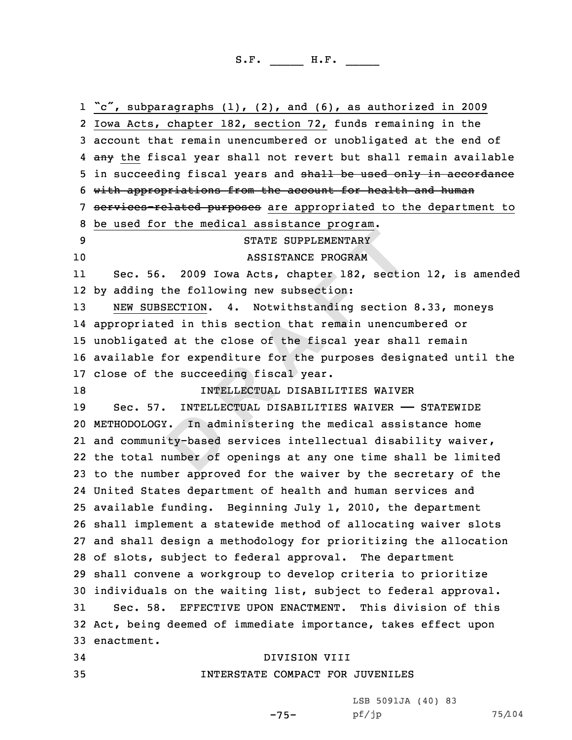"c", subparagraphs (1), (2), and (6), as authorized in 2009 Iowa Acts, chapter 182, section 72, funds remaining in the account that remain unencumbered or unobligated at the end of ~~any~~ the fiscal year shall not revert but shall remain available in succeeding fiscal years and ~~shall be used only in accordance with appropriations from the account for health and human services-related purposes~~ are appropriated to the department to be used for the medical assistance program.

STATE SUPPLEMENTARY
ASSISTANCE PROGRAM

Sec. 56. 2009 Iowa Acts, chapter 182, section 12, is amended by adding the following new subsection:

NEW SUBSECTION. 4. Notwithstanding section 8.33, moneys appropriated in this section that remain unencumbered or unobligated at the close of the fiscal year shall remain available for expenditure for the purposes designated until the close of the succeeding fiscal year.

INTELLECTUAL DISABILITIES WAIVER

Sec. 57. INTELLECTUAL DISABILITIES WAIVER —— STATEWIDE METHODOLOGY. In administering the medical assistance home and community-based services intellectual disability waiver, the total number of openings at any one time shall be limited to the number approved for the waiver by the secretary of the United States department of health and human services and available funding. Beginning July 1, 2010, the department shall implement a statewide method of allocating waiver slots and shall design a methodology for prioritizing the allocation of slots, subject to federal approval. The department shall convene a workgroup to develop criteria to prioritize individuals on the waiting list, subject to federal approval.

Sec. 58. EFFECTIVE UPON ENACTMENT. This division of this Act, being deemed of immediate importance, takes effect upon enactment.

DIVISION VIII
INTERSTATE COMPACT FOR JUVENILES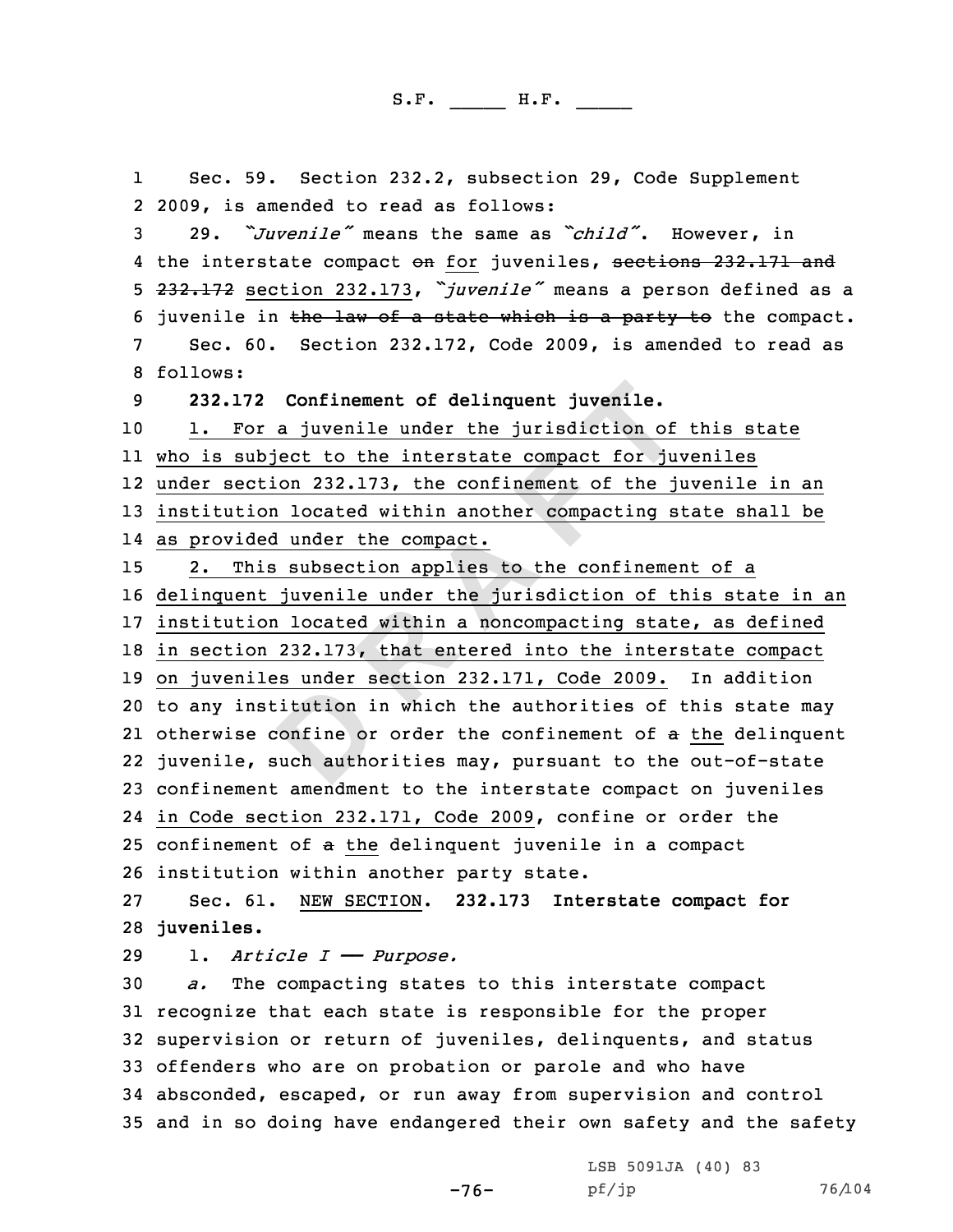S.F. _____ H.F. _____

Sec. 59. Section 232.2, subsection 29, Code Supplement 2009, is amended to read as follows:

29. *"Juvenile"* means the same as *"child"*. However, in the interstate compact ~~on~~ for juveniles, ~~sections 232.171 and 232.172~~ section 232.173, *"juvenile"* means a person defined as a juvenile in ~~the law of a state which is a party to~~ the compact.

Sec. 60. Section 232.172, Code 2009, is amended to read as follows:

**232.172 Confinement of delinquent juvenile.**

1. For a juvenile under the jurisdiction of this state who is subject to the interstate compact for juveniles under section 232.173, the confinement of the juvenile in an institution located within another compacting state shall be as provided under the compact.

2. This subsection applies to the confinement of a delinquent juvenile under the jurisdiction of this state in an institution located within a noncompacting state, as defined in section 232.173, that entered into the interstate compact on juveniles under section 232.171, Code 2009. In addition to any institution in which the authorities of this state may otherwise confine or order the confinement of ~~a~~ the delinquent juvenile, such authorities may, pursuant to the out-of-state confinement amendment to the interstate compact on juveniles in Code section 232.171, Code 2009, confine or order the confinement of ~~a~~ the delinquent juvenile in a compact institution within another party state.

Sec. 61. NEW SECTION. **232.173 Interstate compact for juveniles.**

1. *Article I — Purpose.*

*a.* The compacting states to this interstate compact recognize that each state is responsible for the proper supervision or return of juveniles, delinquents, and status offenders who are on probation or parole and who have absconded, escaped, or run away from supervision and control and in so doing have endangered their own safety and the safety

LSB 5091JA (40) 83
pf/jp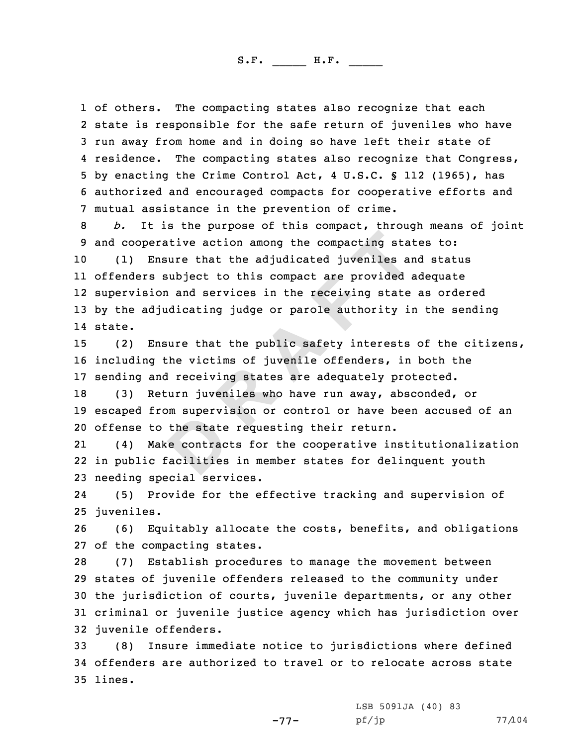of others. The compacting states also recognize that each state is responsible for the safe return of juveniles who have run away from home and in doing so have left their state of residence. The compacting states also recognize that Congress, by enacting the Crime Control Act, 4 U.S.C. § 112 (1965), has authorized and encouraged compacts for cooperative efforts and mutual assistance in the prevention of crime.

*b.* It is the purpose of this compact, through means of joint and cooperative action among the compacting states to:

(1) Ensure that the adjudicated juveniles and status offenders subject to this compact are provided adequate supervision and services in the receiving state as ordered by the adjudicating judge or parole authority in the sending state.

(2) Ensure that the public safety interests of the citizens, including the victims of juvenile offenders, in both the sending and receiving states are adequately protected.

(3) Return juveniles who have run away, absconded, or escaped from supervision or control or have been accused of an offense to the state requesting their return.

(4) Make contracts for the cooperative institutionalization in public facilities in member states for delinquent youth needing special services.

(5) Provide for the effective tracking and supervision of juveniles.

(6) Equitably allocate the costs, benefits, and obligations of the compacting states.

(7) Establish procedures to manage the movement between states of juvenile offenders released to the community under the jurisdiction of courts, juvenile departments, or any other criminal or juvenile justice agency which has jurisdiction over juvenile offenders.

(8) Insure immediate notice to jurisdictions where defined offenders are authorized to travel or to relocate across state lines.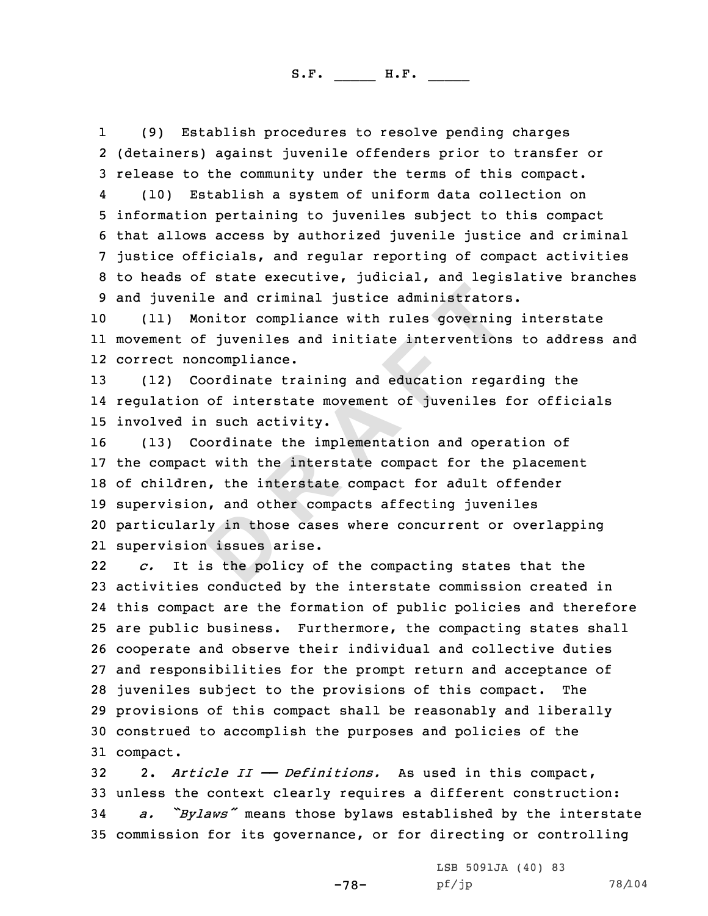(9) Establish procedures to resolve pending charges (detainers) against juvenile offenders prior to transfer or release to the community under the terms of this compact.

(10) Establish a system of uniform data collection on information pertaining to juveniles subject to this compact that allows access by authorized juvenile justice and criminal justice officials, and regular reporting of compact activities to heads of state executive, judicial, and legislative branches and juvenile and criminal justice administrators.

(11) Monitor compliance with rules governing interstate movement of juveniles and initiate interventions to address and correct noncompliance.

(12) Coordinate training and education regarding the regulation of interstate movement of juveniles for officials involved in such activity.

(13) Coordinate the implementation and operation of the compact with the interstate compact for the placement of children, the interstate compact for adult offender supervision, and other compacts affecting juveniles particularly in those cases where concurrent or overlapping supervision issues arise.

*c.* It is the policy of the compacting states that the activities conducted by the interstate commission created in this compact are the formation of public policies and therefore are public business. Furthermore, the compacting states shall cooperate and observe their individual and collective duties and responsibilities for the prompt return and acceptance of juveniles subject to the provisions of this compact. The provisions of this compact shall be reasonably and liberally construed to accomplish the purposes and policies of the compact.

2. *Article II —— Definitions.* As used in this compact, unless the context clearly requires a different construction:

*a. "Bylaws"* means those bylaws established by the interstate commission for its governance, or for directing or controlling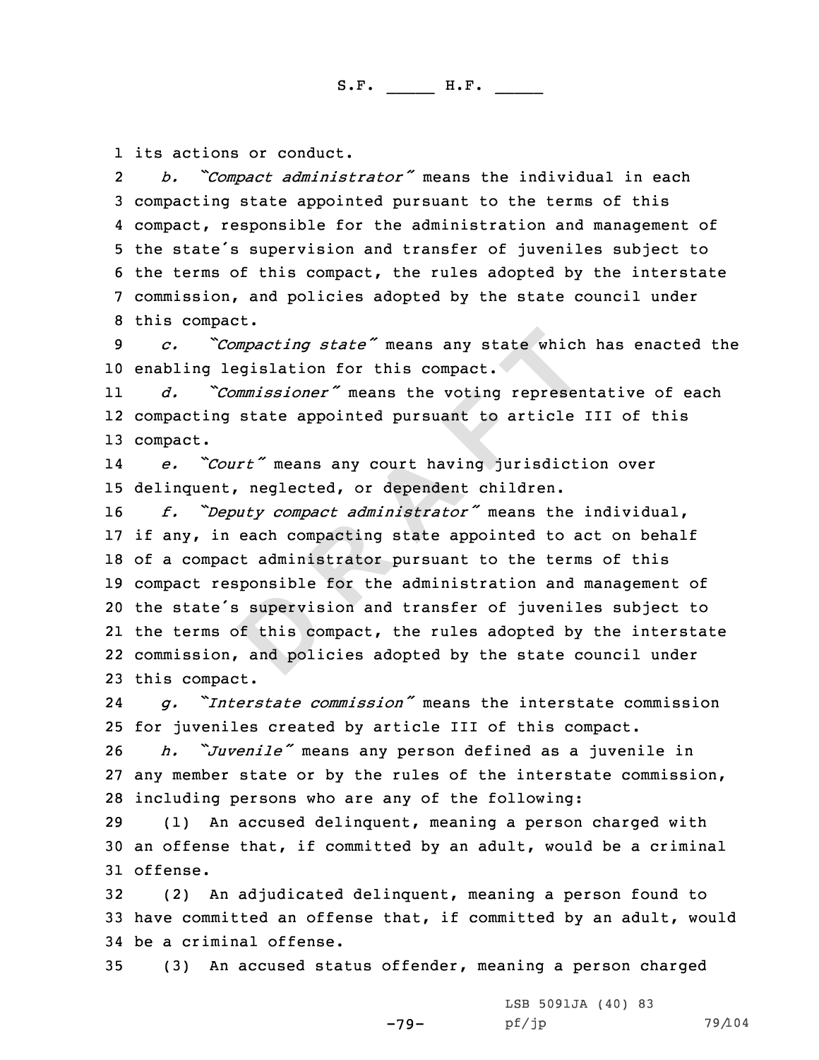its actions or conduct.

*b.* *"Compact administrator"* means the individual in each compacting state appointed pursuant to the terms of this compact, responsible for the administration and management of the state's supervision and transfer of juveniles subject to the terms of this compact, the rules adopted by the interstate commission, and policies adopted by the state council under this compact.

*c.* *"Compacting state"* means any state which has enacted the enabling legislation for this compact.

*d.* *"Commissioner"* means the voting representative of each compacting state appointed pursuant to article III of this compact.

*e.* *"Court"* means any court having jurisdiction over delinquent, neglected, or dependent children.

*f.* *"Deputy compact administrator"* means the individual, if any, in each compacting state appointed to act on behalf of a compact administrator pursuant to the terms of this compact responsible for the administration and management of the state's supervision and transfer of juveniles subject to the terms of this compact, the rules adopted by the interstate commission, and policies adopted by the state council under this compact.

*g.* *"Interstate commission"* means the interstate commission for juveniles created by article III of this compact.

*h.* *"Juvenile"* means any person defined as a juvenile in any member state or by the rules of the interstate commission, including persons who are any of the following:

(1) An accused delinquent, meaning a person charged with an offense that, if committed by an adult, would be a criminal offense.

(2) An adjudicated delinquent, meaning a person found to have committed an offense that, if committed by an adult, would be a criminal offense.

(3) An accused status offender, meaning a person charged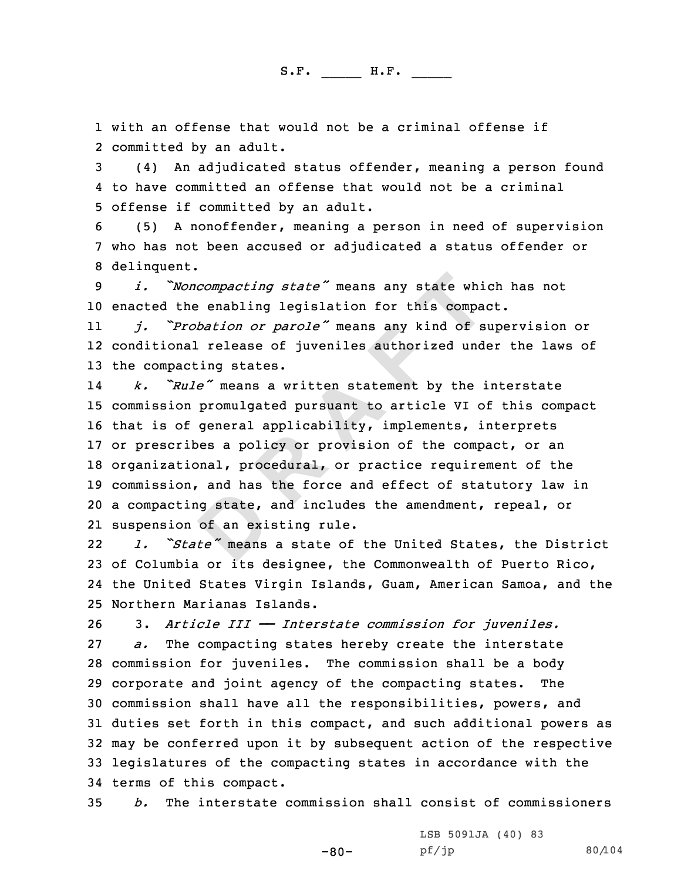with an offense that would not be a criminal offense if committed by an adult.

(4) An adjudicated status offender, meaning a person found to have committed an offense that would not be a criminal offense if committed by an adult.

(5) A nonoffender, meaning a person in need of supervision who has not been accused or adjudicated a status offender or delinquent.

*i.* *"Noncompacting state"* means any state which has not enacted the enabling legislation for this compact.

*j.* *"Probation or parole"* means any kind of supervision or conditional release of juveniles authorized under the laws of the compacting states.

*k.* *"Rule"* means a written statement by the interstate commission promulgated pursuant to article VI of this compact that is of general applicability, implements, interprets or prescribes a policy or provision of the compact, or an organizational, procedural, or practice requirement of the commission, and has the force and effect of statutory law in a compacting state, and includes the amendment, repeal, or suspension of an existing rule.

*l.* *"State"* means a state of the United States, the District of Columbia or its designee, the Commonwealth of Puerto Rico, the United States Virgin Islands, Guam, American Samoa, and the Northern Marianas Islands.

3. *Article III —— Interstate commission for juveniles.*

*a.* The compacting states hereby create the interstate commission for juveniles. The commission shall be a body corporate and joint agency of the compacting states. The commission shall have all the responsibilities, powers, and duties set forth in this compact, and such additional powers as may be conferred upon it by subsequent action of the respective legislatures of the compacting states in accordance with the terms of this compact.

*b.* The interstate commission shall consist of commissioners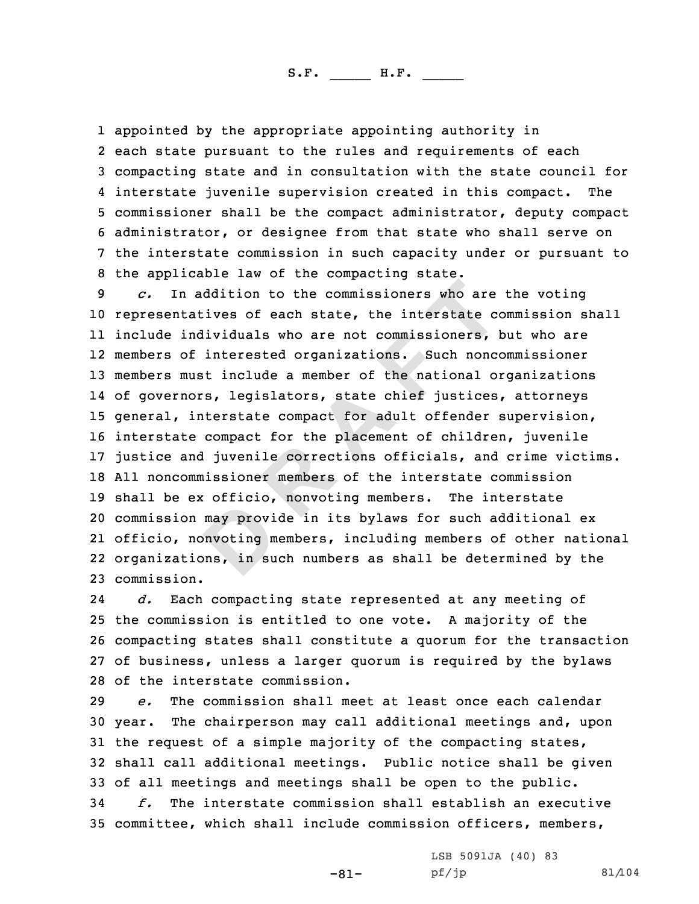appointed by the appropriate appointing authority in each state pursuant to the rules and requirements of each compacting state and in consultation with the state council for interstate juvenile supervision created in this compact. The commissioner shall be the compact administrator, deputy compact administrator, or designee from that state who shall serve on the interstate commission in such capacity under or pursuant to the applicable law of the compacting state.

*c.* In addition to the commissioners who are the voting representatives of each state, the interstate commission shall include individuals who are not commissioners, but who are members of interested organizations. Such noncommissioner members must include a member of the national organizations of governors, legislators, state chief justices, attorneys general, interstate compact for adult offender supervision, interstate compact for the placement of children, juvenile justice and juvenile corrections officials, and crime victims. All noncommissioner members of the interstate commission shall be ex officio, nonvoting members. The interstate commission may provide in its bylaws for such additional ex officio, nonvoting members, including members of other national organizations, in such numbers as shall be determined by the commission.

*d.* Each compacting state represented at any meeting of the commission is entitled to one vote. A majority of the compacting states shall constitute a quorum for the transaction of business, unless a larger quorum is required by the bylaws of the interstate commission.

*e.* The commission shall meet at least once each calendar year. The chairperson may call additional meetings and, upon the request of a simple majority of the compacting states, shall call additional meetings. Public notice shall be given of all meetings and meetings shall be open to the public.

*f.* The interstate commission shall establish an executive committee, which shall include commission officers, members,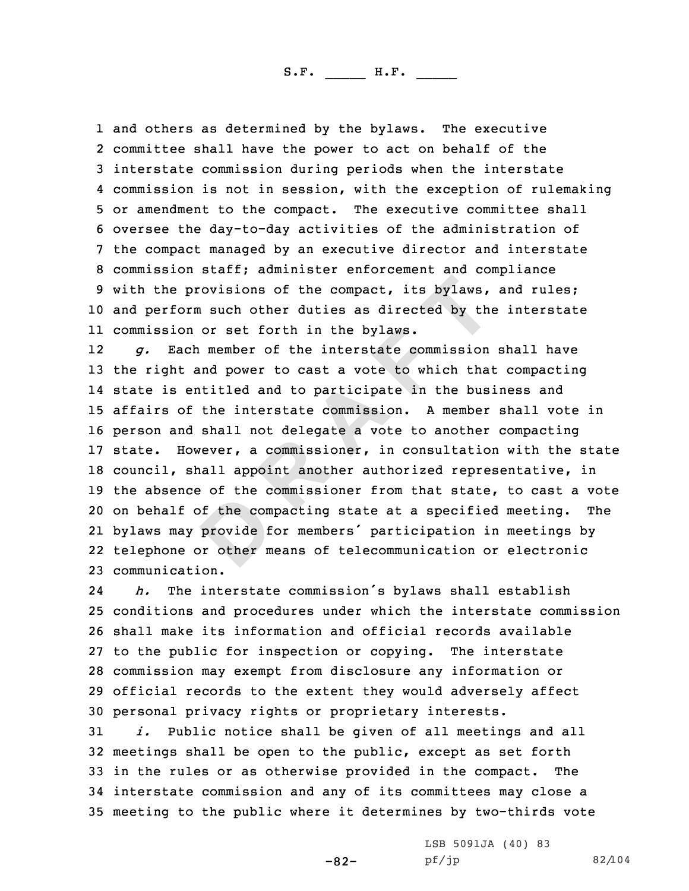and others as determined by the bylaws. The executive committee shall have the power to act on behalf of the interstate commission during periods when the interstate commission is not in session, with the exception of rulemaking or amendment to the compact. The executive committee shall oversee the day-to-day activities of the administration of the compact managed by an executive director and interstate commission staff; administer enforcement and compliance with the provisions of the compact, its bylaws, and rules; and perform such other duties as directed by the interstate commission or set forth in the bylaws.

*g.* Each member of the interstate commission shall have the right and power to cast a vote to which that compacting state is entitled and to participate in the business and affairs of the interstate commission. A member shall vote in person and shall not delegate a vote to another compacting state. However, a commissioner, in consultation with the state council, shall appoint another authorized representative, in the absence of the commissioner from that state, to cast a vote on behalf of the compacting state at a specified meeting. The bylaws may provide for members' participation in meetings by telephone or other means of telecommunication or electronic communication.

*h.* The interstate commission's bylaws shall establish conditions and procedures under which the interstate commission shall make its information and official records available to the public for inspection or copying. The interstate commission may exempt from disclosure any information or official records to the extent they would adversely affect personal privacy rights or proprietary interests.

*i.* Public notice shall be given of all meetings and all meetings shall be open to the public, except as set forth in the rules or as otherwise provided in the compact. The interstate commission and any of its committees may close a meeting to the public where it determines by two-thirds vote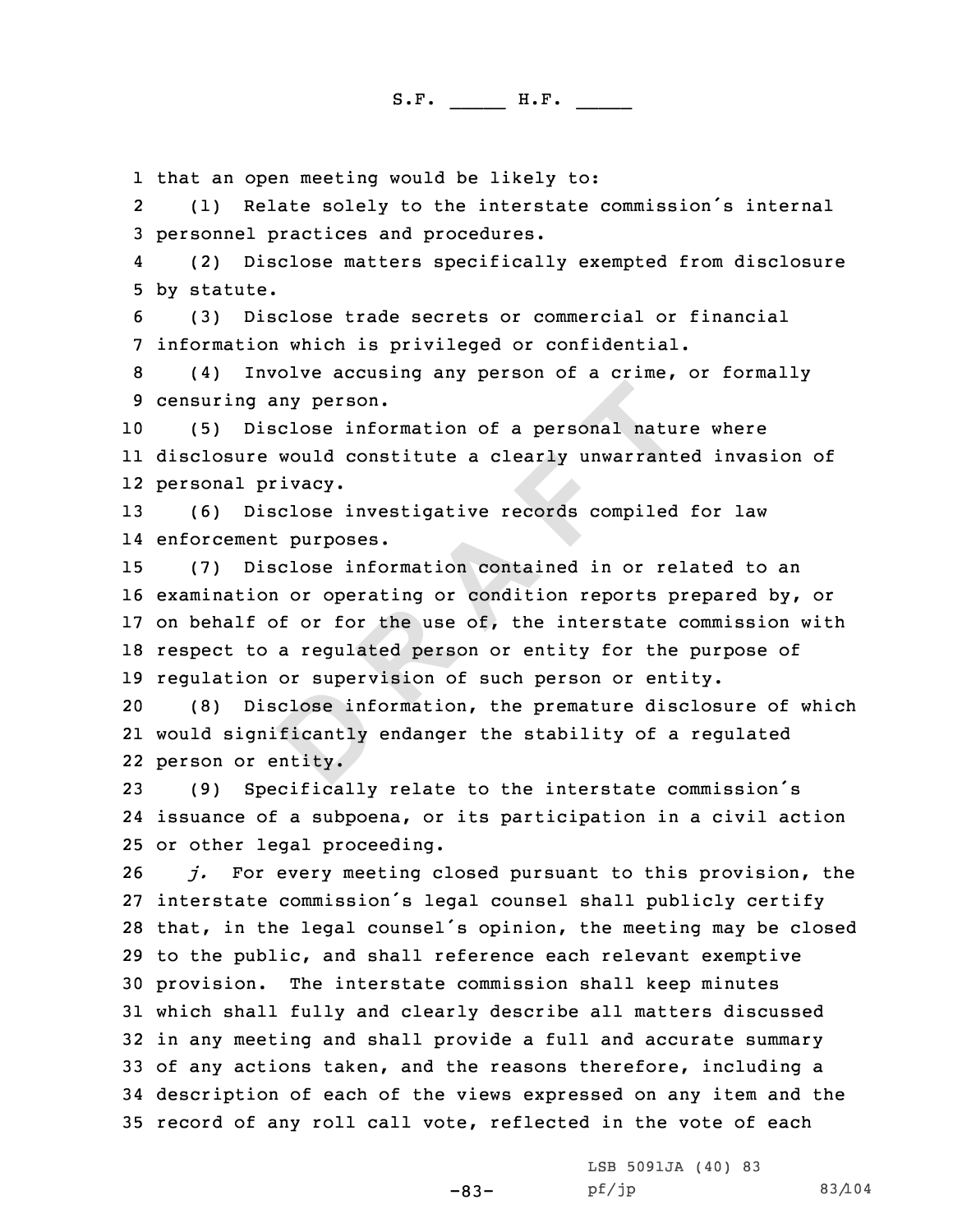that an open meeting would be likely to:

(1) Relate solely to the interstate commission's internal personnel practices and procedures.

(2) Disclose matters specifically exempted from disclosure by statute.

(3) Disclose trade secrets or commercial or financial information which is privileged or confidential.

(4) Involve accusing any person of a crime, or formally censuring any person.

(5) Disclose information of a personal nature where disclosure would constitute a clearly unwarranted invasion of personal privacy.

(6) Disclose investigative records compiled for law enforcement purposes.

(7) Disclose information contained in or related to an examination or operating or condition reports prepared by, or on behalf of or for the use of, the interstate commission with respect to a regulated person or entity for the purpose of regulation or supervision of such person or entity.

(8) Disclose information, the premature disclosure of which would significantly endanger the stability of a regulated person or entity.

(9) Specifically relate to the interstate commission's issuance of a subpoena, or its participation in a civil action or other legal proceeding.

*j.* For every meeting closed pursuant to this provision, the interstate commission's legal counsel shall publicly certify that, in the legal counsel's opinion, the meeting may be closed to the public, and shall reference each relevant exemptive provision. The interstate commission shall keep minutes which shall fully and clearly describe all matters discussed in any meeting and shall provide a full and accurate summary of any actions taken, and the reasons therefore, including a description of each of the views expressed on any item and the record of any roll call vote, reflected in the vote of each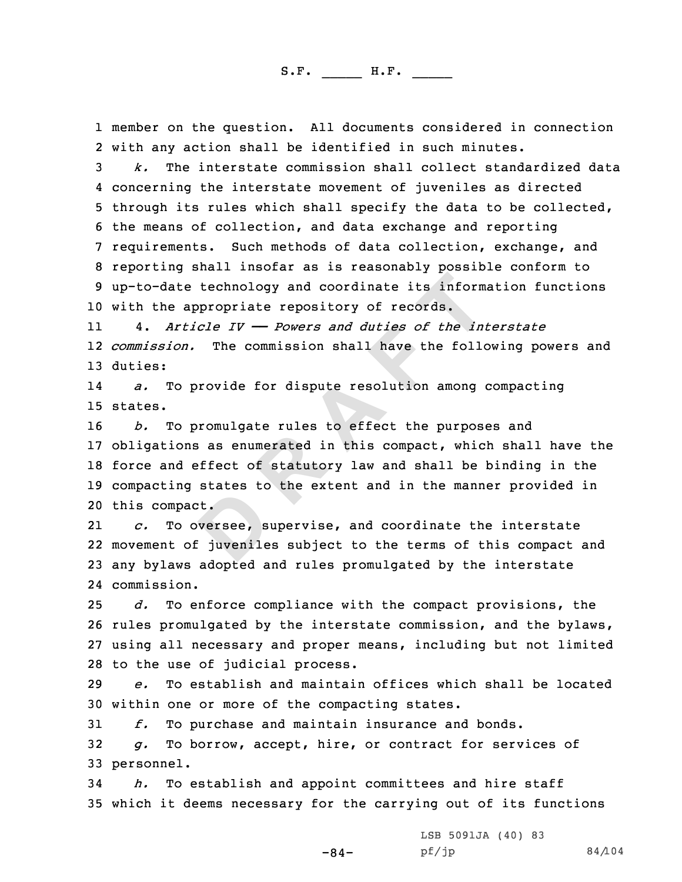member on the question. All documents considered in connection with any action shall be identified in such minutes.

*k.* The interstate commission shall collect standardized data concerning the interstate movement of juveniles as directed through its rules which shall specify the data to be collected, the means of collection, and data exchange and reporting requirements. Such methods of data collection, exchange, and reporting shall insofar as is reasonably possible conform to up-to-date technology and coordinate its information functions with the appropriate repository of records.

4. *Article IV —— Powers and duties of the interstate commission.* The commission shall have the following powers and duties:

*a.* To provide for dispute resolution among compacting states.

*b.* To promulgate rules to effect the purposes and obligations as enumerated in this compact, which shall have the force and effect of statutory law and shall be binding in the compacting states to the extent and in the manner provided in this compact.

*c.* To oversee, supervise, and coordinate the interstate movement of juveniles subject to the terms of this compact and any bylaws adopted and rules promulgated by the interstate commission.

*d.* To enforce compliance with the compact provisions, the rules promulgated by the interstate commission, and the bylaws, using all necessary and proper means, including but not limited to the use of judicial process.

*e.* To establish and maintain offices which shall be located within one or more of the compacting states.

*f.* To purchase and maintain insurance and bonds.

*g.* To borrow, accept, hire, or contract for services of personnel.

*h.* To establish and appoint committees and hire staff which it deems necessary for the carrying out of its functions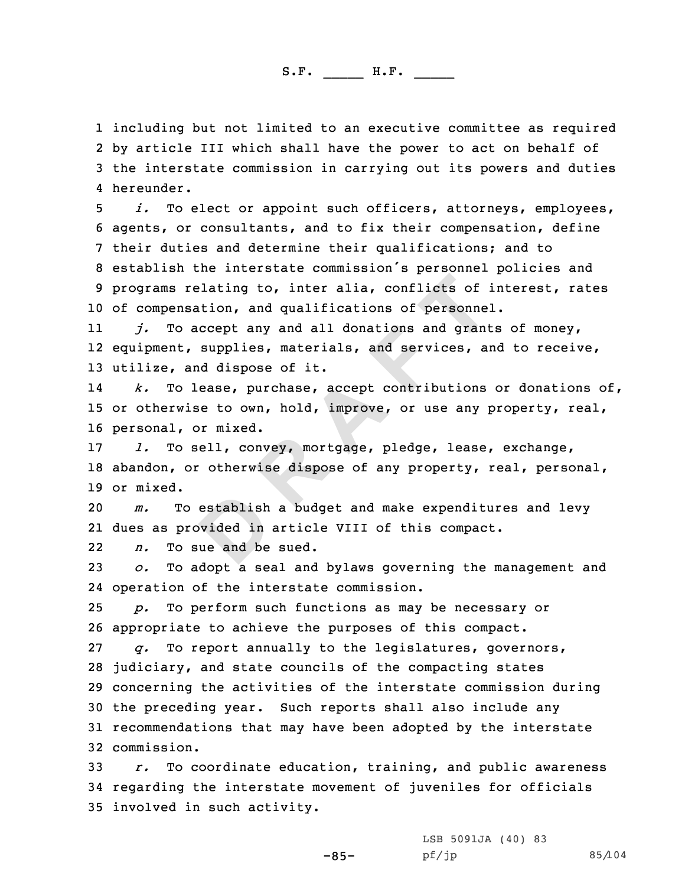including but not limited to an executive committee as required by article III which shall have the power to act on behalf of the interstate commission in carrying out its powers and duties hereunder.

*i.* To elect or appoint such officers, attorneys, employees, agents, or consultants, and to fix their compensation, define their duties and determine their qualifications; and to establish the interstate commission's personnel policies and programs relating to, inter alia, conflicts of interest, rates of compensation, and qualifications of personnel.

*j.* To accept any and all donations and grants of money, equipment, supplies, materials, and services, and to receive, utilize, and dispose of it.

*k.* To lease, purchase, accept contributions or donations of, or otherwise to own, hold, improve, or use any property, real, personal, or mixed.

*l.* To sell, convey, mortgage, pledge, lease, exchange, abandon, or otherwise dispose of any property, real, personal, or mixed.

*m.* To establish a budget and make expenditures and levy dues as provided in article VIII of this compact.

*n.* To sue and be sued.

*o.* To adopt a seal and bylaws governing the management and operation of the interstate commission.

*p.* To perform such functions as may be necessary or appropriate to achieve the purposes of this compact.

*q.* To report annually to the legislatures, governors, judiciary, and state councils of the compacting states concerning the activities of the interstate commission during the preceding year. Such reports shall also include any recommendations that may have been adopted by the interstate commission.

*r.* To coordinate education, training, and public awareness regarding the interstate movement of juveniles for officials involved in such activity.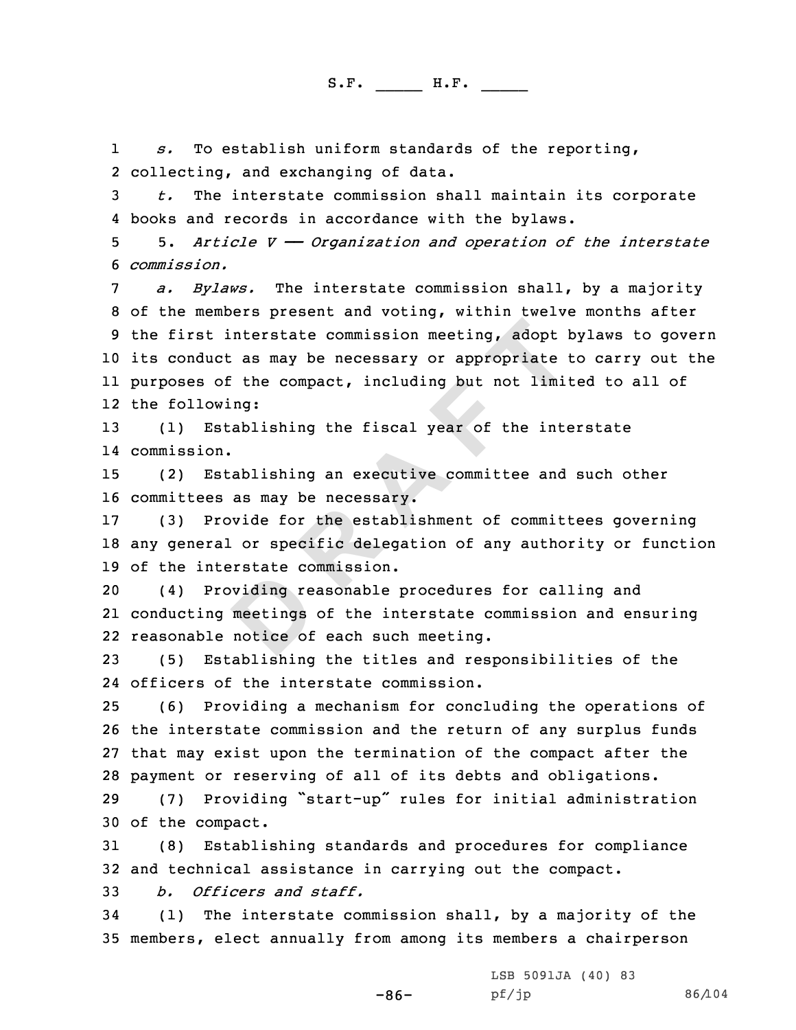*s.* To establish uniform standards of the reporting, collecting, and exchanging of data.

*t.* The interstate commission shall maintain its corporate books and records in accordance with the bylaws.

5. *Article V —— Organization and operation of the interstate commission.*

*a. Bylaws.* The interstate commission shall, by a majority of the members present and voting, within twelve months after the first interstate commission meeting, adopt bylaws to govern its conduct as may be necessary or appropriate to carry out the purposes of the compact, including but not limited to all of the following:

(1) Establishing the fiscal year of the interstate commission.

(2) Establishing an executive committee and such other committees as may be necessary.

(3) Provide for the establishment of committees governing any general or specific delegation of any authority or function of the interstate commission.

(4) Providing reasonable procedures for calling and conducting meetings of the interstate commission and ensuring reasonable notice of each such meeting.

(5) Establishing the titles and responsibilities of the officers of the interstate commission.

(6) Providing a mechanism for concluding the operations of the interstate commission and the return of any surplus funds that may exist upon the termination of the compact after the payment or reserving of all of its debts and obligations.

(7) Providing "start-up" rules for initial administration of the compact.

(8) Establishing standards and procedures for compliance and technical assistance in carrying out the compact.

*b. Officers and staff.*

(1) The interstate commission shall, by a majority of the members, elect annually from among its members a chairperson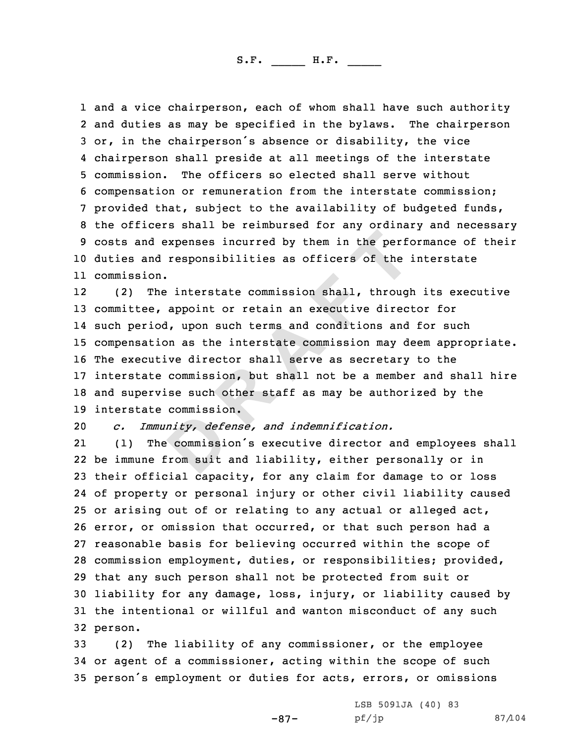and a vice chairperson, each of whom shall have such authority and duties as may be specified in the bylaws. The chairperson or, in the chairperson's absence or disability, the vice chairperson shall preside at all meetings of the interstate commission. The officers so elected shall serve without compensation or remuneration from the interstate commission; provided that, subject to the availability of budgeted funds, the officers shall be reimbursed for any ordinary and necessary costs and expenses incurred by them in the performance of their duties and responsibilities as officers of the interstate commission.

(2) The interstate commission shall, through its executive committee, appoint or retain an executive director for such period, upon such terms and conditions and for such compensation as the interstate commission may deem appropriate. The executive director shall serve as secretary to the interstate commission, but shall not be a member and shall hire and supervise such other staff as may be authorized by the interstate commission.

*c. Immunity, defense, and indemnification.*

(1) The commission's executive director and employees shall be immune from suit and liability, either personally or in their official capacity, for any claim for damage to or loss of property or personal injury or other civil liability caused or arising out of or relating to any actual or alleged act, error, or omission that occurred, or that such person had a reasonable basis for believing occurred within the scope of commission employment, duties, or responsibilities; provided, that any such person shall not be protected from suit or liability for any damage, loss, injury, or liability caused by the intentional or willful and wanton misconduct of any such person.

(2) The liability of any commissioner, or the employee or agent of a commissioner, acting within the scope of such person's employment or duties for acts, errors, or omissions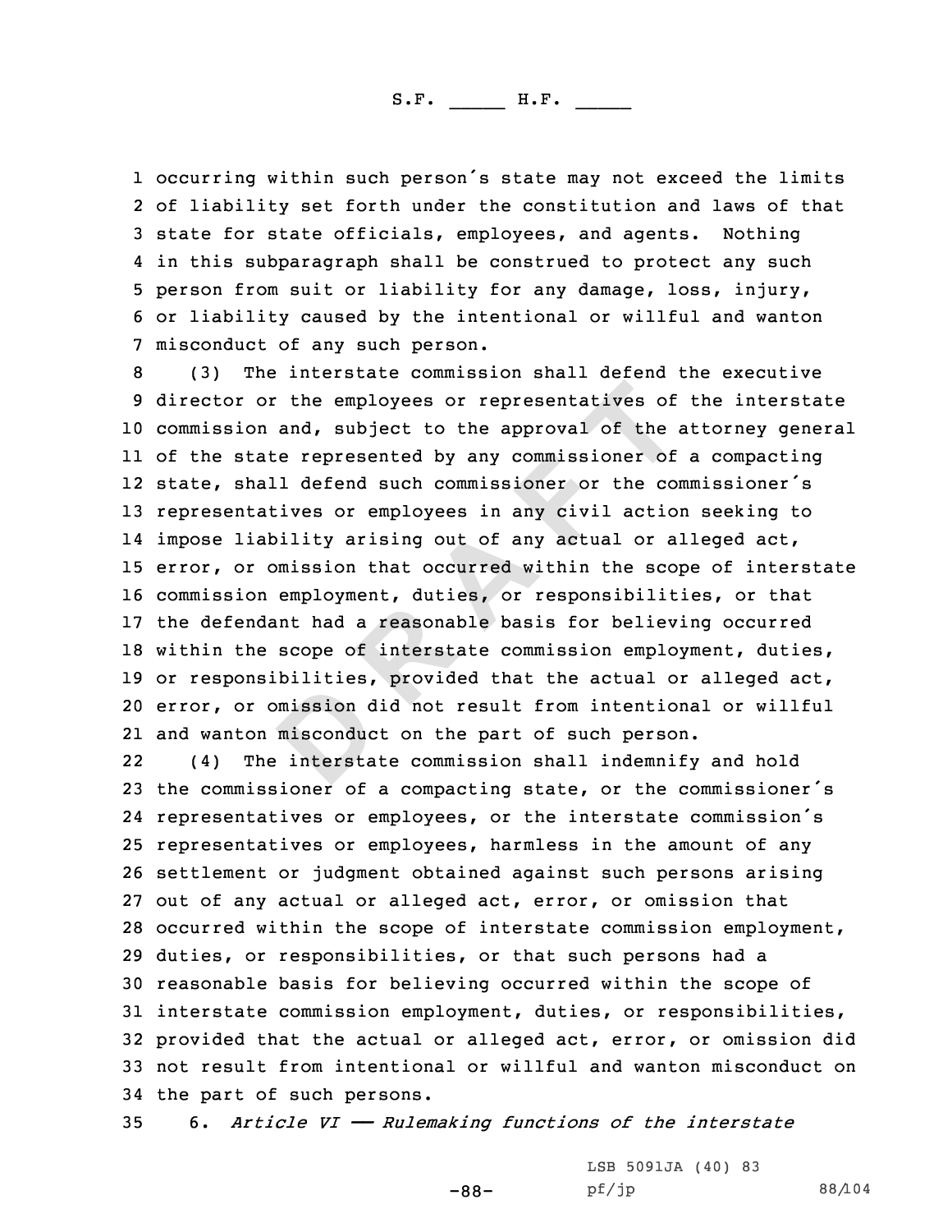occurring within such person's state may not exceed the limits of liability set forth under the constitution and laws of that state for state officials, employees, and agents. Nothing in this subparagraph shall be construed to protect any such person from suit or liability for any damage, loss, injury, or liability caused by the intentional or willful and wanton misconduct of any such person.

(3) The interstate commission shall defend the executive director or the employees or representatives of the interstate commission and, subject to the approval of the attorney general of the state represented by any commissioner of a compacting state, shall defend such commissioner or the commissioner's representatives or employees in any civil action seeking to impose liability arising out of any actual or alleged act, error, or omission that occurred within the scope of interstate commission employment, duties, or responsibilities, or that the defendant had a reasonable basis for believing occurred within the scope of interstate commission employment, duties, or responsibilities, provided that the actual or alleged act, error, or omission did not result from intentional or willful and wanton misconduct on the part of such person.

(4) The interstate commission shall indemnify and hold the commissioner of a compacting state, or the commissioner's representatives or employees, or the interstate commission's representatives or employees, harmless in the amount of any settlement or judgment obtained against such persons arising out of any actual or alleged act, error, or omission that occurred within the scope of interstate commission employment, duties, or responsibilities, or that such persons had a reasonable basis for believing occurred within the scope of interstate commission employment, duties, or responsibilities, provided that the actual or alleged act, error, or omission did not result from intentional or willful and wanton misconduct on the part of such persons.

6. *Article VI —— Rulemaking functions of the interstate*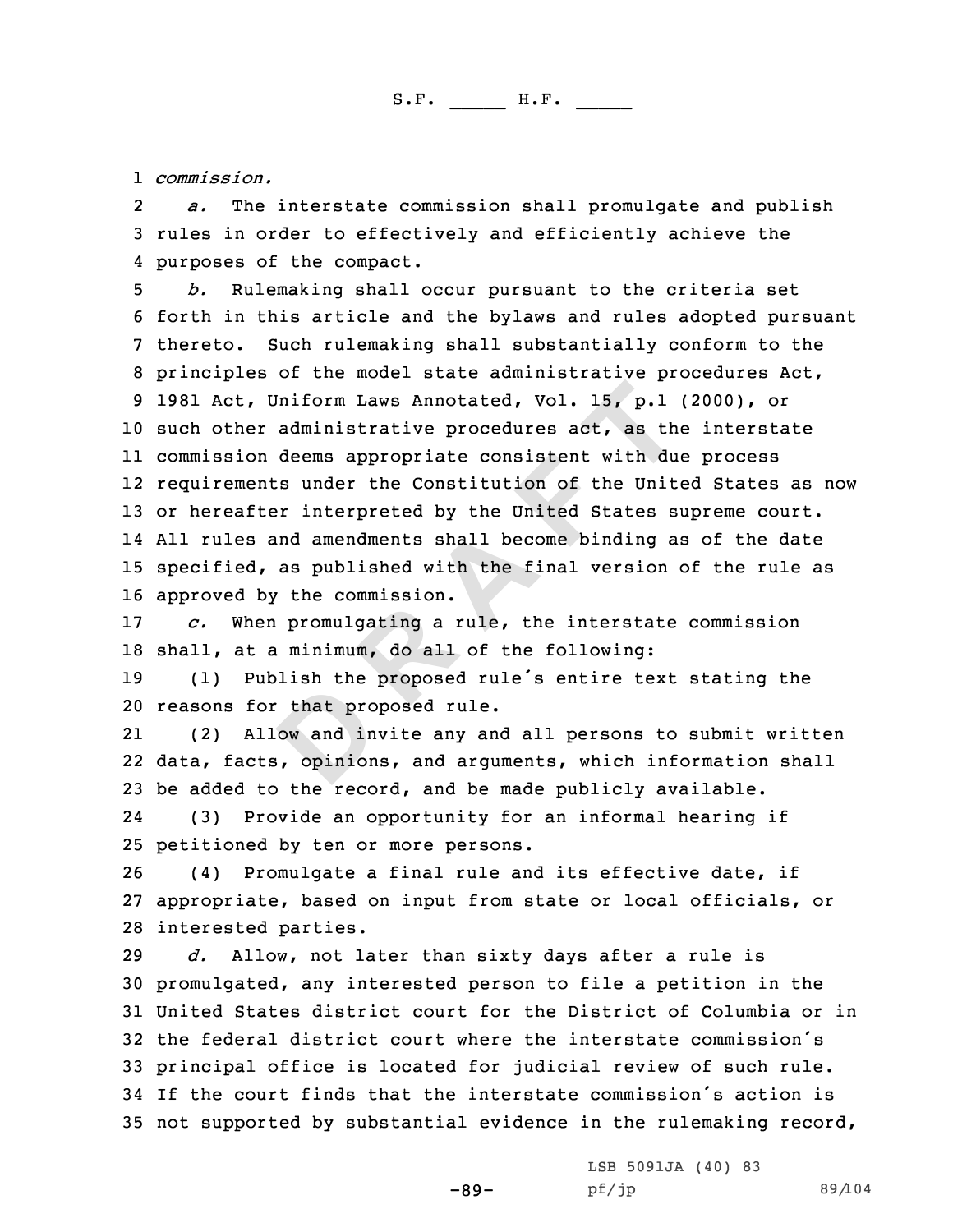*commission.*

*a.* The interstate commission shall promulgate and publish rules in order to effectively and efficiently achieve the purposes of the compact.

*b.* Rulemaking shall occur pursuant to the criteria set forth in this article and the bylaws and rules adopted pursuant thereto. Such rulemaking shall substantially conform to the principles of the model state administrative procedures Act, 1981 Act, Uniform Laws Annotated, Vol. 15, p.1 (2000), or such other administrative procedures act, as the interstate commission deems appropriate consistent with due process requirements under the Constitution of the United States as now or hereafter interpreted by the United States supreme court. All rules and amendments shall become binding as of the date specified, as published with the final version of the rule as approved by the commission.

*c.* When promulgating a rule, the interstate commission shall, at a minimum, do all of the following:

(1) Publish the proposed rule's entire text stating the reasons for that proposed rule.

(2) Allow and invite any and all persons to submit written data, facts, opinions, and arguments, which information shall be added to the record, and be made publicly available.

(3) Provide an opportunity for an informal hearing if petitioned by ten or more persons.

(4) Promulgate a final rule and its effective date, if appropriate, based on input from state or local officials, or interested parties.

*d.* Allow, not later than sixty days after a rule is promulgated, any interested person to file a petition in the United States district court for the District of Columbia or in the federal district court where the interstate commission's principal office is located for judicial review of such rule. If the court finds that the interstate commission's action is not supported by substantial evidence in the rulemaking record,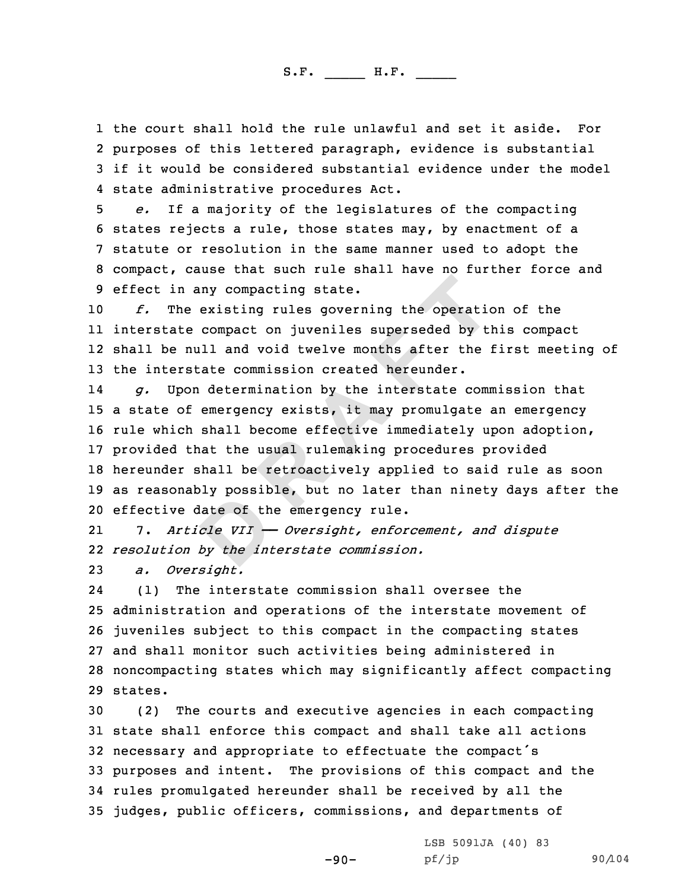the court shall hold the rule unlawful and set it aside. For purposes of this lettered paragraph, evidence is substantial if it would be considered substantial evidence under the model state administrative procedures Act.

*e.* If a majority of the legislatures of the compacting states rejects a rule, those states may, by enactment of a statute or resolution in the same manner used to adopt the compact, cause that such rule shall have no further force and effect in any compacting state.

*f.* The existing rules governing the operation of the interstate compact on juveniles superseded by this compact shall be null and void twelve months after the first meeting of the interstate commission created hereunder.

*g.* Upon determination by the interstate commission that a state of emergency exists, it may promulgate an emergency rule which shall become effective immediately upon adoption, provided that the usual rulemaking procedures provided hereunder shall be retroactively applied to said rule as soon as reasonably possible, but no later than ninety days after the effective date of the emergency rule.

7. *Article VII —— Oversight, enforcement, and dispute resolution by the interstate commission.*

*a. Oversight.*

(1) The interstate commission shall oversee the administration and operations of the interstate movement of juveniles subject to this compact in the compacting states and shall monitor such activities being administered in noncompacting states which may significantly affect compacting states.

(2) The courts and executive agencies in each compacting state shall enforce this compact and shall take all actions necessary and appropriate to effectuate the compact's purposes and intent. The provisions of this compact and the rules promulgated hereunder shall be received by all the judges, public officers, commissions, and departments of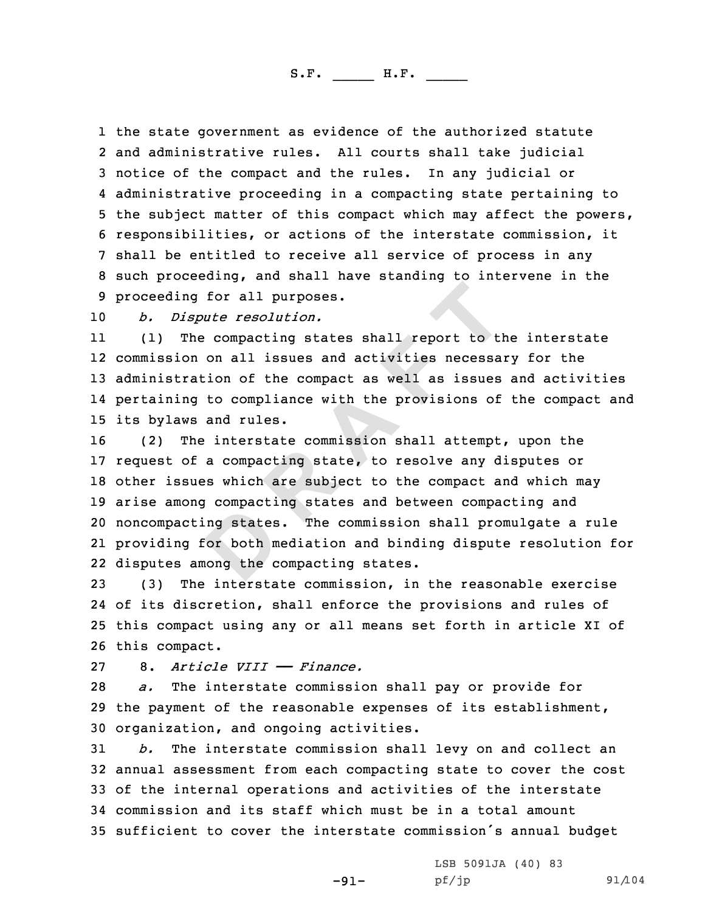the state government as evidence of the authorized statute and administrative rules. All courts shall take judicial notice of the compact and the rules. In any judicial or administrative proceeding in a compacting state pertaining to the subject matter of this compact which may affect the powers, responsibilities, or actions of the interstate commission, it shall be entitled to receive all service of process in any such proceeding, and shall have standing to intervene in the proceeding for all purposes.

*b. Dispute resolution.*

(1) The compacting states shall report to the interstate commission on all issues and activities necessary for the administration of the compact as well as issues and activities pertaining to compliance with the provisions of the compact and its bylaws and rules.

(2) The interstate commission shall attempt, upon the request of a compacting state, to resolve any disputes or other issues which are subject to the compact and which may arise among compacting states and between compacting and noncompacting states. The commission shall promulgate a rule providing for both mediation and binding dispute resolution for disputes among the compacting states.

(3) The interstate commission, in the reasonable exercise of its discretion, shall enforce the provisions and rules of this compact using any or all means set forth in article XI of this compact.

8. *Article VIII —— Finance.*

*a.* The interstate commission shall pay or provide for the payment of the reasonable expenses of its establishment, organization, and ongoing activities.

*b.* The interstate commission shall levy on and collect an annual assessment from each compacting state to cover the cost of the internal operations and activities of the interstate commission and its staff which must be in a total amount sufficient to cover the interstate commission's annual budget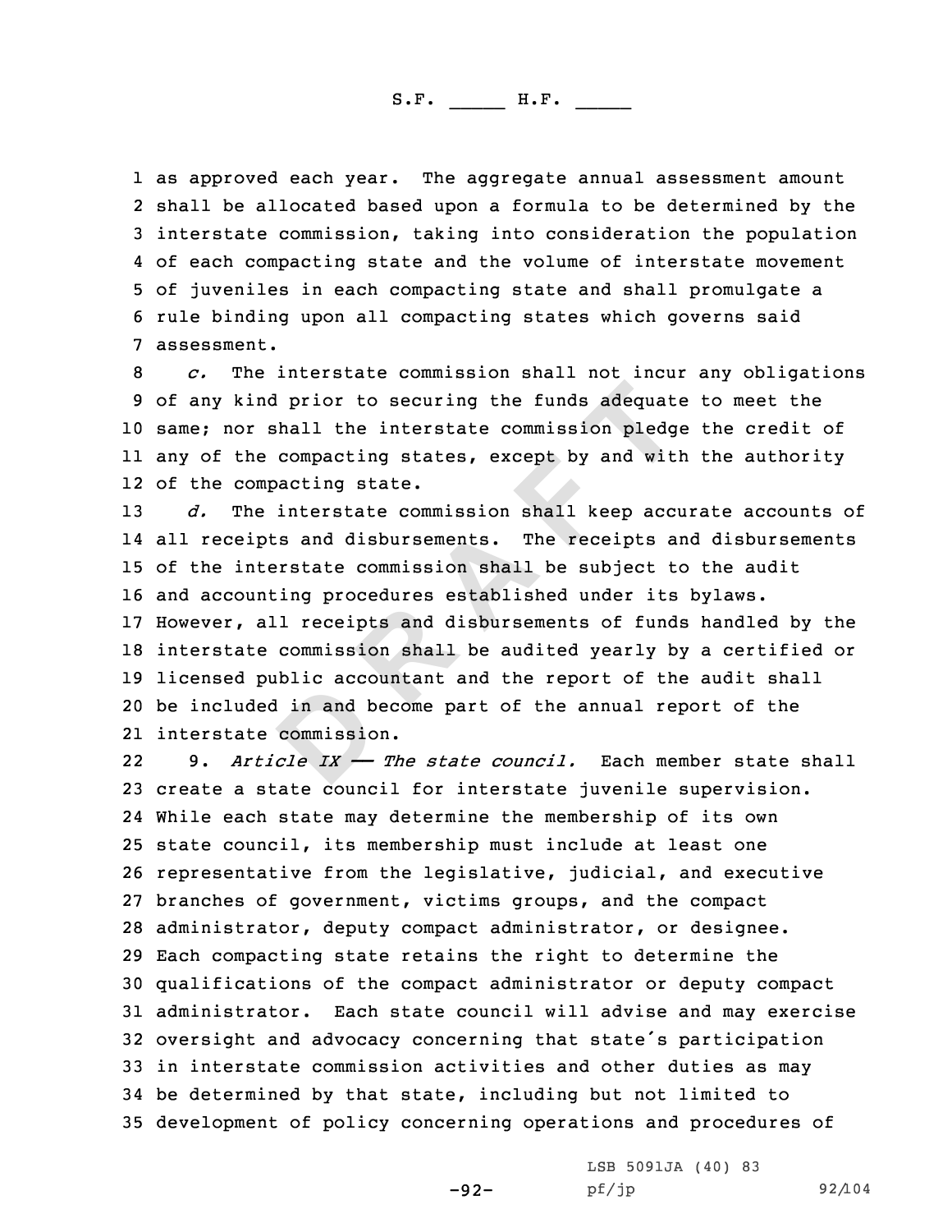as approved each year. The aggregate annual assessment amount shall be allocated based upon a formula to be determined by the interstate commission, taking into consideration the population of each compacting state and the volume of interstate movement of juveniles in each compacting state and shall promulgate a rule binding upon all compacting states which governs said assessment.

*c.* The interstate commission shall not incur any obligations of any kind prior to securing the funds adequate to meet the same; nor shall the interstate commission pledge the credit of any of the compacting states, except by and with the authority of the compacting state.

*d.* The interstate commission shall keep accurate accounts of all receipts and disbursements. The receipts and disbursements of the interstate commission shall be subject to the audit and accounting procedures established under its bylaws. However, all receipts and disbursements of funds handled by the interstate commission shall be audited yearly by a certified or licensed public accountant and the report of the audit shall be included in and become part of the annual report of the interstate commission.

9. *Article IX —— The state council.* Each member state shall create a state council for interstate juvenile supervision. While each state may determine the membership of its own state council, its membership must include at least one representative from the legislative, judicial, and executive branches of government, victims groups, and the compact administrator, deputy compact administrator, or designee. Each compacting state retains the right to determine the qualifications of the compact administrator or deputy compact administrator. Each state council will advise and may exercise oversight and advocacy concerning that state's participation in interstate commission activities and other duties as may be determined by that state, including but not limited to development of policy concerning operations and procedures of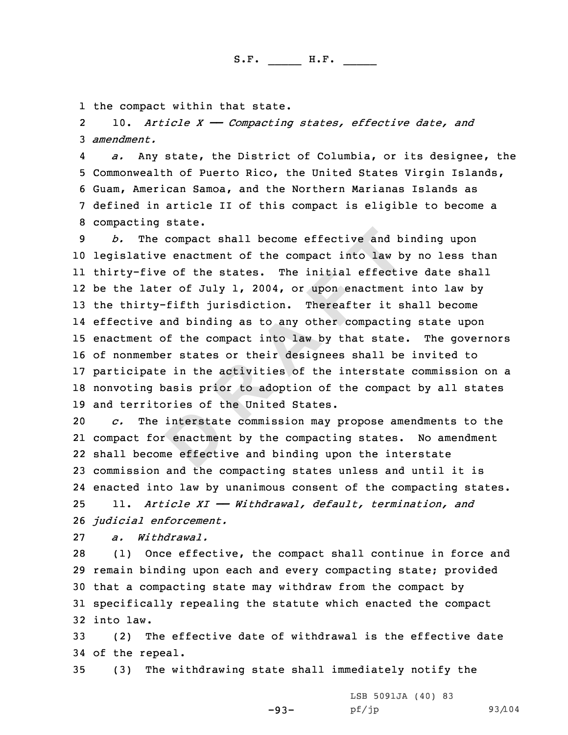the compact within that state.

10. *Article X —— Compacting states, effective date, and amendment.*

*a.* Any state, the District of Columbia, or its designee, the Commonwealth of Puerto Rico, the United States Virgin Islands, Guam, American Samoa, and the Northern Marianas Islands as defined in article II of this compact is eligible to become a compacting state.

*b.* The compact shall become effective and binding upon legislative enactment of the compact into law by no less than thirty-five of the states. The initial effective date shall be the later of July 1, 2004, or upon enactment into law by the thirty-fifth jurisdiction. Thereafter it shall become effective and binding as to any other compacting state upon enactment of the compact into law by that state. The governors of nonmember states or their designees shall be invited to participate in the activities of the interstate commission on a nonvoting basis prior to adoption of the compact by all states and territories of the United States.

*c.* The interstate commission may propose amendments to the compact for enactment by the compacting states. No amendment shall become effective and binding upon the interstate commission and the compacting states unless and until it is enacted into law by unanimous consent of the compacting states.

11. *Article XI —— Withdrawal, default, termination, and judicial enforcement.*

*a. Withdrawal.*

(1) Once effective, the compact shall continue in force and remain binding upon each and every compacting state; provided that a compacting state may withdraw from the compact by specifically repealing the statute which enacted the compact into law.

(2) The effective date of withdrawal is the effective date of the repeal.

(3) The withdrawing state shall immediately notify the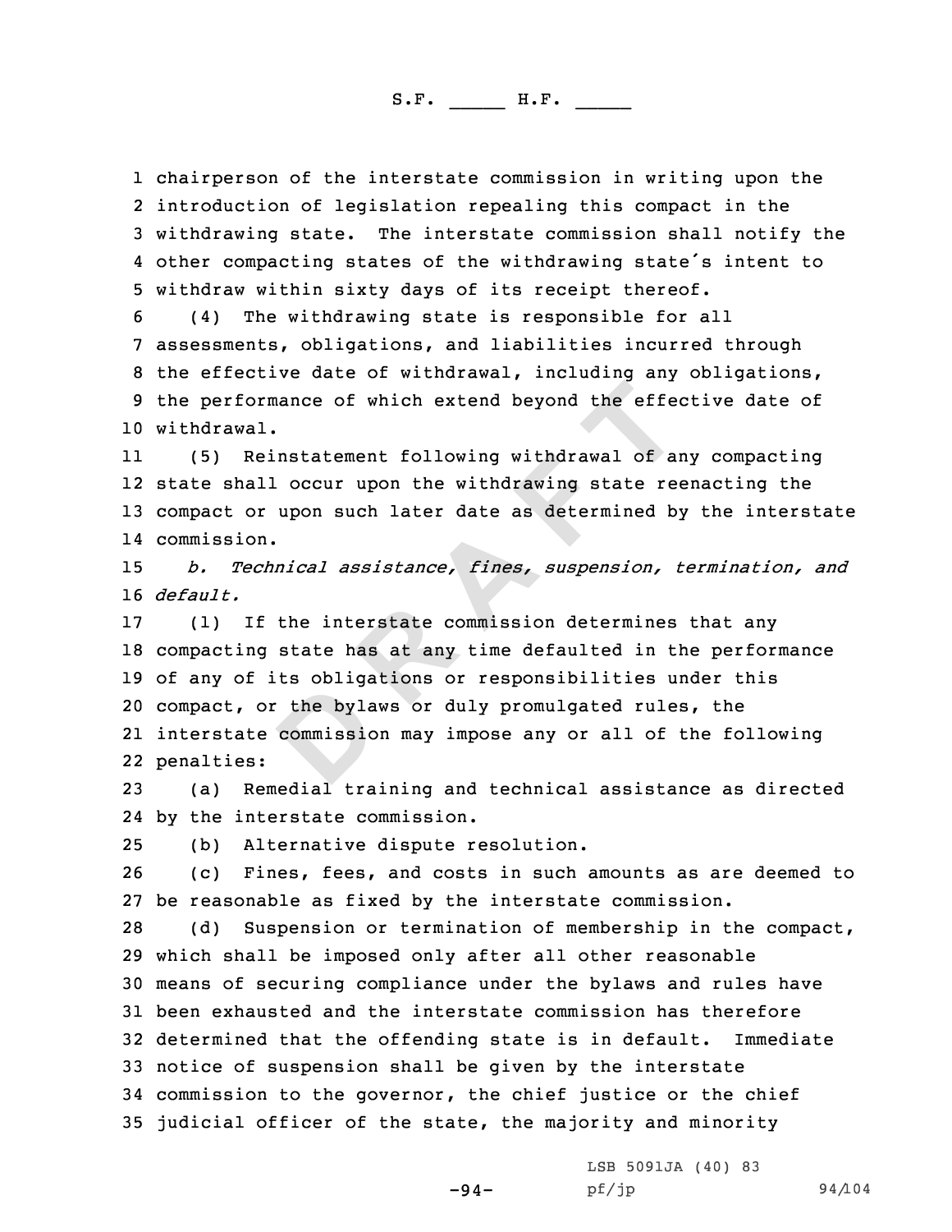chairperson of the interstate commission in writing upon the introduction of legislation repealing this compact in the withdrawing state. The interstate commission shall notify the other compacting states of the withdrawing state's intent to withdraw within sixty days of its receipt thereof.

(4) The withdrawing state is responsible for all assessments, obligations, and liabilities incurred through the effective date of withdrawal, including any obligations, the performance of which extend beyond the effective date of withdrawal.

(5) Reinstatement following withdrawal of any compacting state shall occur upon the withdrawing state reenacting the compact or upon such later date as determined by the interstate commission.

*b. Technical assistance, fines, suspension, termination, and default.*

(1) If the interstate commission determines that any compacting state has at any time defaulted in the performance of any of its obligations or responsibilities under this compact, or the bylaws or duly promulgated rules, the interstate commission may impose any or all of the following penalties:

(a) Remedial training and technical assistance as directed by the interstate commission.

(b) Alternative dispute resolution.

(c) Fines, fees, and costs in such amounts as are deemed to be reasonable as fixed by the interstate commission.

(d) Suspension or termination of membership in the compact, which shall be imposed only after all other reasonable means of securing compliance under the bylaws and rules have been exhausted and the interstate commission has therefore determined that the offending state is in default. Immediate notice of suspension shall be given by the interstate commission to the governor, the chief justice or the chief judicial officer of the state, the majority and minority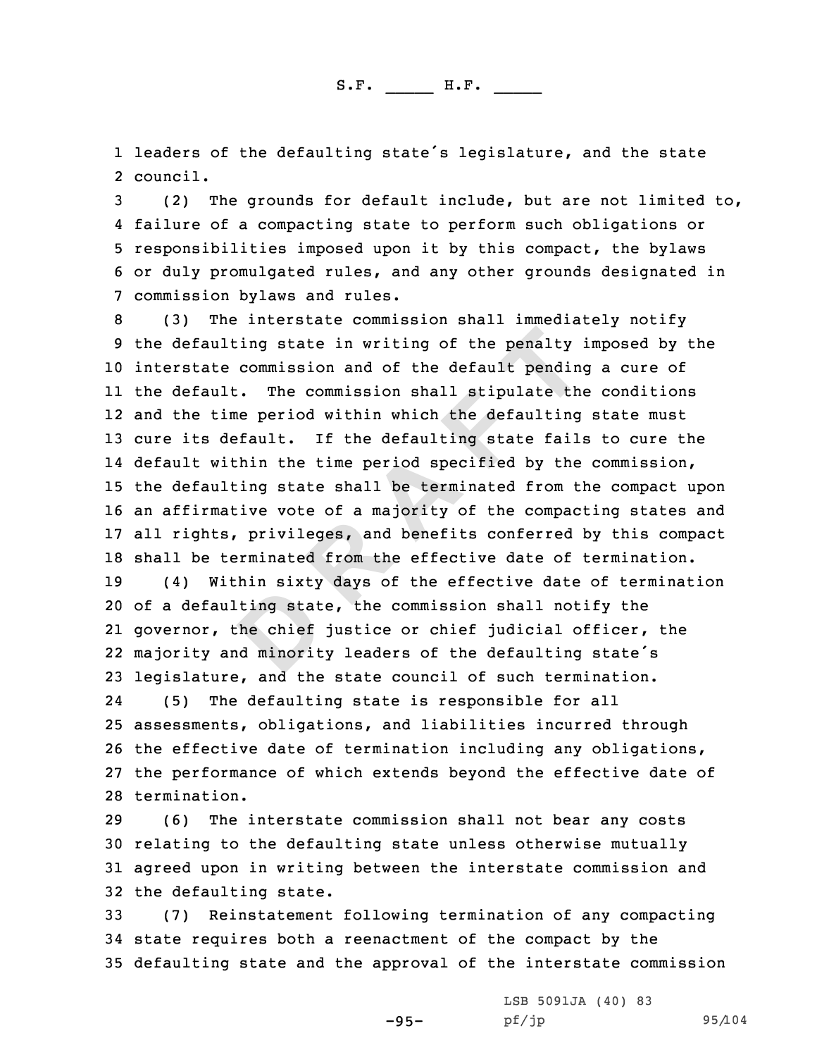leaders of the defaulting state's legislature, and the state council.

(2) The grounds for default include, but are not limited to, failure of a compacting state to perform such obligations or responsibilities imposed upon it by this compact, the bylaws or duly promulgated rules, and any other grounds designated in commission bylaws and rules.

(3) The interstate commission shall immediately notify the defaulting state in writing of the penalty imposed by the interstate commission and of the default pending a cure of the default. The commission shall stipulate the conditions and the time period within which the defaulting state must cure its default. If the defaulting state fails to cure the default within the time period specified by the commission, the defaulting state shall be terminated from the compact upon an affirmative vote of a majority of the compacting states and all rights, privileges, and benefits conferred by this compact shall be terminated from the effective date of termination.

(4) Within sixty days of the effective date of termination of a defaulting state, the commission shall notify the governor, the chief justice or chief judicial officer, the majority and minority leaders of the defaulting state's legislature, and the state council of such termination.

(5) The defaulting state is responsible for all assessments, obligations, and liabilities incurred through the effective date of termination including any obligations, the performance of which extends beyond the effective date of termination.

(6) The interstate commission shall not bear any costs relating to the defaulting state unless otherwise mutually agreed upon in writing between the interstate commission and the defaulting state.

(7) Reinstatement following termination of any compacting state requires both a reenactment of the compact by the defaulting state and the approval of the interstate commission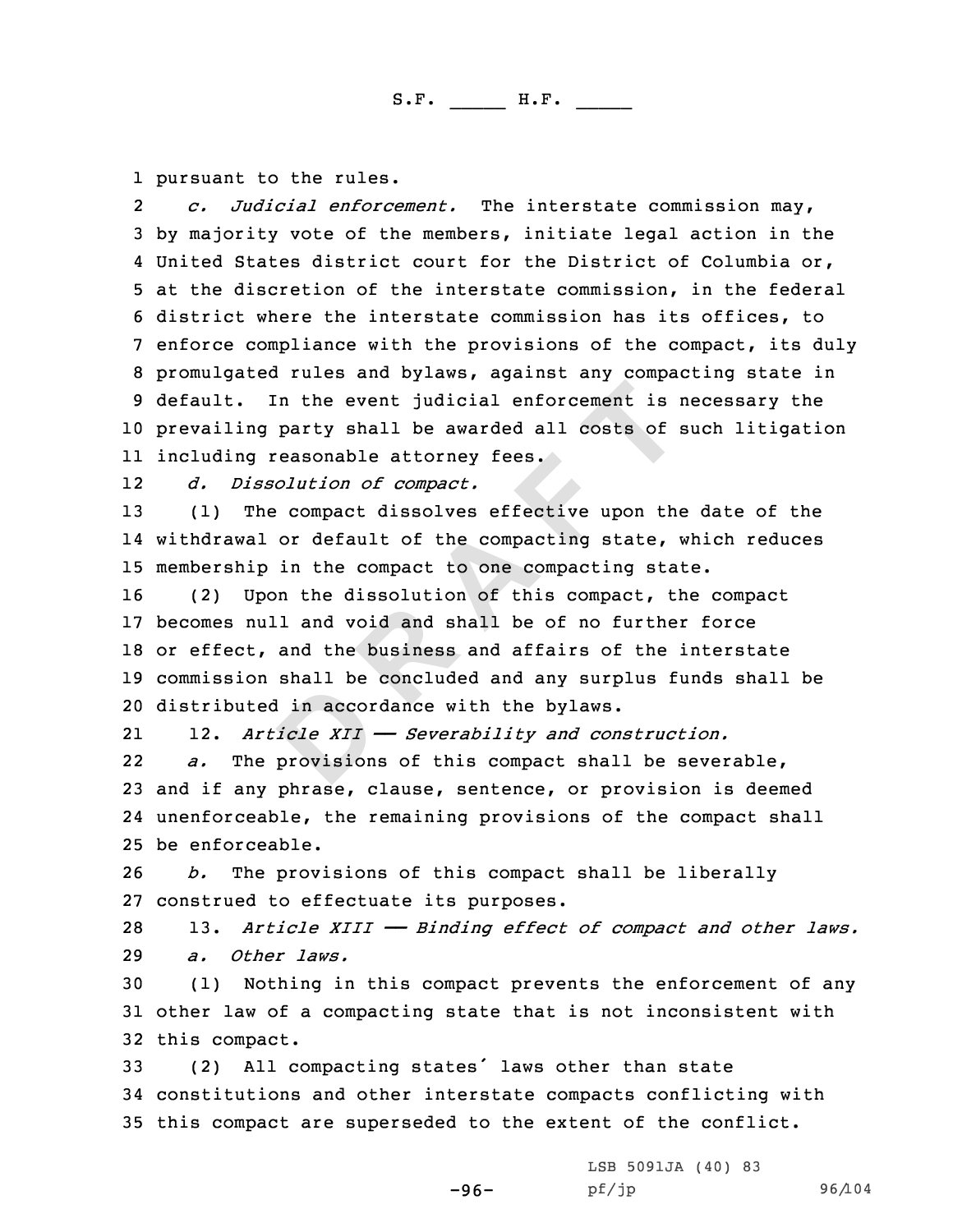pursuant to the rules.

*c. Judicial enforcement.* The interstate commission may, by majority vote of the members, initiate legal action in the United States district court for the District of Columbia or, at the discretion of the interstate commission, in the federal district where the interstate commission has its offices, to enforce compliance with the provisions of the compact, its duly promulgated rules and bylaws, against any compacting state in default. In the event judicial enforcement is necessary the prevailing party shall be awarded all costs of such litigation including reasonable attorney fees.

*d. Dissolution of compact.*

(1) The compact dissolves effective upon the date of the withdrawal or default of the compacting state, which reduces membership in the compact to one compacting state.

(2) Upon the dissolution of this compact, the compact becomes null and void and shall be of no further force or effect, and the business and affairs of the interstate commission shall be concluded and any surplus funds shall be distributed in accordance with the bylaws.

12. *Article XII —— Severability and construction.*

*a.* The provisions of this compact shall be severable, and if any phrase, clause, sentence, or provision is deemed unenforceable, the remaining provisions of the compact shall be enforceable.

*b.* The provisions of this compact shall be liberally construed to effectuate its purposes.

13. *Article XIII —— Binding effect of compact and other laws.*

*a. Other laws.*

(1) Nothing in this compact prevents the enforcement of any other law of a compacting state that is not inconsistent with this compact.

(2) All compacting states' laws other than state constitutions and other interstate compacts conflicting with this compact are superseded to the extent of the conflict.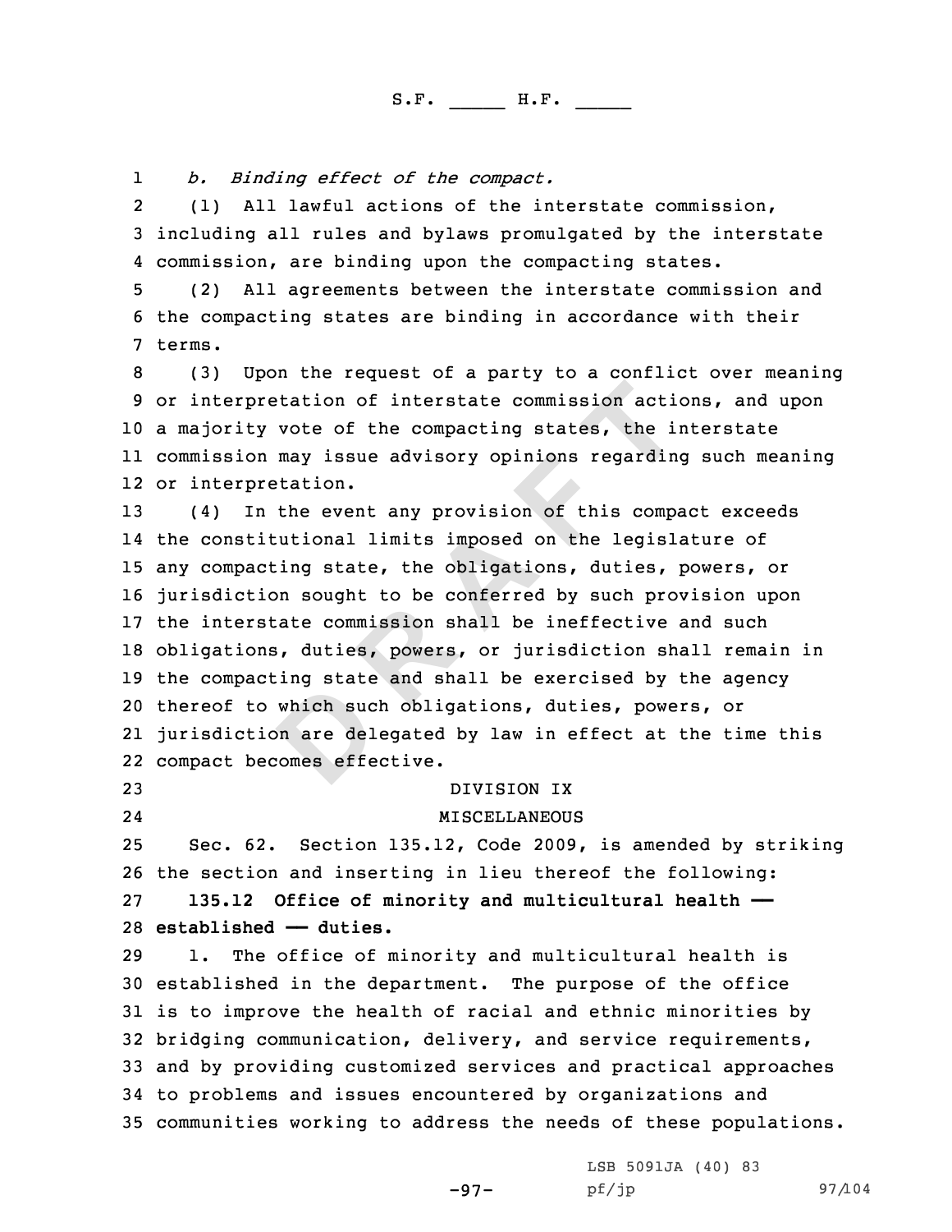*b. Binding effect of the compact.*

(1) All lawful actions of the interstate commission, including all rules and bylaws promulgated by the interstate commission, are binding upon the compacting states.

(2) All agreements between the interstate commission and the compacting states are binding in accordance with their terms.

(3) Upon the request of a party to a conflict over meaning or interpretation of interstate commission actions, and upon a majority vote of the compacting states, the interstate commission may issue advisory opinions regarding such meaning or interpretation.

(4) In the event any provision of this compact exceeds the constitutional limits imposed on the legislature of any compacting state, the obligations, duties, powers, or jurisdiction sought to be conferred by such provision upon the interstate commission shall be ineffective and such obligations, duties, powers, or jurisdiction shall remain in the compacting state and shall be exercised by the agency thereof to which such obligations, duties, powers, or jurisdiction are delegated by law in effect at the time this compact becomes effective.

DIVISION IX

MISCELLANEOUS

Sec. 62. Section 135.12, Code 2009, is amended by striking the section and inserting in lieu thereof the following:

**135.12 Office of minority and multicultural health —— established —— duties.**

1. The office of minority and multicultural health is established in the department. The purpose of the office is to improve the health of racial and ethnic minorities by bridging communication, delivery, and service requirements, and by providing customized services and practical approaches to problems and issues encountered by organizations and communities working to address the needs of these populations.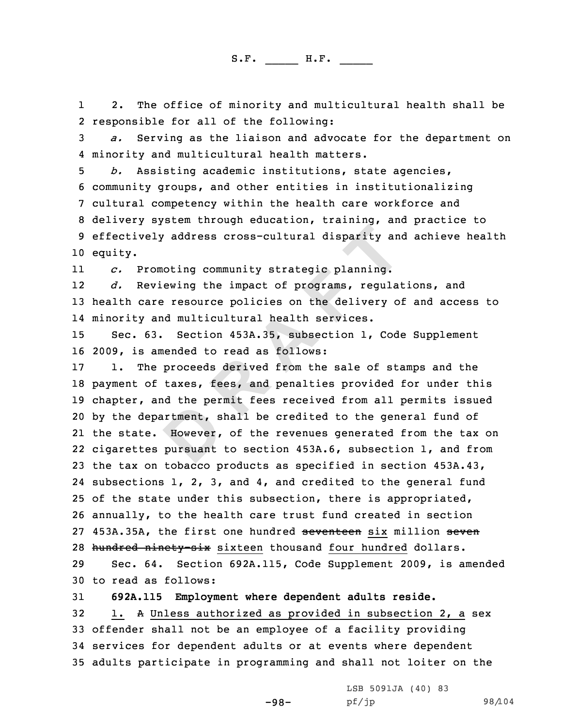2. The office of minority and multicultural health shall be responsible for all of the following:

*a.* Serving as the liaison and advocate for the department on minority and multicultural health matters.

*b.* Assisting academic institutions, state agencies, community groups, and other entities in institutionalizing cultural competency within the health care workforce and delivery system through education, training, and practice to effectively address cross-cultural disparity and achieve health equity.

*c.* Promoting community strategic planning.

*d.* Reviewing the impact of programs, regulations, and health care resource policies on the delivery of and access to minority and multicultural health services.

Sec. 63. Section 453A.35, subsection 1, Code Supplement 2009, is amended to read as follows:

1. The proceeds derived from the sale of stamps and the payment of taxes, fees, and penalties provided for under this chapter, and the permit fees received from all permits issued by the department, shall be credited to the general fund of the state. However, of the revenues generated from the tax on cigarettes pursuant to section 453A.6, subsection 1, and from the tax on tobacco products as specified in section 453A.43, subsections 1, 2, 3, and 4, and credited to the general fund of the state under this subsection, there is appropriated, annually, to the health care trust fund created in section 453A.35A, the first one hundred ~~seventeen~~ six million ~~seven hundred ninety-six~~ sixteen thousand four hundred dollars.

Sec. 64. Section 692A.115, Code Supplement 2009, is amended to read as follows:

**692A.115 Employment where dependent adults reside.**

1. ~~A~~ Unless authorized as provided in subsection 2, a sex offender shall not be an employee of a facility providing services for dependent adults or at events where dependent adults participate in programming and shall not loiter on the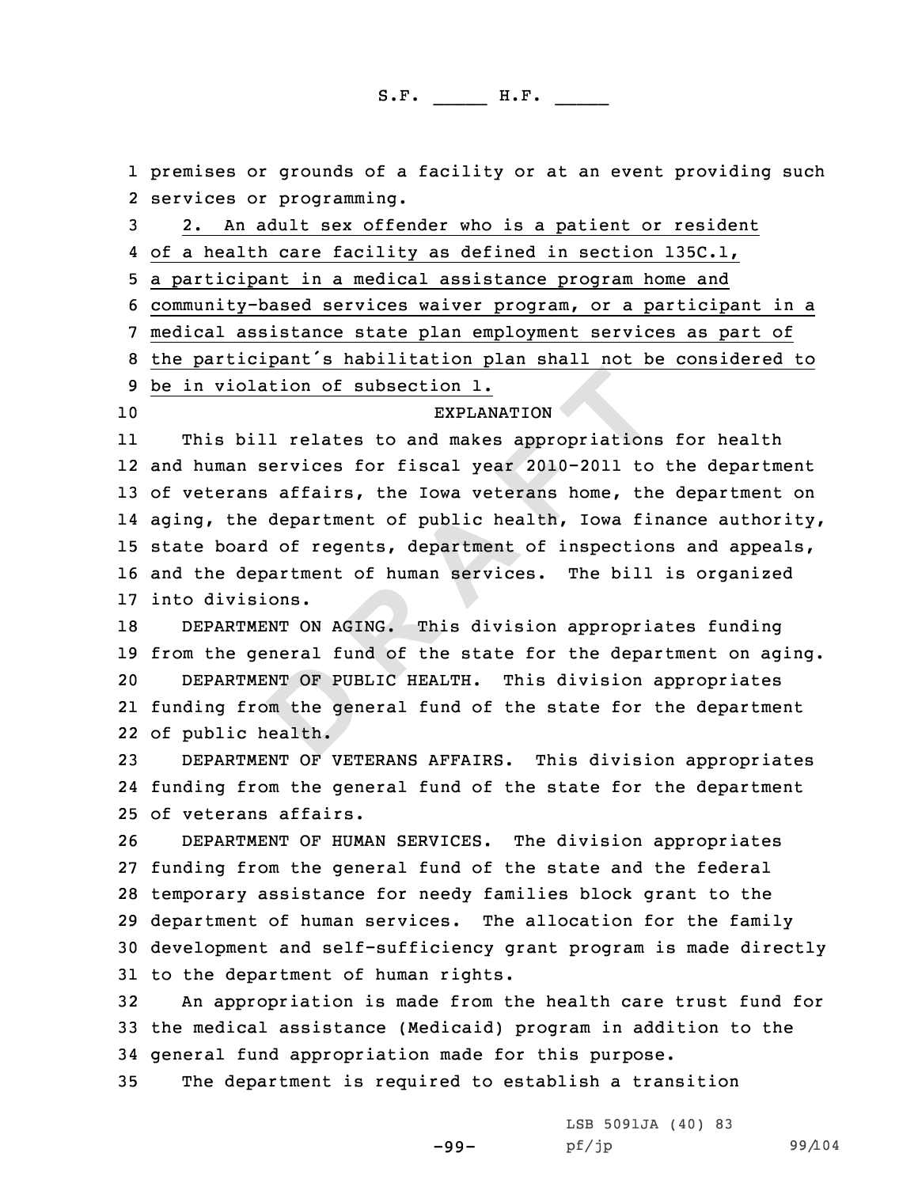premises or grounds of a facility or at an event providing such services or programming.

2. An adult sex offender who is a patient or resident of a health care facility as defined in section 135C.1, a participant in a medical assistance program home and community-based services waiver program, or a participant in a medical assistance state plan employment services as part of the participant's habilitation plan shall not be considered to be in violation of subsection 1.

EXPLANATION

This bill relates to and makes appropriations for health and human services for fiscal year 2010-2011 to the department of veterans affairs, the Iowa veterans home, the department on aging, the department of public health, Iowa finance authority, state board of regents, department of inspections and appeals, and the department of human services. The bill is organized into divisions.

DEPARTMENT ON AGING. This division appropriates funding from the general fund of the state for the department on aging.

DEPARTMENT OF PUBLIC HEALTH. This division appropriates funding from the general fund of the state for the department of public health.

DEPARTMENT OF VETERANS AFFAIRS. This division appropriates funding from the general fund of the state for the department of veterans affairs.

DEPARTMENT OF HUMAN SERVICES. The division appropriates funding from the general fund of the state and the federal temporary assistance for needy families block grant to the department of human services. The allocation for the family development and self-sufficiency grant program is made directly to the department of human rights.

An appropriation is made from the health care trust fund for the medical assistance (Medicaid) program in addition to the general fund appropriation made for this purpose.

The department is required to establish a transition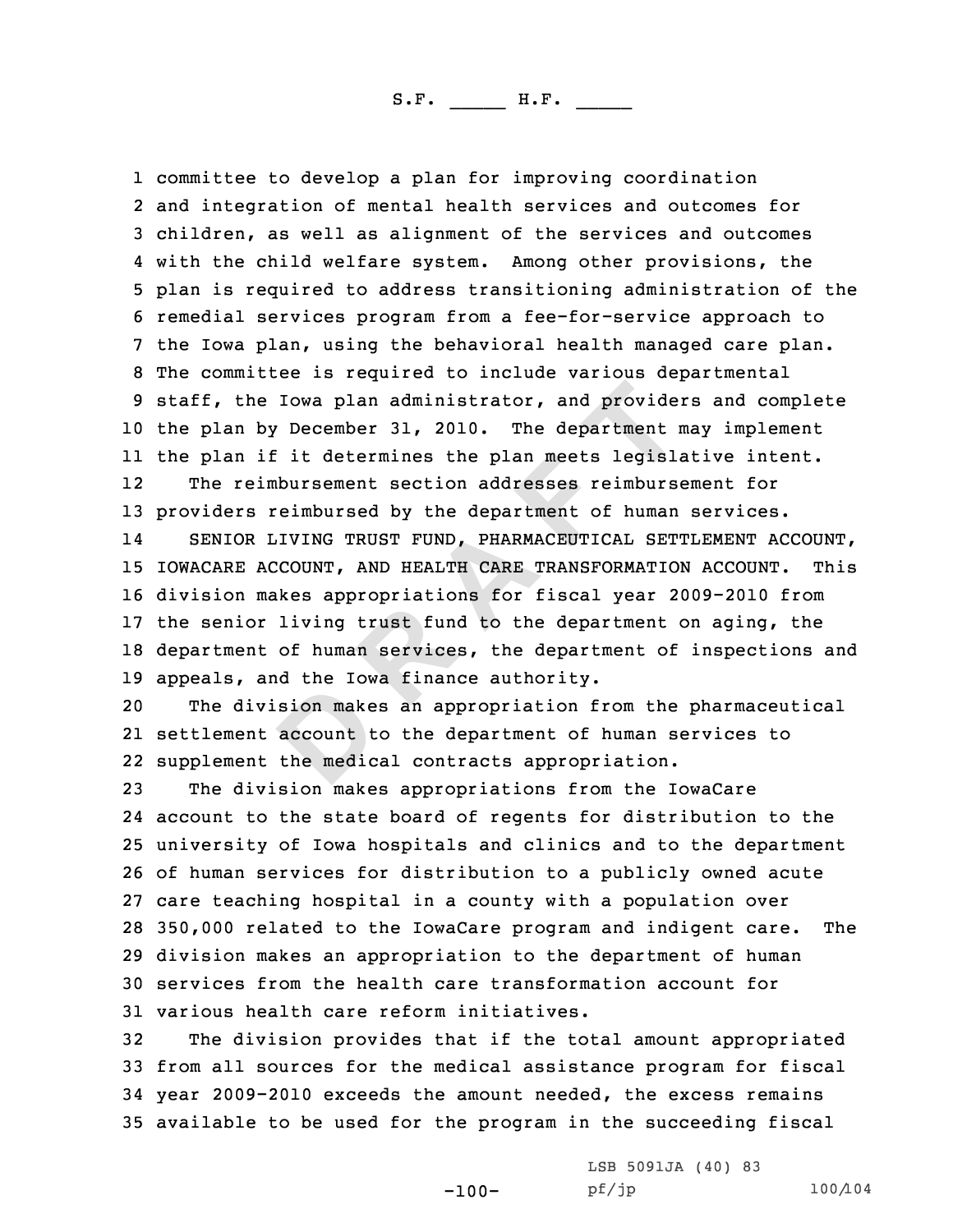committee to develop a plan for improving coordination and integration of mental health services and outcomes for children, as well as alignment of the services and outcomes with the child welfare system. Among other provisions, the plan is required to address transitioning administration of the remedial services program from a fee-for-service approach to the Iowa plan, using the behavioral health managed care plan. The committee is required to include various departmental staff, the Iowa plan administrator, and providers and complete the plan by December 31, 2010. The department may implement the plan if it determines the plan meets legislative intent.

The reimbursement section addresses reimbursement for providers reimbursed by the department of human services.

SENIOR LIVING TRUST FUND, PHARMACEUTICAL SETTLEMENT ACCOUNT, IOWACARE ACCOUNT, AND HEALTH CARE TRANSFORMATION ACCOUNT. This division makes appropriations for fiscal year 2009-2010 from the senior living trust fund to the department on aging, the department of human services, the department of inspections and appeals, and the Iowa finance authority.

The division makes an appropriation from the pharmaceutical settlement account to the department of human services to supplement the medical contracts appropriation.

The division makes appropriations from the IowaCare account to the state board of regents for distribution to the university of Iowa hospitals and clinics and to the department of human services for distribution to a publicly owned acute care teaching hospital in a county with a population over 350,000 related to the IowaCare program and indigent care. The division makes an appropriation to the department of human services from the health care transformation account for various health care reform initiatives.

The division provides that if the total amount appropriated from all sources for the medical assistance program for fiscal year 2009-2010 exceeds the amount needed, the excess remains available to be used for the program in the succeeding fiscal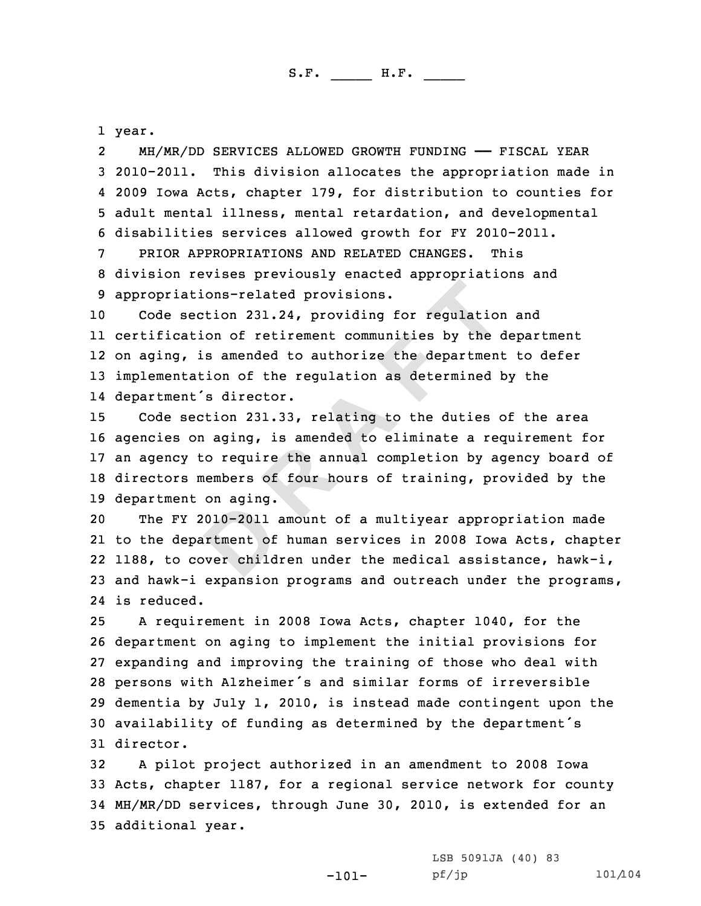year.

MH/MR/DD SERVICES ALLOWED GROWTH FUNDING —— FISCAL YEAR 2010-2011. This division allocates the appropriation made in 2009 Iowa Acts, chapter 179, for distribution to counties for adult mental illness, mental retardation, and developmental disabilities services allowed growth for FY 2010-2011.

PRIOR APPROPRIATIONS AND RELATED CHANGES. This division revises previously enacted appropriations and appropriations-related provisions.

Code section 231.24, providing for regulation and certification of retirement communities by the department on aging, is amended to authorize the department to defer implementation of the regulation as determined by the department's director.

Code section 231.33, relating to the duties of the area agencies on aging, is amended to eliminate a requirement for an agency to require the annual completion by agency board of directors members of four hours of training, provided by the department on aging.

The FY 2010-2011 amount of a multiyear appropriation made to the department of human services in 2008 Iowa Acts, chapter 1188, to cover children under the medical assistance, hawk-i, and hawk-i expansion programs and outreach under the programs, is reduced.

A requirement in 2008 Iowa Acts, chapter 1040, for the department on aging to implement the initial provisions for expanding and improving the training of those who deal with persons with Alzheimer's and similar forms of irreversible dementia by July 1, 2010, is instead made contingent upon the availability of funding as determined by the department's director.

A pilot project authorized in an amendment to 2008 Iowa Acts, chapter 1187, for a regional service network for county MH/MR/DD services, through June 30, 2010, is extended for an additional year.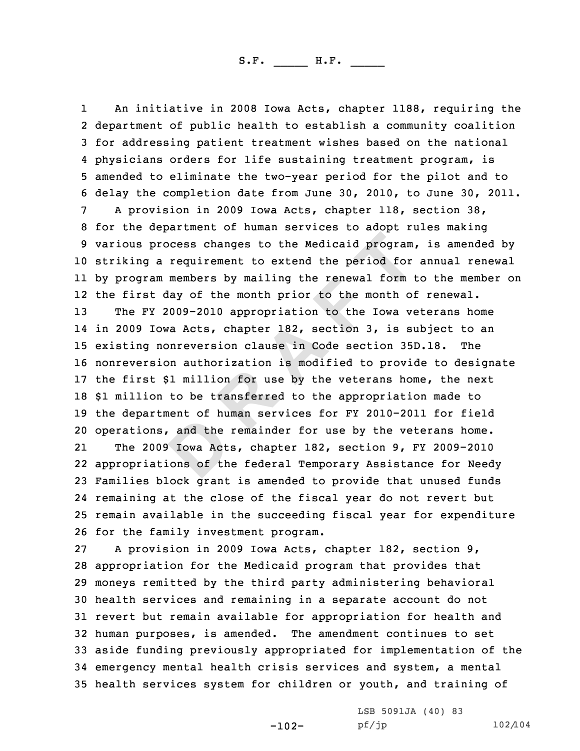An initiative in 2008 Iowa Acts, chapter 1188, requiring the department of public health to establish a community coalition for addressing patient treatment wishes based on the national physicians orders for life sustaining treatment program, is amended to eliminate the two-year period for the pilot and to delay the completion date from June 30, 2010, to June 30, 2011.

A provision in 2009 Iowa Acts, chapter 118, section 38, for the department of human services to adopt rules making various process changes to the Medicaid program, is amended by striking a requirement to extend the period for annual renewal by program members by mailing the renewal form to the member on the first day of the month prior to the month of renewal.

The FY 2009-2010 appropriation to the Iowa veterans home in 2009 Iowa Acts, chapter 182, section 3, is subject to an existing nonreversion clause in Code section 35D.18. The nonreversion authorization is modified to provide to designate the first $1 million for use by the veterans home, the next $1 million to be transferred to the appropriation made to the department of human services for FY 2010-2011 for field operations, and the remainder for use by the veterans home.

The 2009 Iowa Acts, chapter 182, section 9, FY 2009-2010 appropriations of the federal Temporary Assistance for Needy Families block grant is amended to provide that unused funds remaining at the close of the fiscal year do not revert but remain available in the succeeding fiscal year for expenditure for the family investment program.

A provision in 2009 Iowa Acts, chapter 182, section 9, appropriation for the Medicaid program that provides that moneys remitted by the third party administering behavioral health services and remaining in a separate account do not revert but remain available for appropriation for health and human purposes, is amended. The amendment continues to set aside funding previously appropriated for implementation of the emergency mental health crisis services and system, a mental health services system for children or youth, and training of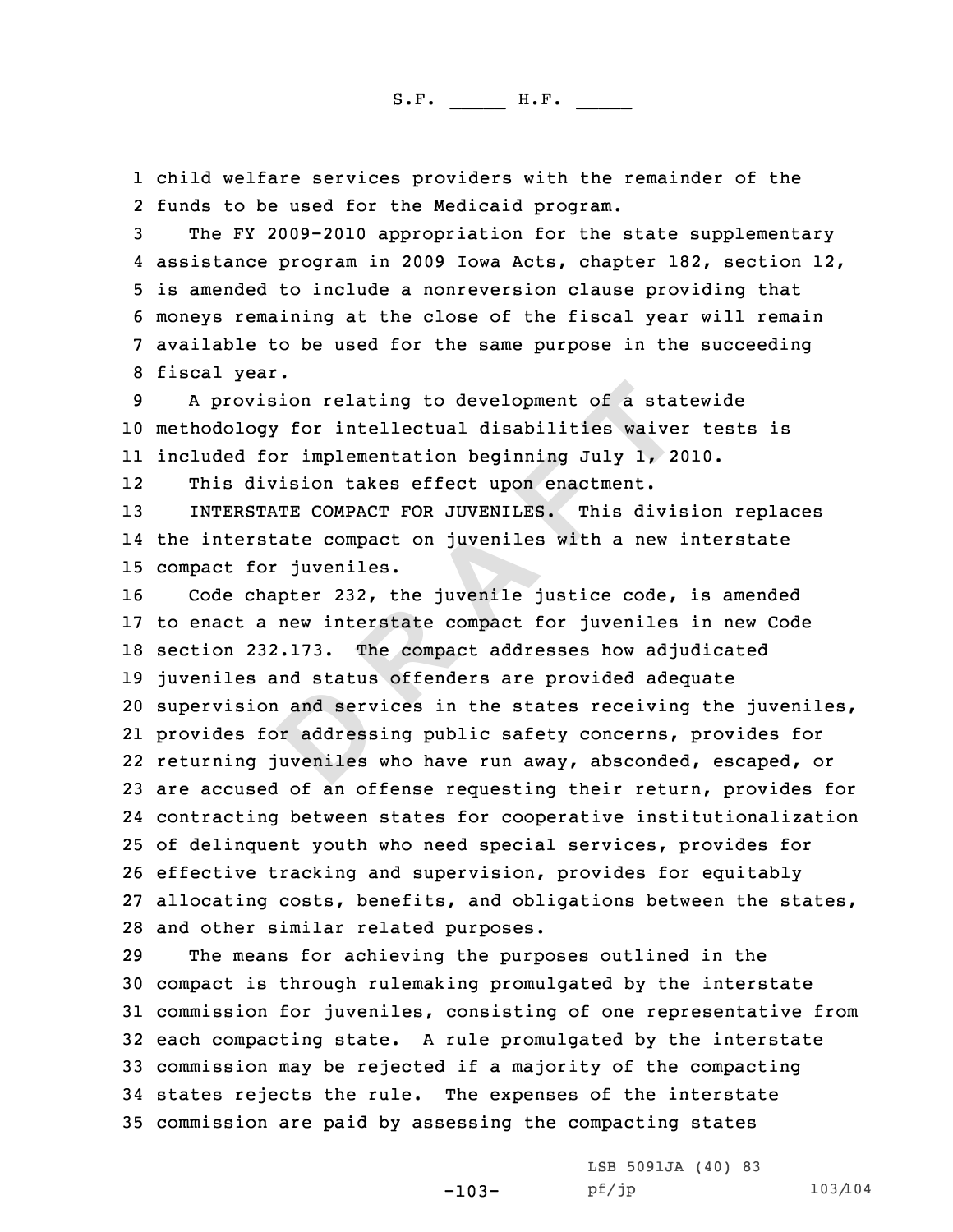child welfare services providers with the remainder of the funds to be used for the Medicaid program.

The FY 2009-2010 appropriation for the state supplementary assistance program in 2009 Iowa Acts, chapter 182, section 12, is amended to include a nonreversion clause providing that moneys remaining at the close of the fiscal year will remain available to be used for the same purpose in the succeeding fiscal year.

A provision relating to development of a statewide methodology for intellectual disabilities waiver tests is included for implementation beginning July 1, 2010.

This division takes effect upon enactment.

INTERSTATE COMPACT FOR JUVENILES. This division replaces the interstate compact on juveniles with a new interstate compact for juveniles.

Code chapter 232, the juvenile justice code, is amended to enact a new interstate compact for juveniles in new Code section 232.173. The compact addresses how adjudicated juveniles and status offenders are provided adequate supervision and services in the states receiving the juveniles, provides for addressing public safety concerns, provides for returning juveniles who have run away, absconded, escaped, or are accused of an offense requesting their return, provides for contracting between states for cooperative institutionalization of delinquent youth who need special services, provides for effective tracking and supervision, provides for equitably allocating costs, benefits, and obligations between the states, and other similar related purposes.

The means for achieving the purposes outlined in the compact is through rulemaking promulgated by the interstate commission for juveniles, consisting of one representative from each compacting state. A rule promulgated by the interstate commission may be rejected if a majority of the compacting states rejects the rule. The expenses of the interstate commission are paid by assessing the compacting states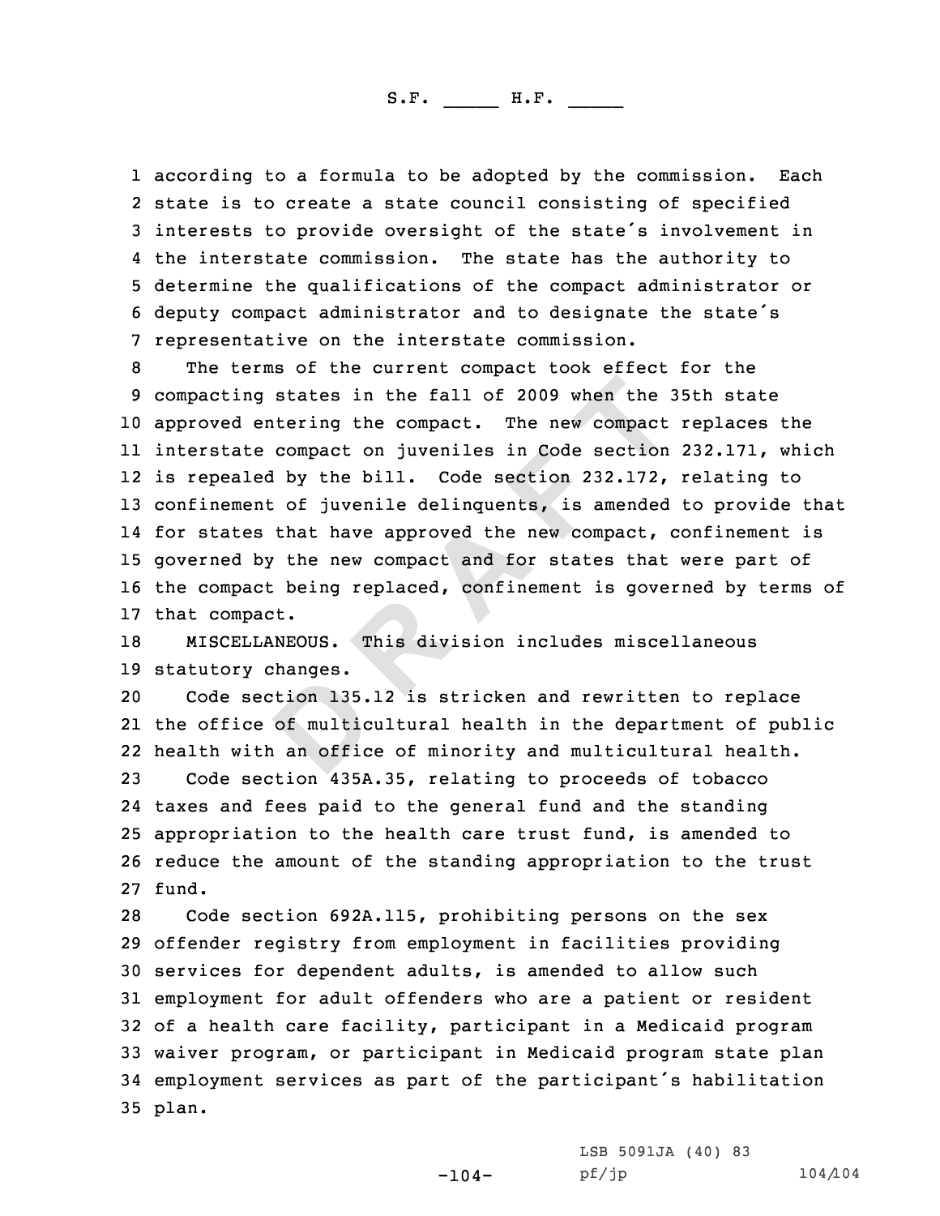according to a formula to be adopted by the commission. Each state is to create a state council consisting of specified interests to provide oversight of the state's involvement in the interstate commission. The state has the authority to determine the qualifications of the compact administrator or deputy compact administrator and to designate the state's representative on the interstate commission.

The terms of the current compact took effect for the compacting states in the fall of 2009 when the 35th state approved entering the compact. The new compact replaces the interstate compact on juveniles in Code section 232.171, which is repealed by the bill. Code section 232.172, relating to confinement of juvenile delinquents, is amended to provide that for states that have approved the new compact, confinement is governed by the new compact and for states that were part of the compact being replaced, confinement is governed by terms of that compact.

MISCELLANEOUS. This division includes miscellaneous statutory changes.

Code section 135.12 is stricken and rewritten to replace the office of multicultural health in the department of public health with an office of minority and multicultural health.

Code section 435A.35, relating to proceeds of tobacco taxes and fees paid to the general fund and the standing appropriation to the health care trust fund, is amended to reduce the amount of the standing appropriation to the trust fund.

Code section 692A.115, prohibiting persons on the sex offender registry from employment in facilities providing services for dependent adults, is amended to allow such employment for adult offenders who are a patient or resident of a health care facility, participant in a Medicaid program waiver program, or participant in Medicaid program state plan employment services as part of the participant's habilitation plan.